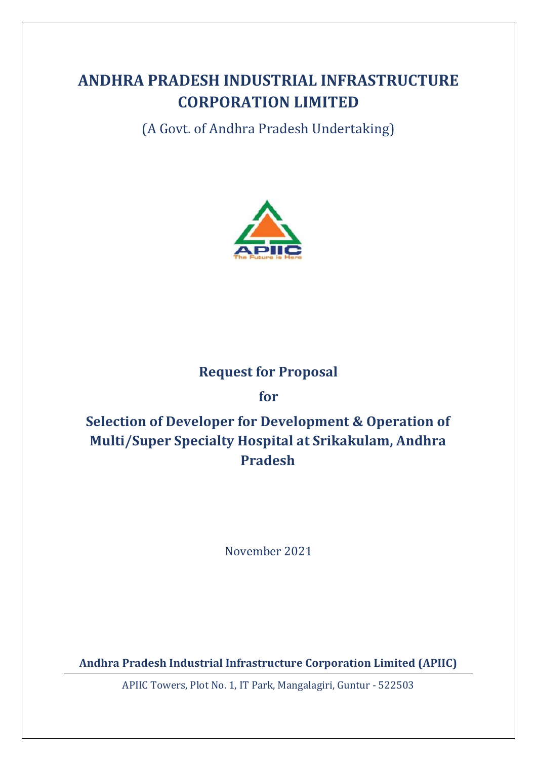# ANDHRA PRADESH INDUSTRIAL INFRASTRUCTURE CORPORATION LIMITED

(A Govt. of Andhra Pradesh Undertaking)

## Request for Proposal

## for

## Selection of Developer for Development & Operation of Multi/Super Specialty Hospital at Srikakulam, Andhra Pradesh

November 2021

**Andhra Pradesh Industrial Infrastructure Corporation Limited (APIIC)**

APIIC Towers, Plot No. 1, IT Park, Mangalagiri, Guntur - 522503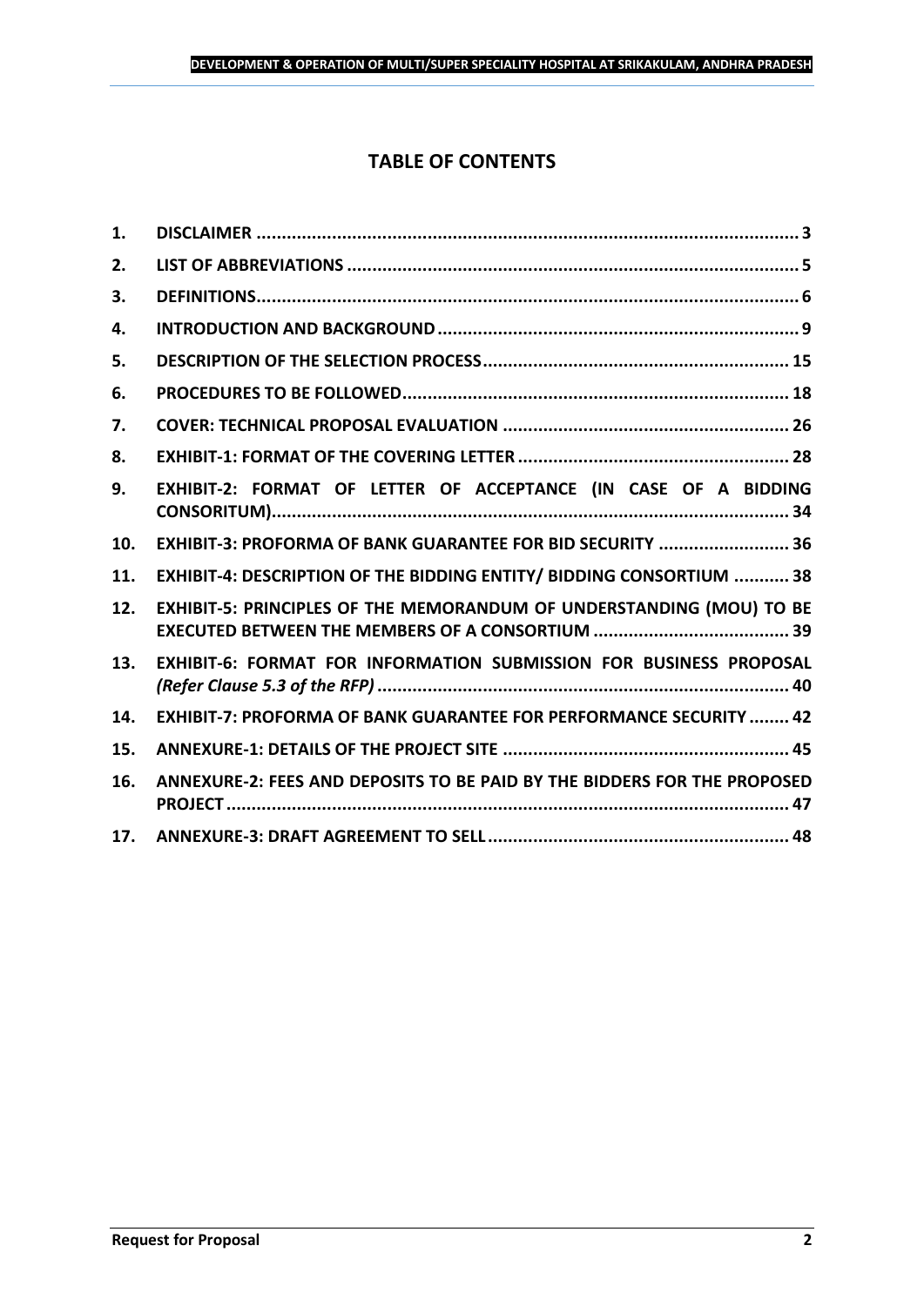# TABLE OF CONTENTS

| | | |
|---|---|---|
| 1. | **DISCLAIMER** | 3 |
| 2. | **LIST OF ABBREVIATIONS** | 5 |
| 3. | **DEFINITIONS** | 6 |
| 4. | **INTRODUCTION AND BACKGROUND** | 9 |
| 5. | **DESCRIPTION OF THE SELECTION PROCESS** | 15 |
| 6. | **PROCEDURES TO BE FOLLOWED** | 18 |
| 7. | **COVER: TECHNICAL PROPOSAL EVALUATION** | 26 |
| 8. | **EXHIBIT-1: FORMAT OF THE COVERING LETTER** | 28 |
| 9. | **EXHIBIT-2: FORMAT OF LETTER OF ACCEPTANCE (IN CASE OF A BIDDING CONSORITUM)** | 34 |
| 10. | **EXHIBIT-3: PROFORMA OF BANK GUARANTEE FOR BID SECURITY** | 36 |
| 11. | **EXHIBIT-4: DESCRIPTION OF THE BIDDING ENTITY/ BIDDING CONSORTIUM** | 38 |
| 12. | **EXHIBIT-5: PRINCIPLES OF THE MEMORANDUM OF UNDERSTANDING (MOU) TO BE EXECUTED BETWEEN THE MEMBERS OF A CONSORTIUM** | 39 |
| 13. | **EXHIBIT-6: FORMAT FOR INFORMATION SUBMISSION FOR BUSINESS PROPOSAL *(Refer Clause 5.3 of the RFP)*** | 40 |
| 14. | **EXHIBIT-7: PROFORMA OF BANK GUARANTEE FOR PERFORMANCE SECURITY** | 42 |
| 15. | **ANNEXURE-1: DETAILS OF THE PROJECT SITE** | 45 |
| 16. | **ANNEXURE-2: FEES AND DEPOSITS TO BE PAID BY THE BIDDERS FOR THE PROPOSED PROJECT** | 47 |
| 17. | **ANNEXURE-3: DRAFT AGREEMENT TO SELL** | 48 |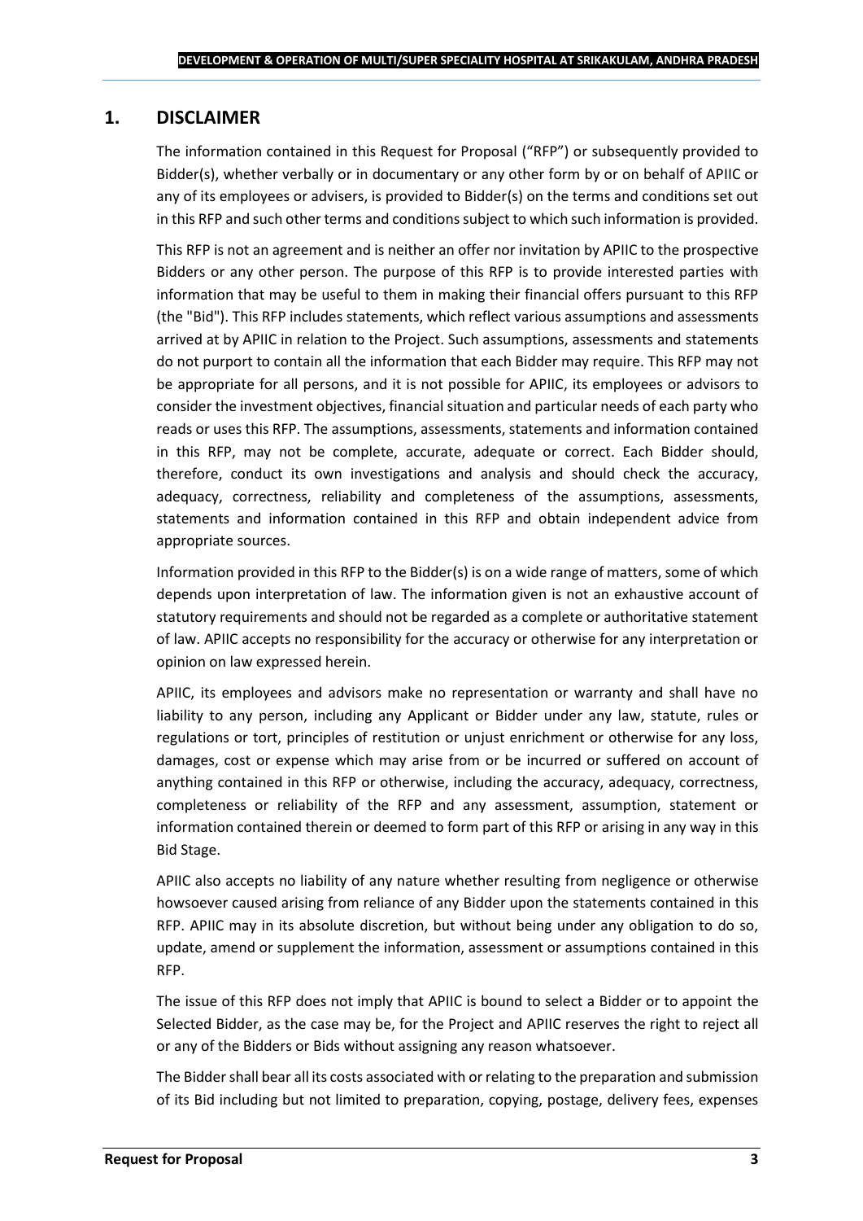## 1. DISCLAIMER

The information contained in this Request for Proposal ("RFP") or subsequently provided to Bidder(s), whether verbally or in documentary or any other form by or on behalf of APIIC or any of its employees or advisers, is provided to Bidder(s) on the terms and conditions set out in this RFP and such other terms and conditions subject to which such information is provided.

This RFP is not an agreement and is neither an offer nor invitation by APIIC to the prospective Bidders or any other person. The purpose of this RFP is to provide interested parties with information that may be useful to them in making their financial offers pursuant to this RFP (the "Bid"). This RFP includes statements, which reflect various assumptions and assessments arrived at by APIIC in relation to the Project. Such assumptions, assessments and statements do not purport to contain all the information that each Bidder may require. This RFP may not be appropriate for all persons, and it is not possible for APIIC, its employees or advisors to consider the investment objectives, financial situation and particular needs of each party who reads or uses this RFP. The assumptions, assessments, statements and information contained in this RFP, may not be complete, accurate, adequate or correct. Each Bidder should, therefore, conduct its own investigations and analysis and should check the accuracy, adequacy, correctness, reliability and completeness of the assumptions, assessments, statements and information contained in this RFP and obtain independent advice from appropriate sources.

Information provided in this RFP to the Bidder(s) is on a wide range of matters, some of which depends upon interpretation of law. The information given is not an exhaustive account of statutory requirements and should not be regarded as a complete or authoritative statement of law. APIIC accepts no responsibility for the accuracy or otherwise for any interpretation or opinion on law expressed herein.

APIIC, its employees and advisors make no representation or warranty and shall have no liability to any person, including any Applicant or Bidder under any law, statute, rules or regulations or tort, principles of restitution or unjust enrichment or otherwise for any loss, damages, cost or expense which may arise from or be incurred or suffered on account of anything contained in this RFP or otherwise, including the accuracy, adequacy, correctness, completeness or reliability of the RFP and any assessment, assumption, statement or information contained therein or deemed to form part of this RFP or arising in any way in this Bid Stage.

APIIC also accepts no liability of any nature whether resulting from negligence or otherwise howsoever caused arising from reliance of any Bidder upon the statements contained in this RFP. APIIC may in its absolute discretion, but without being under any obligation to do so, update, amend or supplement the information, assessment or assumptions contained in this RFP.

The issue of this RFP does not imply that APIIC is bound to select a Bidder or to appoint the Selected Bidder, as the case may be, for the Project and APIIC reserves the right to reject all or any of the Bidders or Bids without assigning any reason whatsoever.

The Bidder shall bear all its costs associated with or relating to the preparation and submission of its Bid including but not limited to preparation, copying, postage, delivery fees, expenses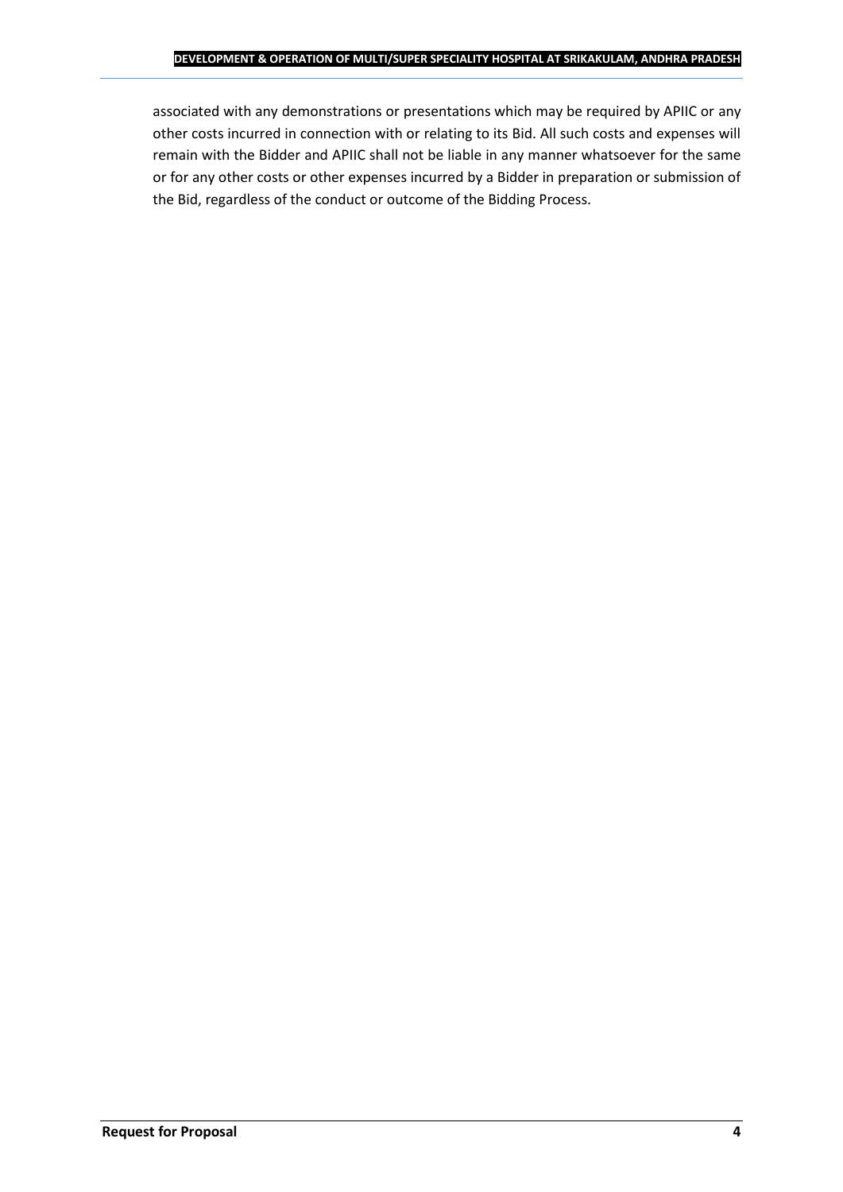associated with any demonstrations or presentations which may be required by APIIC or any other costs incurred in connection with or relating to its Bid. All such costs and expenses will remain with the Bidder and APIIC shall not be liable in any manner whatsoever for the same or for any other costs or other expenses incurred by a Bidder in preparation or submission of the Bid, regardless of the conduct or outcome of the Bidding Process.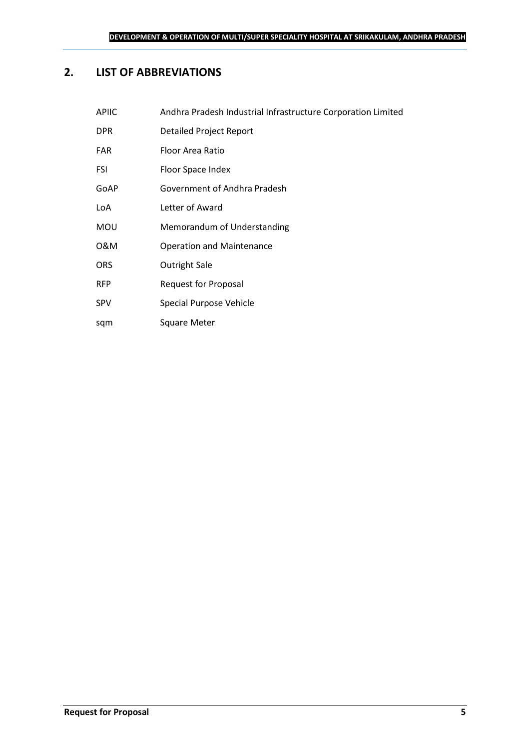## 2. LIST OF ABBREVIATIONS

| | |
|---|---|
| APIIC | Andhra Pradesh Industrial Infrastructure Corporation Limited |
| DPR | Detailed Project Report |
| FAR | Floor Area Ratio |
| FSI | Floor Space Index |
| GoAP | Government of Andhra Pradesh |
| LoA | Letter of Award |
| MOU | Memorandum of Understanding |
| O&M | Operation and Maintenance |
| ORS | Outright Sale |
| RFP | Request for Proposal |
| SPV | Special Purpose Vehicle |
| sqm | Square Meter |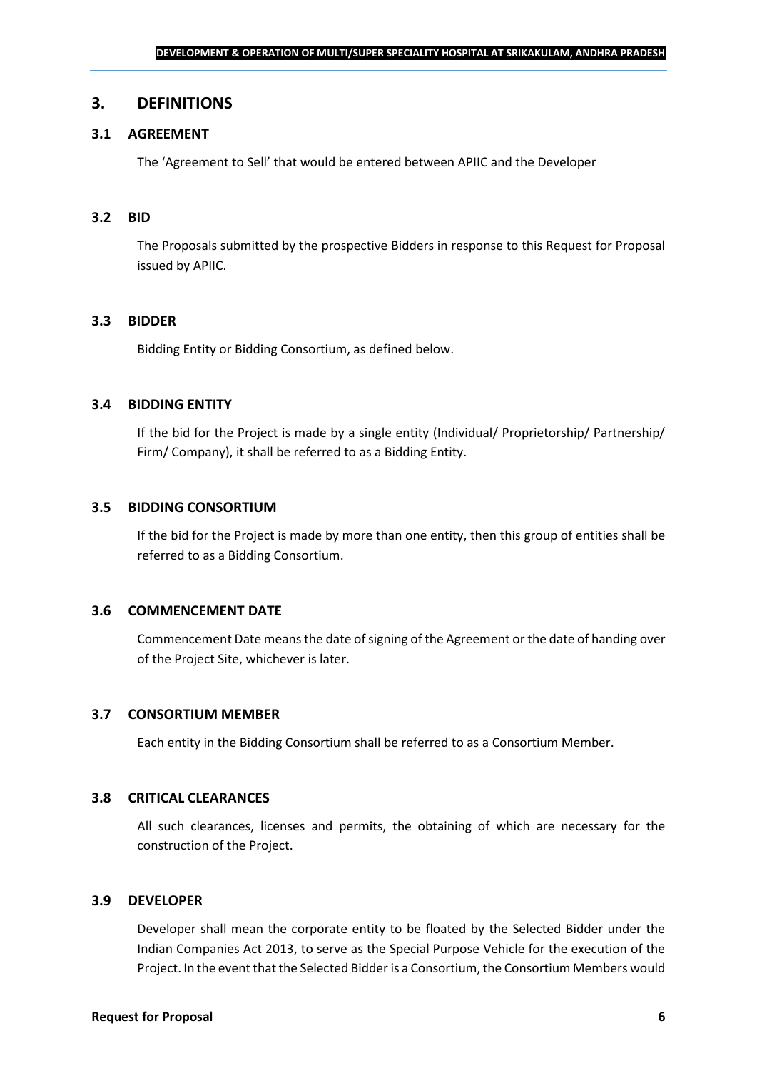# 3. DEFINITIONS

## 3.1 AGREEMENT

The 'Agreement to Sell' that would be entered between APIIC and the Developer

## 3.2 BID

The Proposals submitted by the prospective Bidders in response to this Request for Proposal issued by APIIC.

## 3.3 BIDDER

Bidding Entity or Bidding Consortium, as defined below.

## 3.4 BIDDING ENTITY

If the bid for the Project is made by a single entity (Individual/ Proprietorship/ Partnership/ Firm/ Company), it shall be referred to as a Bidding Entity.

## 3.5 BIDDING CONSORTIUM

If the bid for the Project is made by more than one entity, then this group of entities shall be referred to as a Bidding Consortium.

## 3.6 COMMENCEMENT DATE

Commencement Date means the date of signing of the Agreement or the date of handing over of the Project Site, whichever is later.

## 3.7 CONSORTIUM MEMBER

Each entity in the Bidding Consortium shall be referred to as a Consortium Member.

## 3.8 CRITICAL CLEARANCES

All such clearances, licenses and permits, the obtaining of which are necessary for the construction of the Project.

## 3.9 DEVELOPER

Developer shall mean the corporate entity to be floated by the Selected Bidder under the Indian Companies Act 2013, to serve as the Special Purpose Vehicle for the execution of the Project. In the event that the Selected Bidder is a Consortium, the Consortium Members would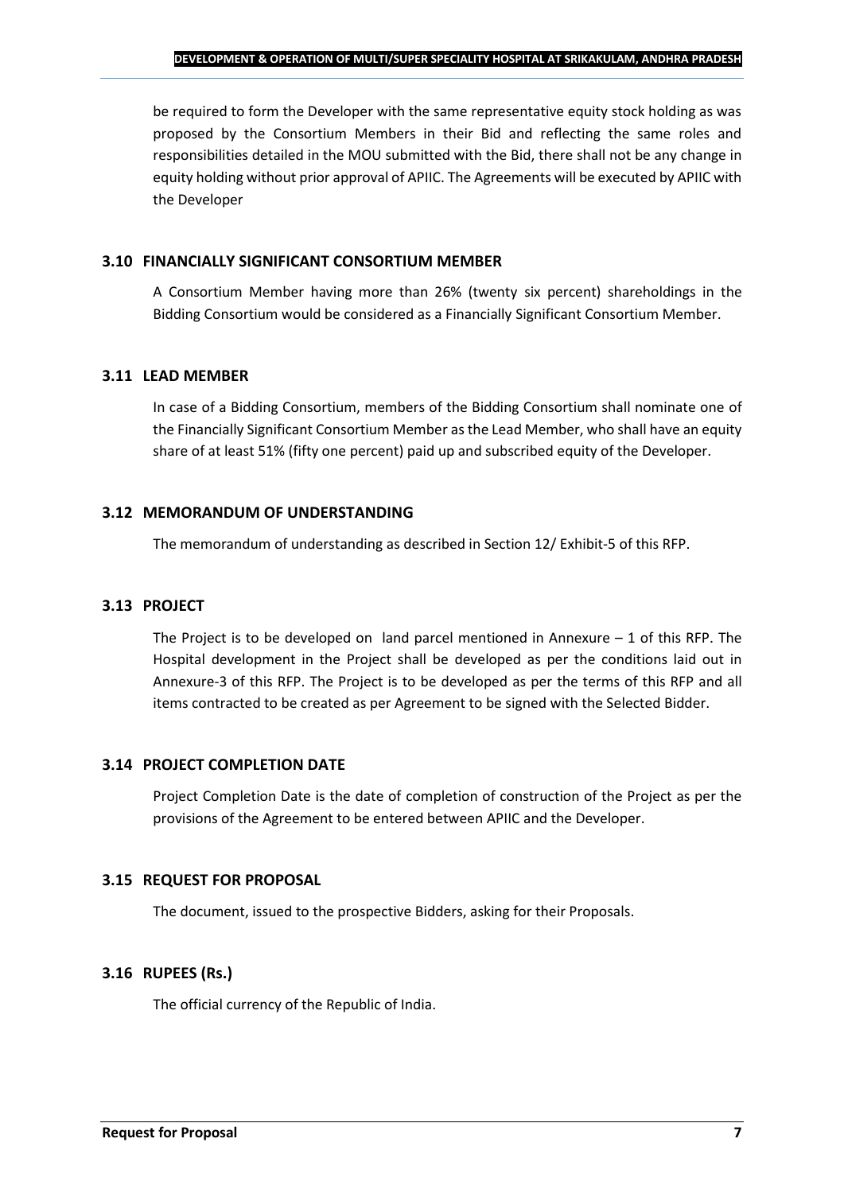be required to form the Developer with the same representative equity stock holding as was proposed by the Consortium Members in their Bid and reflecting the same roles and responsibilities detailed in the MOU submitted with the Bid, there shall not be any change in equity holding without prior approval of APIIC. The Agreements will be executed by APIIC with the Developer

### 3.10 FINANCIALLY SIGNIFICANT CONSORTIUM MEMBER

A Consortium Member having more than 26% (twenty six percent) shareholdings in the Bidding Consortium would be considered as a Financially Significant Consortium Member.

### 3.11 LEAD MEMBER

In case of a Bidding Consortium, members of the Bidding Consortium shall nominate one of the Financially Significant Consortium Member as the Lead Member, who shall have an equity share of at least 51% (fifty one percent) paid up and subscribed equity of the Developer.

### 3.12 MEMORANDUM OF UNDERSTANDING

The memorandum of understanding as described in Section 12/ Exhibit-5 of this RFP.

### 3.13 PROJECT

The Project is to be developed on land parcel mentioned in Annexure – 1 of this RFP. The Hospital development in the Project shall be developed as per the conditions laid out in Annexure-3 of this RFP. The Project is to be developed as per the terms of this RFP and all items contracted to be created as per Agreement to be signed with the Selected Bidder.

### 3.14 PROJECT COMPLETION DATE

Project Completion Date is the date of completion of construction of the Project as per the provisions of the Agreement to be entered between APIIC and the Developer.

### 3.15 REQUEST FOR PROPOSAL

The document, issued to the prospective Bidders, asking for their Proposals.

### 3.16 RUPEES (Rs.)

The official currency of the Republic of India.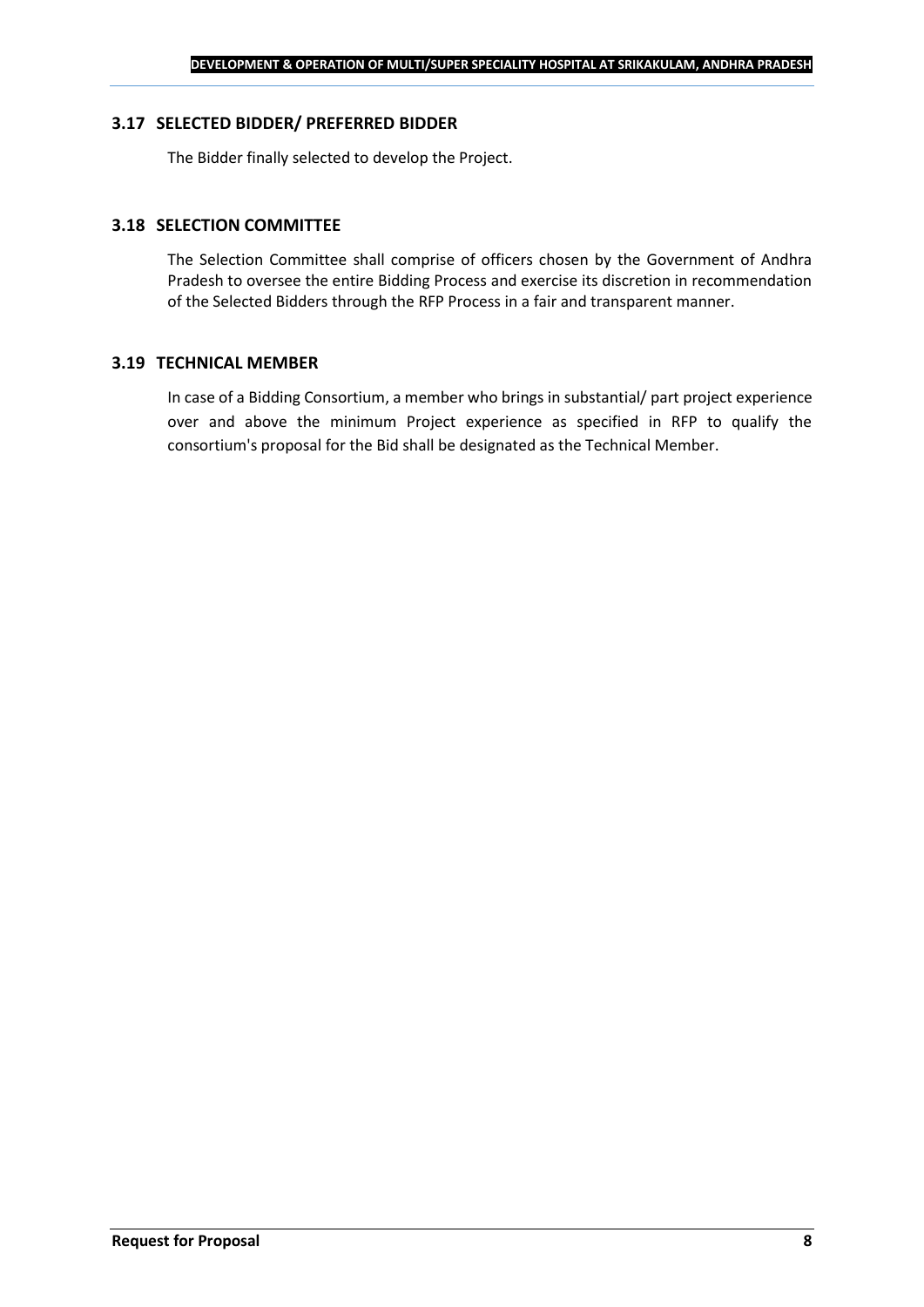### 3.17 SELECTED BIDDER/ PREFERRED BIDDER

The Bidder finally selected to develop the Project.

### 3.18 SELECTION COMMITTEE

The Selection Committee shall comprise of officers chosen by the Government of Andhra Pradesh to oversee the entire Bidding Process and exercise its discretion in recommendation of the Selected Bidders through the RFP Process in a fair and transparent manner.

### 3.19 TECHNICAL MEMBER

In case of a Bidding Consortium, a member who brings in substantial/ part project experience over and above the minimum Project experience as specified in RFP to qualify the consortium's proposal for the Bid shall be designated as the Technical Member.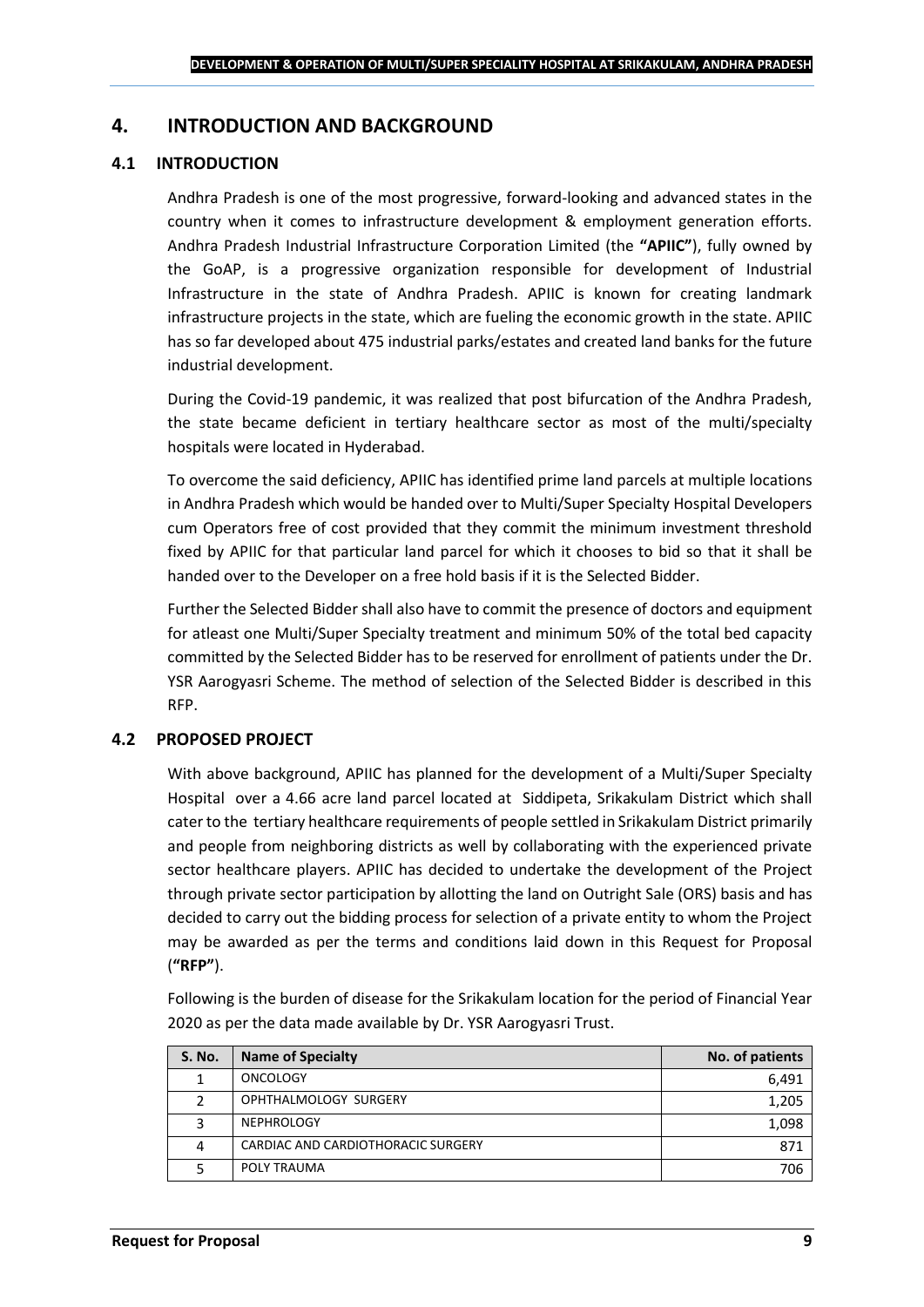# 4. INTRODUCTION AND BACKGROUND

## 4.1 INTRODUCTION

Andhra Pradesh is one of the most progressive, forward-looking and advanced states in the country when it comes to infrastructure development & employment generation efforts. Andhra Pradesh Industrial Infrastructure Corporation Limited (the **"APIIC"**), fully owned by the GoAP, is a progressive organization responsible for development of Industrial Infrastructure in the state of Andhra Pradesh. APIIC is known for creating landmark infrastructure projects in the state, which are fueling the economic growth in the state. APIIC has so far developed about 475 industrial parks/estates and created land banks for the future industrial development.

During the Covid-19 pandemic, it was realized that post bifurcation of the Andhra Pradesh, the state became deficient in tertiary healthcare sector as most of the multi/specialty hospitals were located in Hyderabad.

To overcome the said deficiency, APIIC has identified prime land parcels at multiple locations in Andhra Pradesh which would be handed over to Multi/Super Specialty Hospital Developers cum Operators free of cost provided that they commit the minimum investment threshold fixed by APIIC for that particular land parcel for which it chooses to bid so that it shall be handed over to the Developer on a free hold basis if it is the Selected Bidder.

Further the Selected Bidder shall also have to commit the presence of doctors and equipment for atleast one Multi/Super Specialty treatment and minimum 50% of the total bed capacity committed by the Selected Bidder has to be reserved for enrollment of patients under the Dr. YSR Aarogyasri Scheme. The method of selection of the Selected Bidder is described in this RFP.

## 4.2 PROPOSED PROJECT

With above background, APIIC has planned for the development of a Multi/Super Specialty Hospital over a 4.66 acre land parcel located at Siddipeta, Srikakulam District which shall cater to the tertiary healthcare requirements of people settled in Srikakulam District primarily and people from neighboring districts as well by collaborating with the experienced private sector healthcare players. APIIC has decided to undertake the development of the Project through private sector participation by allotting the land on Outright Sale (ORS) basis and has decided to carry out the bidding process for selection of a private entity to whom the Project may be awarded as per the terms and conditions laid down in this Request for Proposal (**"RFP"**).

Following is the burden of disease for the Srikakulam location for the period of Financial Year 2020 as per the data made available by Dr. YSR Aarogyasri Trust.

| S. No. | Name of Specialty | No. of patients |
|---|---|---|
| 1 | ONCOLOGY | 6,491 |
| 2 | OPHTHALMOLOGY SURGERY | 1,205 |
| 3 | NEPHROLOGY | 1,098 |
| 4 | CARDIAC AND CARDIOTHORACIC SURGERY | 871 |
| 5 | POLY TRAUMA | 706 |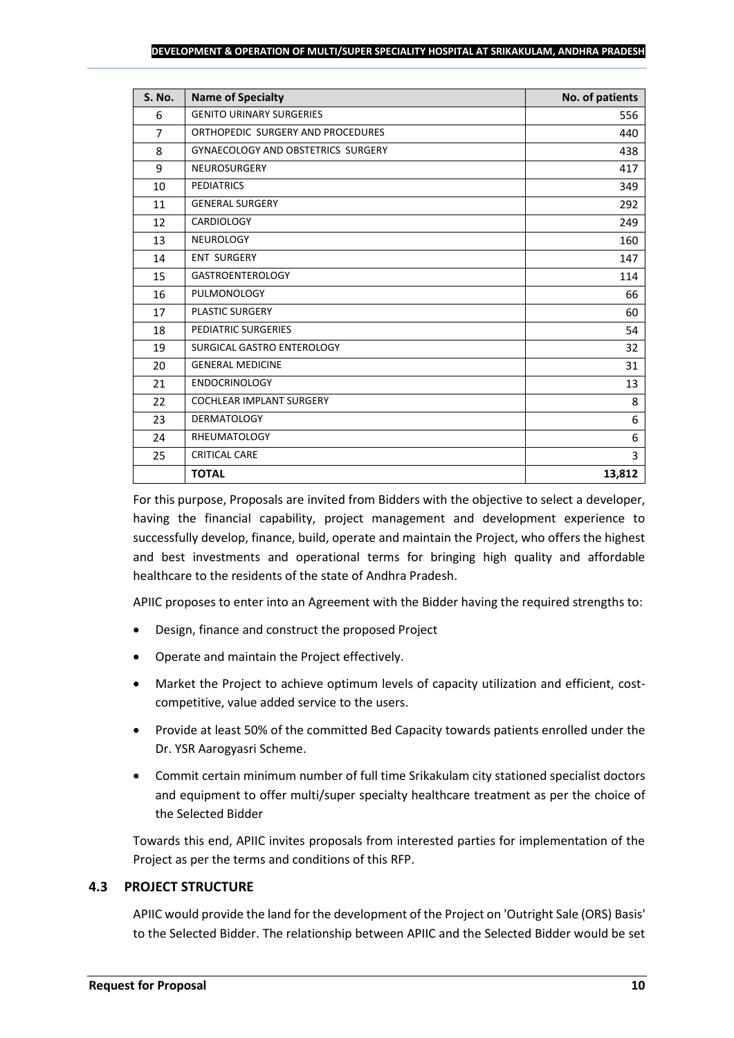| S. No. | Name of Specialty | No. of patients |
|---|---|---|
| 6 | GENITO URINARY SURGERIES | 556 |
| 7 | ORTHOPEDIC SURGERY AND PROCEDURES | 440 |
| 8 | GYNAECOLOGY AND OBSTETRICS SURGERY | 438 |
| 9 | NEUROSURGERY | 417 |
| 10 | PEDIATRICS | 349 |
| 11 | GENERAL SURGERY | 292 |
| 12 | CARDIOLOGY | 249 |
| 13 | NEUROLOGY | 160 |
| 14 | ENT SURGERY | 147 |
| 15 | GASTROENTEROLOGY | 114 |
| 16 | PULMONOLOGY | 66 |
| 17 | PLASTIC SURGERY | 60 |
| 18 | PEDIATRIC SURGERIES | 54 |
| 19 | SURGICAL GASTRO ENTEROLOGY | 32 |
| 20 | GENERAL MEDICINE | 31 |
| 21 | ENDOCRINOLOGY | 13 |
| 22 | COCHLEAR IMPLANT SURGERY | 8 |
| 23 | DERMATOLOGY | 6 |
| 24 | RHEUMATOLOGY | 6 |
| 25 | CRITICAL CARE | 3 |
| | **TOTAL** | **13,812** |

For this purpose, Proposals are invited from Bidders with the objective to select a developer, having the financial capability, project management and development experience to successfully develop, finance, build, operate and maintain the Project, who offers the highest and best investments and operational terms for bringing high quality and affordable healthcare to the residents of the state of Andhra Pradesh.

APIIC proposes to enter into an Agreement with the Bidder having the required strengths to:

- Design, finance and construct the proposed Project
- Operate and maintain the Project effectively.
- Market the Project to achieve optimum levels of capacity utilization and efficient, cost-competitive, value added service to the users.
- Provide at least 50% of the committed Bed Capacity towards patients enrolled under the Dr. YSR Aarogyasri Scheme.
- Commit certain minimum number of full time Srikakulam city stationed specialist doctors and equipment to offer multi/super specialty healthcare treatment as per the choice of the Selected Bidder

Towards this end, APIIC invites proposals from interested parties for implementation of the Project as per the terms and conditions of this RFP.

### 4.3 PROJECT STRUCTURE

APIIC would provide the land for the development of the Project on 'Outright Sale (ORS) Basis' to the Selected Bidder. The relationship between APIIC and the Selected Bidder would be set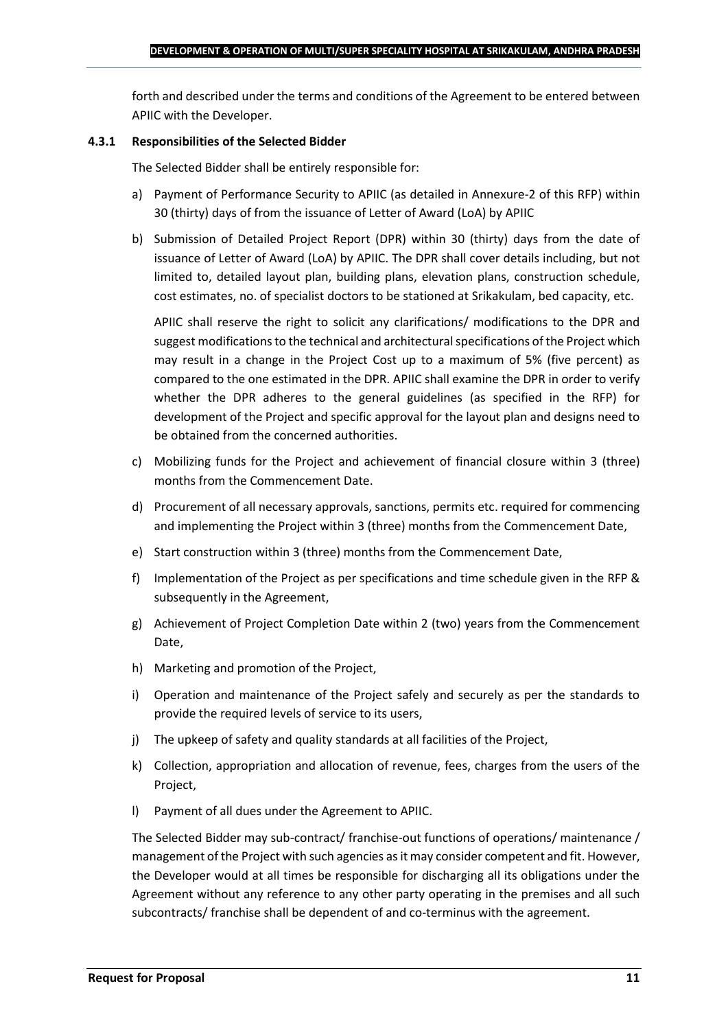forth and described under the terms and conditions of the Agreement to be entered between APIIC with the Developer.

#### 4.3.1 Responsibilities of the Selected Bidder

The Selected Bidder shall be entirely responsible for:

a) Payment of Performance Security to APIIC (as detailed in Annexure-2 of this RFP) within 30 (thirty) days of from the issuance of Letter of Award (LoA) by APIIC

b) Submission of Detailed Project Report (DPR) within 30 (thirty) days from the date of issuance of Letter of Award (LoA) by APIIC. The DPR shall cover details including, but not limited to, detailed layout plan, building plans, elevation plans, construction schedule, cost estimates, no. of specialist doctors to be stationed at Srikakulam, bed capacity, etc.

   APIIC shall reserve the right to solicit any clarifications/ modifications to the DPR and suggest modifications to the technical and architectural specifications of the Project which may result in a change in the Project Cost up to a maximum of 5% (five percent) as compared to the one estimated in the DPR. APIIC shall examine the DPR in order to verify whether the DPR adheres to the general guidelines (as specified in the RFP) for development of the Project and specific approval for the layout plan and designs need to be obtained from the concerned authorities.

c) Mobilizing funds for the Project and achievement of financial closure within 3 (three) months from the Commencement Date.

d) Procurement of all necessary approvals, sanctions, permits etc. required for commencing and implementing the Project within 3 (three) months from the Commencement Date,

e) Start construction within 3 (three) months from the Commencement Date,

f) Implementation of the Project as per specifications and time schedule given in the RFP & subsequently in the Agreement,

g) Achievement of Project Completion Date within 2 (two) years from the Commencement Date,

h) Marketing and promotion of the Project,

i) Operation and maintenance of the Project safely and securely as per the standards to provide the required levels of service to its users,

j) The upkeep of safety and quality standards at all facilities of the Project,

k) Collection, appropriation and allocation of revenue, fees, charges from the users of the Project,

l) Payment of all dues under the Agreement to APIIC.

The Selected Bidder may sub-contract/ franchise-out functions of operations/ maintenance / management of the Project with such agencies as it may consider competent and fit. However, the Developer would at all times be responsible for discharging all its obligations under the Agreement without any reference to any other party operating in the premises and all such subcontracts/ franchise shall be dependent of and co-terminus with the agreement.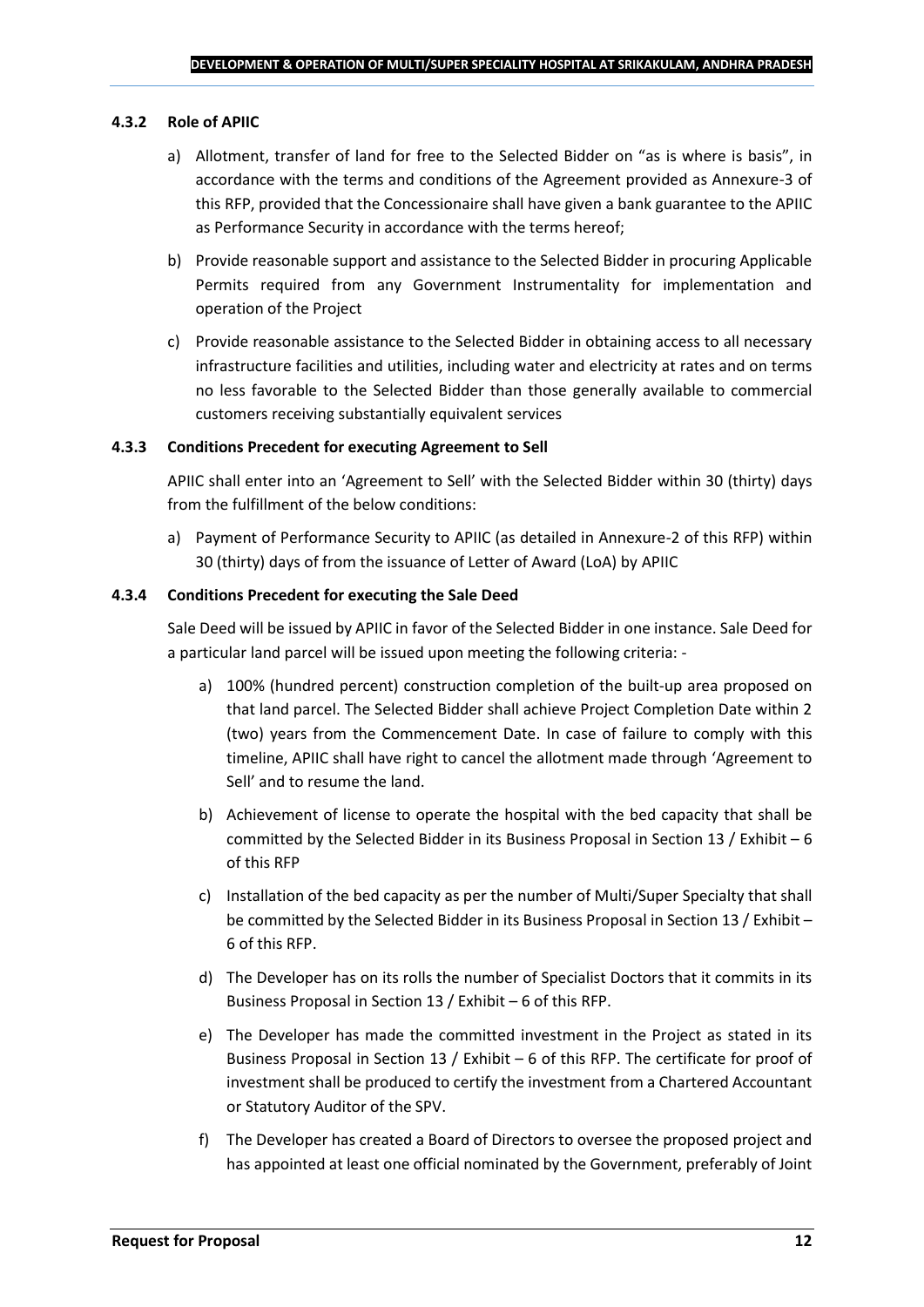#### 4.3.2 Role of APIIC

a) Allotment, transfer of land for free to the Selected Bidder on "as is where is basis", in accordance with the terms and conditions of the Agreement provided as Annexure-3 of this RFP, provided that the Concessionaire shall have given a bank guarantee to the APIIC as Performance Security in accordance with the terms hereof;

b) Provide reasonable support and assistance to the Selected Bidder in procuring Applicable Permits required from any Government Instrumentality for implementation and operation of the Project

c) Provide reasonable assistance to the Selected Bidder in obtaining access to all necessary infrastructure facilities and utilities, including water and electricity at rates and on terms no less favorable to the Selected Bidder than those generally available to commercial customers receiving substantially equivalent services

#### 4.3.3 Conditions Precedent for executing Agreement to Sell

APIIC shall enter into an 'Agreement to Sell' with the Selected Bidder within 30 (thirty) days from the fulfillment of the below conditions:

a) Payment of Performance Security to APIIC (as detailed in Annexure-2 of this RFP) within 30 (thirty) days of from the issuance of Letter of Award (LoA) by APIIC

#### 4.3.4 Conditions Precedent for executing the Sale Deed

Sale Deed will be issued by APIIC in favor of the Selected Bidder in one instance. Sale Deed for a particular land parcel will be issued upon meeting the following criteria: -

a) 100% (hundred percent) construction completion of the built-up area proposed on that land parcel. The Selected Bidder shall achieve Project Completion Date within 2 (two) years from the Commencement Date. In case of failure to comply with this timeline, APIIC shall have right to cancel the allotment made through 'Agreement to Sell' and to resume the land.

b) Achievement of license to operate the hospital with the bed capacity that shall be committed by the Selected Bidder in its Business Proposal in Section 13 / Exhibit – 6 of this RFP

c) Installation of the bed capacity as per the number of Multi/Super Specialty that shall be committed by the Selected Bidder in its Business Proposal in Section 13 / Exhibit – 6 of this RFP.

d) The Developer has on its rolls the number of Specialist Doctors that it commits in its Business Proposal in Section 13 / Exhibit – 6 of this RFP.

e) The Developer has made the committed investment in the Project as stated in its Business Proposal in Section 13 / Exhibit – 6 of this RFP. The certificate for proof of investment shall be produced to certify the investment from a Chartered Accountant or Statutory Auditor of the SPV.

f) The Developer has created a Board of Directors to oversee the proposed project and has appointed at least one official nominated by the Government, preferably of Joint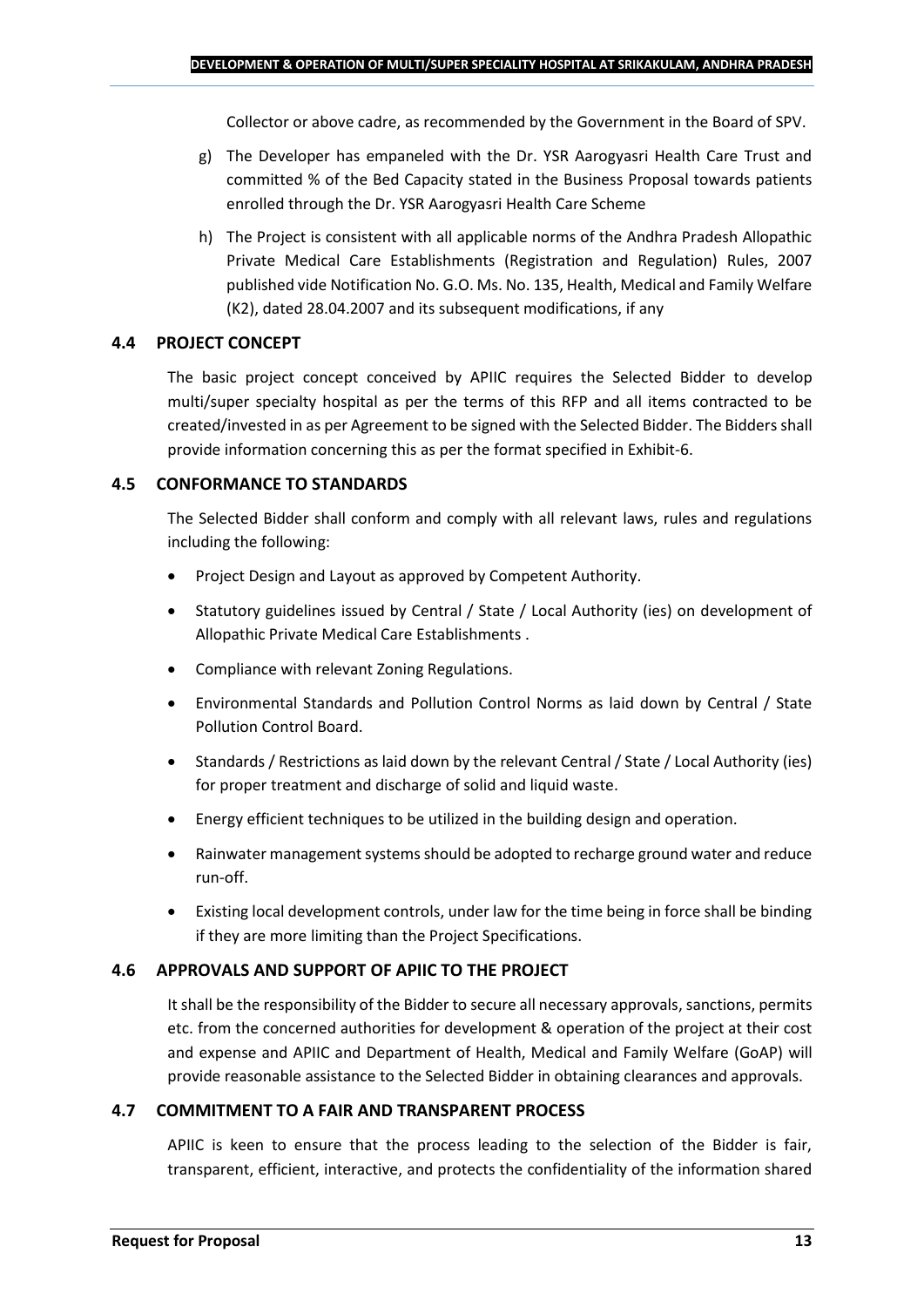Collector or above cadre, as recommended by the Government in the Board of SPV.

g) The Developer has empaneled with the Dr. YSR Aarogyasri Health Care Trust and committed % of the Bed Capacity stated in the Business Proposal towards patients enrolled through the Dr. YSR Aarogyasri Health Care Scheme

h) The Project is consistent with all applicable norms of the Andhra Pradesh Allopathic Private Medical Care Establishments (Registration and Regulation) Rules, 2007 published vide Notification No. G.O. Ms. No. 135, Health, Medical and Family Welfare (K2), dated 28.04.2007 and its subsequent modifications, if any

### 4.4 PROJECT CONCEPT

The basic project concept conceived by APIIC requires the Selected Bidder to develop multi/super specialty hospital as per the terms of this RFP and all items contracted to be created/invested in as per Agreement to be signed with the Selected Bidder. The Bidders shall provide information concerning this as per the format specified in Exhibit-6.

### 4.5 CONFORMANCE TO STANDARDS

The Selected Bidder shall conform and comply with all relevant laws, rules and regulations including the following:

- Project Design and Layout as approved by Competent Authority.
- Statutory guidelines issued by Central / State / Local Authority (ies) on development of Allopathic Private Medical Care Establishments .
- Compliance with relevant Zoning Regulations.
- Environmental Standards and Pollution Control Norms as laid down by Central / State Pollution Control Board.
- Standards / Restrictions as laid down by the relevant Central / State / Local Authority (ies) for proper treatment and discharge of solid and liquid waste.
- Energy efficient techniques to be utilized in the building design and operation.
- Rainwater management systems should be adopted to recharge ground water and reduce run-off.
- Existing local development controls, under law for the time being in force shall be binding if they are more limiting than the Project Specifications.

### 4.6 APPROVALS AND SUPPORT OF APIIC TO THE PROJECT

It shall be the responsibility of the Bidder to secure all necessary approvals, sanctions, permits etc. from the concerned authorities for development & operation of the project at their cost and expense and APIIC and Department of Health, Medical and Family Welfare (GoAP) will provide reasonable assistance to the Selected Bidder in obtaining clearances and approvals.

### 4.7 COMMITMENT TO A FAIR AND TRANSPARENT PROCESS

APIIC is keen to ensure that the process leading to the selection of the Bidder is fair, transparent, efficient, interactive, and protects the confidentiality of the information shared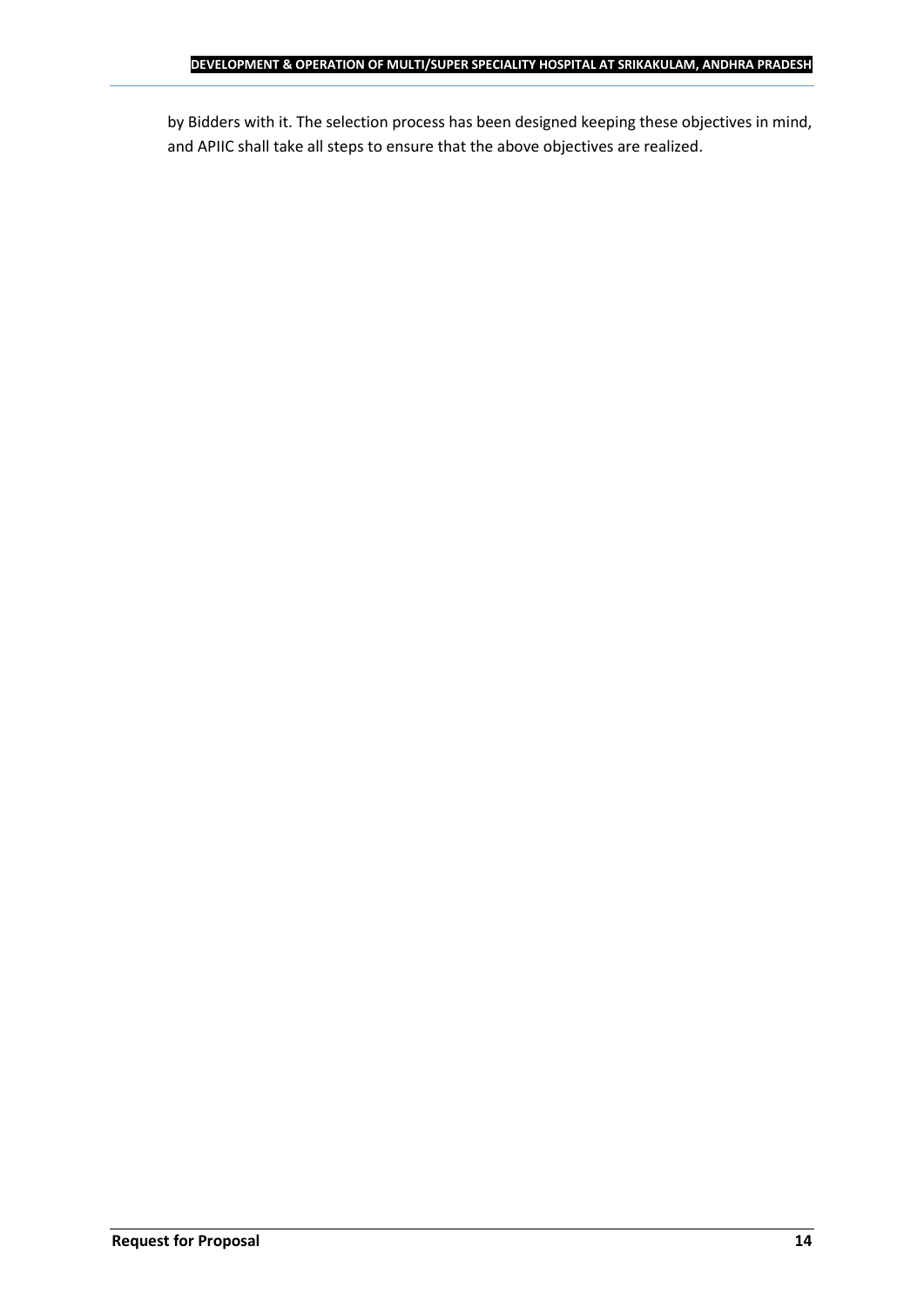by Bidders with it. The selection process has been designed keeping these objectives in mind, and APIIC shall take all steps to ensure that the above objectives are realized.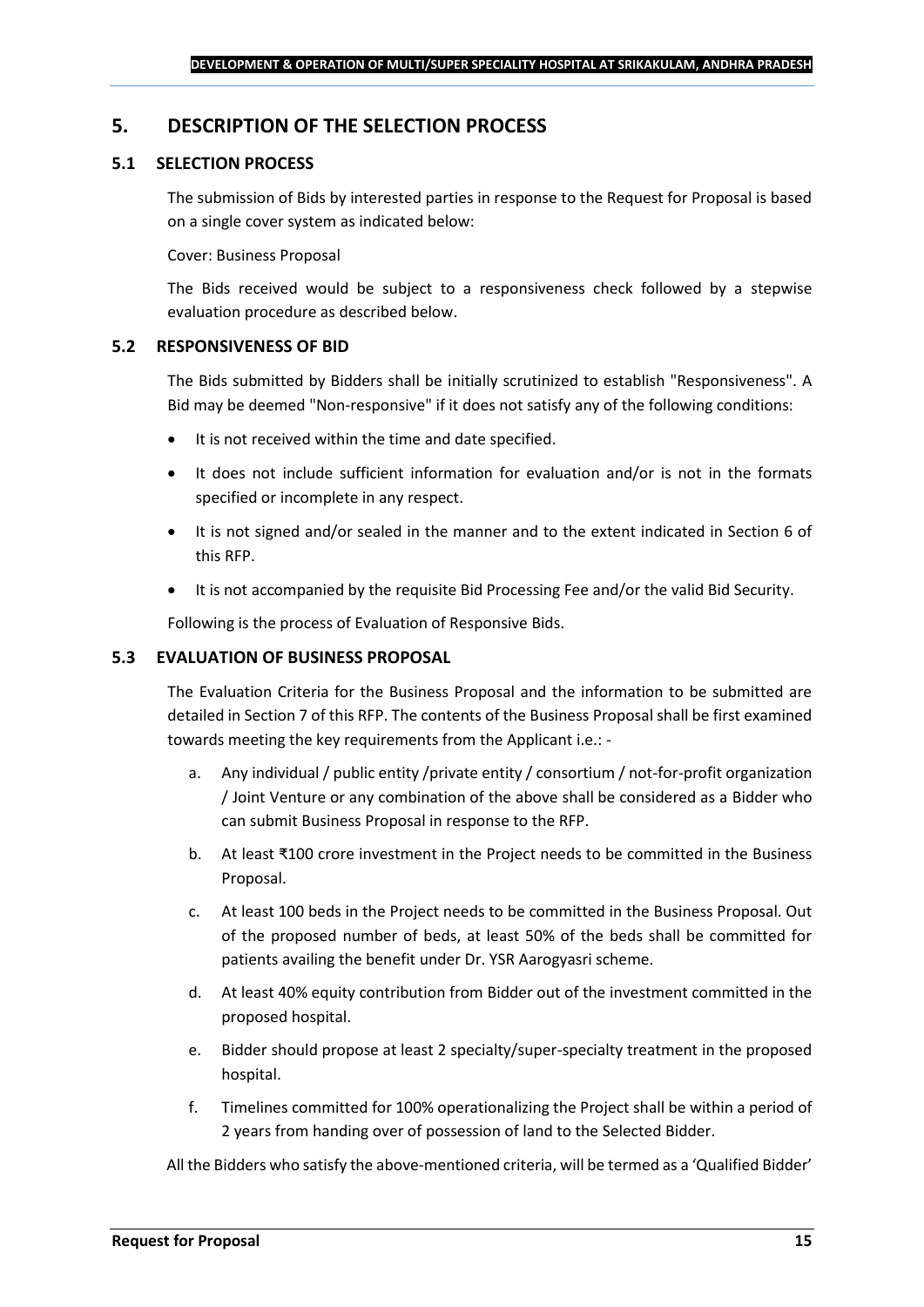## 5. DESCRIPTION OF THE SELECTION PROCESS

### 5.1 SELECTION PROCESS

The submission of Bids by interested parties in response to the Request for Proposal is based on a single cover system as indicated below:

Cover: Business Proposal

The Bids received would be subject to a responsiveness check followed by a stepwise evaluation procedure as described below.

### 5.2 RESPONSIVENESS OF BID

The Bids submitted by Bidders shall be initially scrutinized to establish "Responsiveness". A Bid may be deemed "Non-responsive" if it does not satisfy any of the following conditions:

- It is not received within the time and date specified.
- It does not include sufficient information for evaluation and/or is not in the formats specified or incomplete in any respect.
- It is not signed and/or sealed in the manner and to the extent indicated in Section 6 of this RFP.
- It is not accompanied by the requisite Bid Processing Fee and/or the valid Bid Security.

Following is the process of Evaluation of Responsive Bids.

### 5.3 EVALUATION OF BUSINESS PROPOSAL

The Evaluation Criteria for the Business Proposal and the information to be submitted are detailed in Section 7 of this RFP. The contents of the Business Proposal shall be first examined towards meeting the key requirements from the Applicant i.e.: -

a. Any individual / public entity /private entity / consortium / not-for-profit organization / Joint Venture or any combination of the above shall be considered as a Bidder who can submit Business Proposal in response to the RFP.

b. At least ₹100 crore investment in the Project needs to be committed in the Business Proposal.

c. At least 100 beds in the Project needs to be committed in the Business Proposal. Out of the proposed number of beds, at least 50% of the beds shall be committed for patients availing the benefit under Dr. YSR Aarogyasri scheme.

d. At least 40% equity contribution from Bidder out of the investment committed in the proposed hospital.

e. Bidder should propose at least 2 specialty/super-specialty treatment in the proposed hospital.

f. Timelines committed for 100% operationalizing the Project shall be within a period of 2 years from handing over of possession of land to the Selected Bidder.

All the Bidders who satisfy the above-mentioned criteria, will be termed as a 'Qualified Bidder'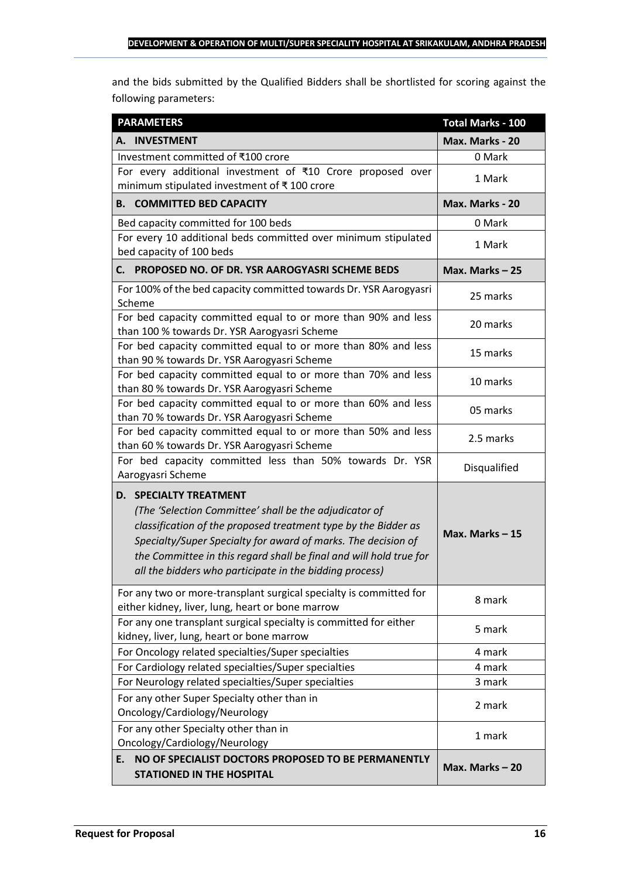and the bids submitted by the Qualified Bidders shall be shortlisted for scoring against the following parameters:

| **PARAMETERS** | **Total Marks - 100** |
|---|---|
| **A. INVESTMENT** | **Max. Marks - 20** |
| Investment committed of ₹100 crore | 0 Mark |
| For every additional investment of ₹10 Crore proposed over minimum stipulated investment of ₹ 100 crore | 1 Mark |
| **B. COMMITTED BED CAPACITY** | **Max. Marks - 20** |
| Bed capacity committed for 100 beds | 0 Mark |
| For every 10 additional beds committed over minimum stipulated bed capacity of 100 beds | 1 Mark |
| **C. PROPOSED NO. OF DR. YSR AAROGYASRI SCHEME BEDS** | **Max. Marks – 25** |
| For 100% of the bed capacity committed towards Dr. YSR Aarogyasri Scheme | 25 marks |
| For bed capacity committed equal to or more than 90% and less than 100 % towards Dr. YSR Aarogyasri Scheme | 20 marks |
| For bed capacity committed equal to or more than 80% and less than 90 % towards Dr. YSR Aarogyasri Scheme | 15 marks |
| For bed capacity committed equal to or more than 70% and less than 80 % towards Dr. YSR Aarogyasri Scheme | 10 marks |
| For bed capacity committed equal to or more than 60% and less than 70 % towards Dr. YSR Aarogyasri Scheme | 05 marks |
| For bed capacity committed equal to or more than 50% and less than 60 % towards Dr. YSR Aarogyasri Scheme | 2.5 marks |
| For bed capacity committed less than 50% towards Dr. YSR Aarogyasri Scheme | Disqualified |
| **D. SPECIALTY TREATMENT** *(The 'Selection Committee' shall be the adjudicator of classification of the proposed treatment type by the Bidder as Specialty/Super Specialty for award of marks. The decision of the Committee in this regard shall be final and will hold true for all the bidders who participate in the bidding process)* | **Max. Marks – 15** |
| For any two or more-transplant surgical specialty is committed for either kidney, liver, lung, heart or bone marrow | 8 mark |
| For any one transplant surgical specialty is committed for either kidney, liver, lung, heart or bone marrow | 5 mark |
| For Oncology related specialties/Super specialties | 4 mark |
| For Cardiology related specialties/Super specialties | 4 mark |
| For Neurology related specialties/Super specialties | 3 mark |
| For any other Super Specialty other than in Oncology/Cardiology/Neurology | 2 mark |
| For any other Specialty other than in Oncology/Cardiology/Neurology | 1 mark |
| **E. NO OF SPECIALIST DOCTORS PROPOSED TO BE PERMANENTLY STATIONED IN THE HOSPITAL** | **Max. Marks – 20** |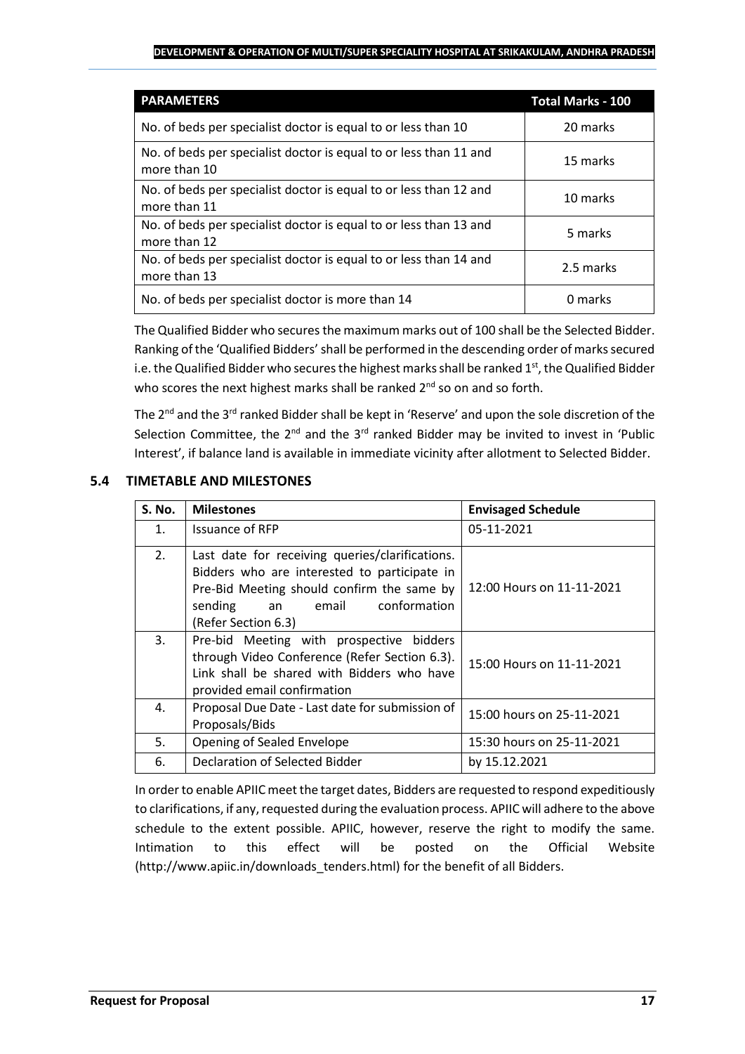| PARAMETERS | Total Marks - 100 |
|---|---|
| No. of beds per specialist doctor is equal to or less than 10 | 20 marks |
| No. of beds per specialist doctor is equal to or less than 11 and more than 10 | 15 marks |
| No. of beds per specialist doctor is equal to or less than 12 and more than 11 | 10 marks |
| No. of beds per specialist doctor is equal to or less than 13 and more than 12 | 5 marks |
| No. of beds per specialist doctor is equal to or less than 14 and more than 13 | 2.5 marks |
| No. of beds per specialist doctor is more than 14 | 0 marks |

The Qualified Bidder who secures the maximum marks out of 100 shall be the Selected Bidder. Ranking of the 'Qualified Bidders' shall be performed in the descending order of marks secured i.e. the Qualified Bidder who secures the highest marks shall be ranked 1st, the Qualified Bidder who scores the next highest marks shall be ranked 2nd so on and so forth.

The 2nd and the 3rd ranked Bidder shall be kept in 'Reserve' and upon the sole discretion of the Selection Committee, the 2nd and the 3rd ranked Bidder may be invited to invest in 'Public Interest', if balance land is available in immediate vicinity after allotment to Selected Bidder.

### 5.4 TIMETABLE AND MILESTONES

| S. No. | Milestones | Envisaged Schedule |
|---|---|---|
| 1. | Issuance of RFP | 05-11-2021 |
| 2. | Last date for receiving queries/clarifications. Bidders who are interested to participate in Pre-Bid Meeting should confirm the same by sending an email conformation (Refer Section 6.3) | 12:00 Hours on 11-11-2021 |
| 3. | Pre-bid Meeting with prospective bidders through Video Conference (Refer Section 6.3). Link shall be shared with Bidders who have provided email confirmation | 15:00 Hours on 11-11-2021 |
| 4. | Proposal Due Date - Last date for submission of Proposals/Bids | 15:00 hours on 25-11-2021 |
| 5. | Opening of Sealed Envelope | 15:30 hours on 25-11-2021 |
| 6. | Declaration of Selected Bidder | by 15.12.2021 |

In order to enable APIIC meet the target dates, Bidders are requested to respond expeditiously to clarifications, if any, requested during the evaluation process. APIIC will adhere to the above schedule to the extent possible. APIIC, however, reserve the right to modify the same. Intimation to this effect will be posted on the Official Website (http://www.apiic.in/downloads_tenders.html) for the benefit of all Bidders.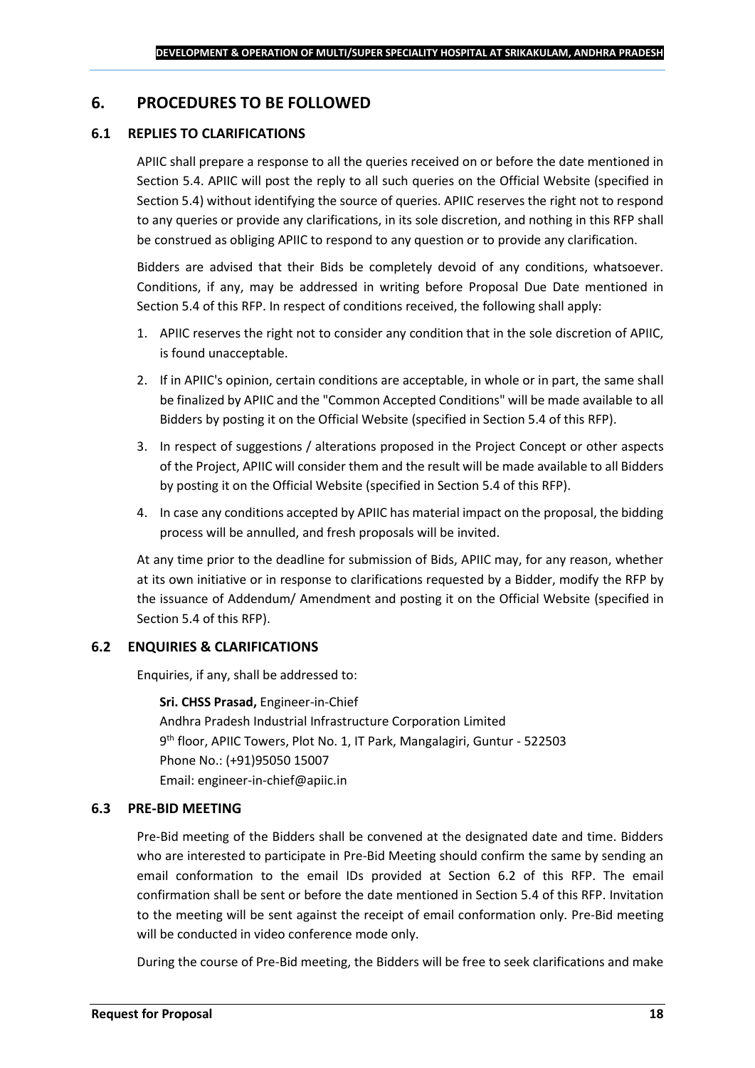# 6. PROCEDURES TO BE FOLLOWED

## 6.1 REPLIES TO CLARIFICATIONS

APIIC shall prepare a response to all the queries received on or before the date mentioned in Section 5.4. APIIC will post the reply to all such queries on the Official Website (specified in Section 5.4) without identifying the source of queries. APIIC reserves the right not to respond to any queries or provide any clarifications, in its sole discretion, and nothing in this RFP shall be construed as obliging APIIC to respond to any question or to provide any clarification.

Bidders are advised that their Bids be completely devoid of any conditions, whatsoever. Conditions, if any, may be addressed in writing before Proposal Due Date mentioned in Section 5.4 of this RFP. In respect of conditions received, the following shall apply:

1. APIIC reserves the right not to consider any condition that in the sole discretion of APIIC, is found unacceptable.
2. If in APIIC's opinion, certain conditions are acceptable, in whole or in part, the same shall be finalized by APIIC and the "Common Accepted Conditions" will be made available to all Bidders by posting it on the Official Website (specified in Section 5.4 of this RFP).
3. In respect of suggestions / alterations proposed in the Project Concept or other aspects of the Project, APIIC will consider them and the result will be made available to all Bidders by posting it on the Official Website (specified in Section 5.4 of this RFP).
4. In case any conditions accepted by APIIC has material impact on the proposal, the bidding process will be annulled, and fresh proposals will be invited.

At any time prior to the deadline for submission of Bids, APIIC may, for any reason, whether at its own initiative or in response to clarifications requested by a Bidder, modify the RFP by the issuance of Addendum/ Amendment and posting it on the Official Website (specified in Section 5.4 of this RFP).

## 6.2 ENQUIRIES & CLARIFICATIONS

Enquiries, if any, shall be addressed to:

**Sri. CHSS Prasad,** Engineer-in-Chief
Andhra Pradesh Industrial Infrastructure Corporation Limited
9th floor, APIIC Towers, Plot No. 1, IT Park, Mangalagiri, Guntur - 522503
Phone No.: (+91)95050 15007
Email: engineer-in-chief@apiic.in

## 6.3 PRE-BID MEETING

Pre-Bid meeting of the Bidders shall be convened at the designated date and time. Bidders who are interested to participate in Pre-Bid Meeting should confirm the same by sending an email conformation to the email IDs provided at Section 6.2 of this RFP. The email confirmation shall be sent or before the date mentioned in Section 5.4 of this RFP. Invitation to the meeting will be sent against the receipt of email conformation only. Pre-Bid meeting will be conducted in video conference mode only.

During the course of Pre-Bid meeting, the Bidders will be free to seek clarifications and make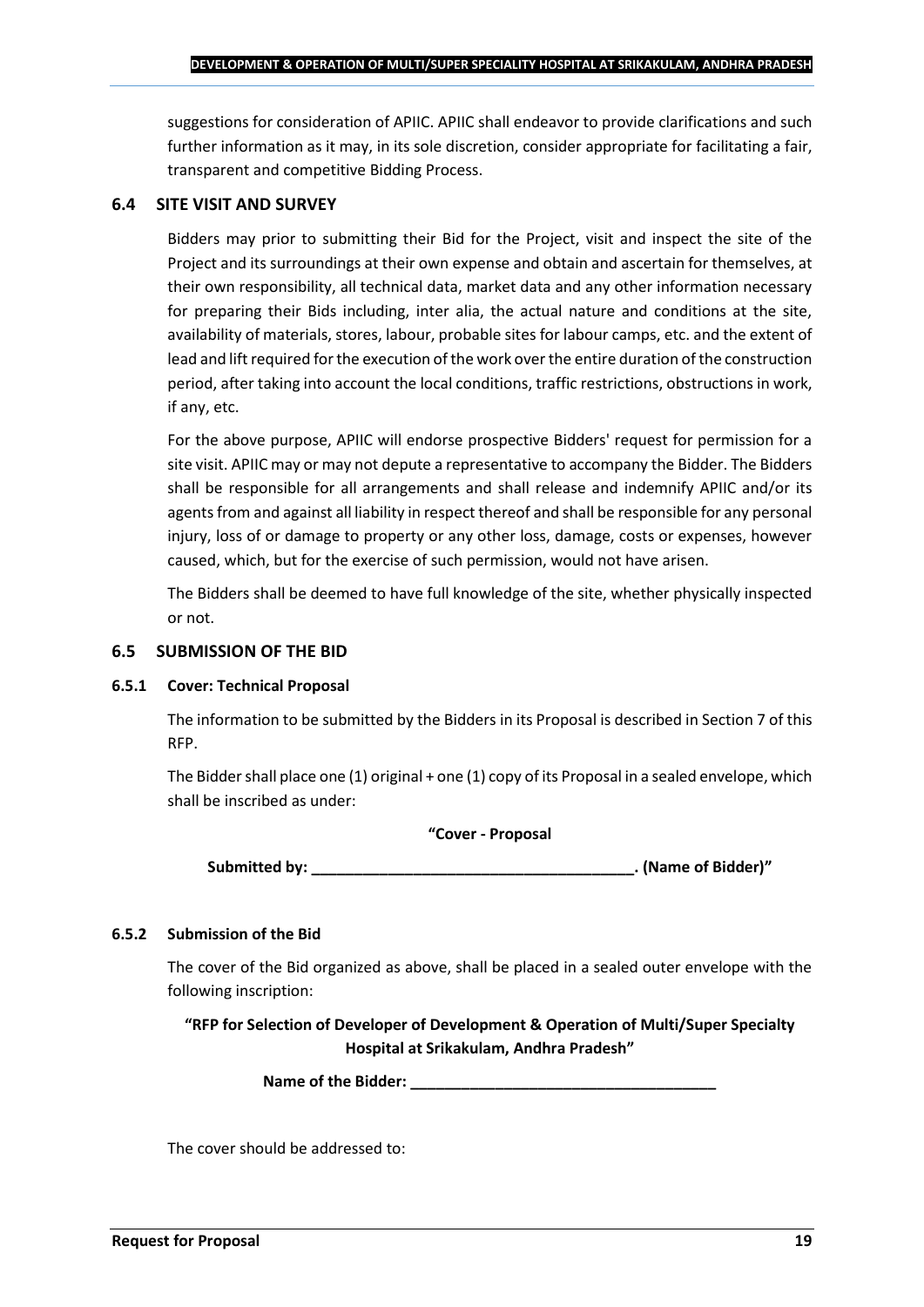suggestions for consideration of APIIC. APIIC shall endeavor to provide clarifications and such further information as it may, in its sole discretion, consider appropriate for facilitating a fair, transparent and competitive Bidding Process.

### 6.4 SITE VISIT AND SURVEY

Bidders may prior to submitting their Bid for the Project, visit and inspect the site of the Project and its surroundings at their own expense and obtain and ascertain for themselves, at their own responsibility, all technical data, market data and any other information necessary for preparing their Bids including, inter alia, the actual nature and conditions at the site, availability of materials, stores, labour, probable sites for labour camps, etc. and the extent of lead and lift required for the execution of the work over the entire duration of the construction period, after taking into account the local conditions, traffic restrictions, obstructions in work, if any, etc.

For the above purpose, APIIC will endorse prospective Bidders' request for permission for a site visit. APIIC may or may not depute a representative to accompany the Bidder. The Bidders shall be responsible for all arrangements and shall release and indemnify APIIC and/or its agents from and against all liability in respect thereof and shall be responsible for any personal injury, loss of or damage to property or any other loss, damage, costs or expenses, however caused, which, but for the exercise of such permission, would not have arisen.

The Bidders shall be deemed to have full knowledge of the site, whether physically inspected or not.

### 6.5 SUBMISSION OF THE BID

#### 6.5.1 Cover: Technical Proposal

The information to be submitted by the Bidders in its Proposal is described in Section 7 of this RFP.

The Bidder shall place one (1) original + one (1) copy of its Proposal in a sealed envelope, which shall be inscribed as under:

**"Cover - Proposal**

**Submitted by: ______________________________________. (Name of Bidder)"**

#### 6.5.2 Submission of the Bid

The cover of the Bid organized as above, shall be placed in a sealed outer envelope with the following inscription:

**"RFP for Selection of Developer of Development & Operation of Multi/Super Specialty Hospital at Srikakulam, Andhra Pradesh"**

**Name of the Bidder: ____________________________________**

The cover should be addressed to: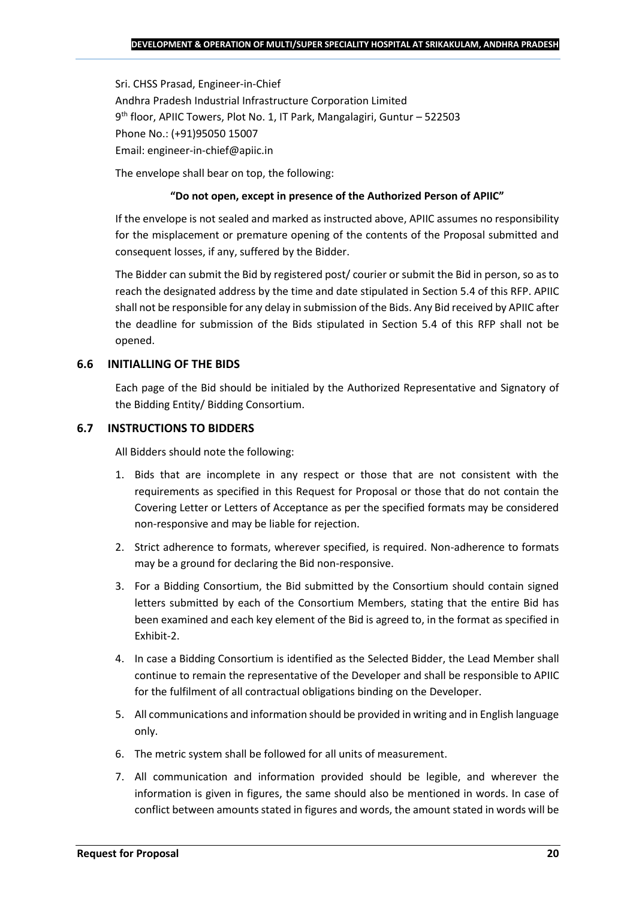Sri. CHSS Prasad, Engineer-in-Chief
Andhra Pradesh Industrial Infrastructure Corporation Limited
9th floor, APIIC Towers, Plot No. 1, IT Park, Mangalagiri, Guntur – 522503
Phone No.: (+91)95050 15007
Email: engineer-in-chief@apiic.in

The envelope shall bear on top, the following:

**"Do not open, except in presence of the Authorized Person of APIIC"**

If the envelope is not sealed and marked as instructed above, APIIC assumes no responsibility for the misplacement or premature opening of the contents of the Proposal submitted and consequent losses, if any, suffered by the Bidder.

The Bidder can submit the Bid by registered post/ courier or submit the Bid in person, so as to reach the designated address by the time and date stipulated in Section 5.4 of this RFP. APIIC shall not be responsible for any delay in submission of the Bids. Any Bid received by APIIC after the deadline for submission of the Bids stipulated in Section 5.4 of this RFP shall not be opened.

### 6.6 INITIALLING OF THE BIDS

Each page of the Bid should be initialed by the Authorized Representative and Signatory of the Bidding Entity/ Bidding Consortium.

### 6.7 INSTRUCTIONS TO BIDDERS

All Bidders should note the following:

1. Bids that are incomplete in any respect or those that are not consistent with the requirements as specified in this Request for Proposal or those that do not contain the Covering Letter or Letters of Acceptance as per the specified formats may be considered non-responsive and may be liable for rejection.
2. Strict adherence to formats, wherever specified, is required. Non-adherence to formats may be a ground for declaring the Bid non-responsive.
3. For a Bidding Consortium, the Bid submitted by the Consortium should contain signed letters submitted by each of the Consortium Members, stating that the entire Bid has been examined and each key element of the Bid is agreed to, in the format as specified in Exhibit-2.
4. In case a Bidding Consortium is identified as the Selected Bidder, the Lead Member shall continue to remain the representative of the Developer and shall be responsible to APIIC for the fulfilment of all contractual obligations binding on the Developer.
5. All communications and information should be provided in writing and in English language only.
6. The metric system shall be followed for all units of measurement.
7. All communication and information provided should be legible, and wherever the information is given in figures, the same should also be mentioned in words. In case of conflict between amounts stated in figures and words, the amount stated in words will be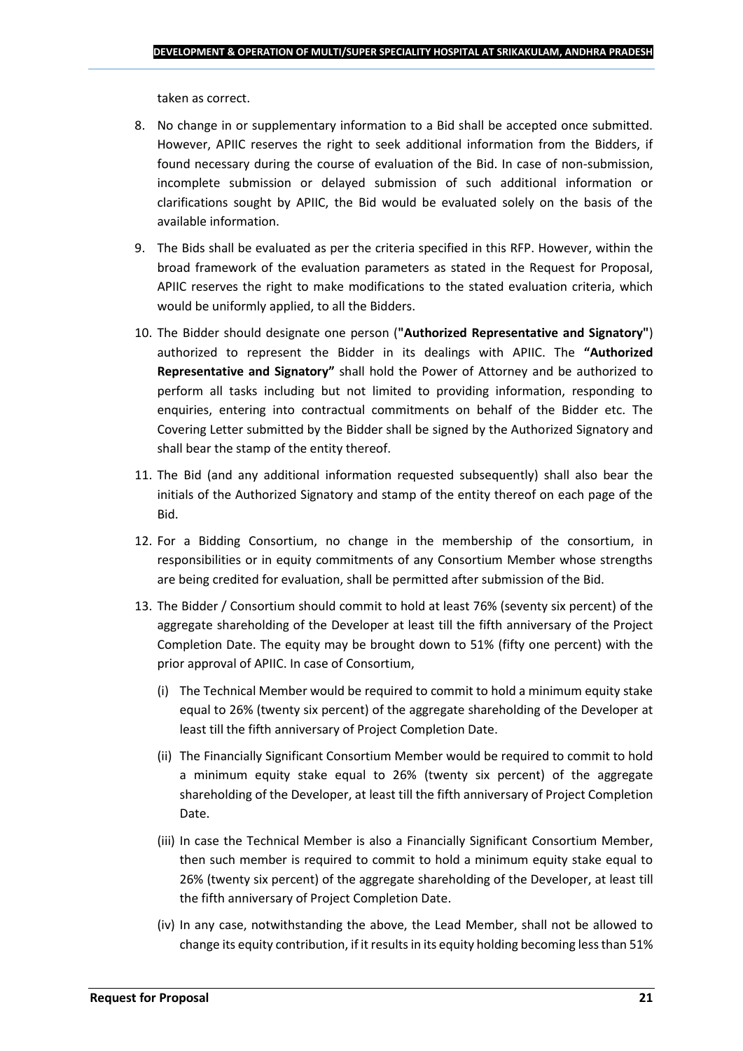taken as correct.

8. No change in or supplementary information to a Bid shall be accepted once submitted. However, APIIC reserves the right to seek additional information from the Bidders, if found necessary during the course of evaluation of the Bid. In case of non-submission, incomplete submission or delayed submission of such additional information or clarifications sought by APIIC, the Bid would be evaluated solely on the basis of the available information.
9. The Bids shall be evaluated as per the criteria specified in this RFP. However, within the broad framework of the evaluation parameters as stated in the Request for Proposal, APIIC reserves the right to make modifications to the stated evaluation criteria, which would be uniformly applied, to all the Bidders.
10. The Bidder should designate one person (**"Authorized Representative and Signatory"**) authorized to represent the Bidder in its dealings with APIIC. The **"Authorized Representative and Signatory"** shall hold the Power of Attorney and be authorized to perform all tasks including but not limited to providing information, responding to enquiries, entering into contractual commitments on behalf of the Bidder etc. The Covering Letter submitted by the Bidder shall be signed by the Authorized Signatory and shall bear the stamp of the entity thereof.
11. The Bid (and any additional information requested subsequently) shall also bear the initials of the Authorized Signatory and stamp of the entity thereof on each page of the Bid.
12. For a Bidding Consortium, no change in the membership of the consortium, in responsibilities or in equity commitments of any Consortium Member whose strengths are being credited for evaluation, shall be permitted after submission of the Bid.
13. The Bidder / Consortium should commit to hold at least 76% (seventy six percent) of the aggregate shareholding of the Developer at least till the fifth anniversary of the Project Completion Date. The equity may be brought down to 51% (fifty one percent) with the prior approval of APIIC. In case of Consortium,
    (i) The Technical Member would be required to commit to hold a minimum equity stake equal to 26% (twenty six percent) of the aggregate shareholding of the Developer at least till the fifth anniversary of Project Completion Date.
    (ii) The Financially Significant Consortium Member would be required to commit to hold a minimum equity stake equal to 26% (twenty six percent) of the aggregate shareholding of the Developer, at least till the fifth anniversary of Project Completion Date.
    (iii) In case the Technical Member is also a Financially Significant Consortium Member, then such member is required to commit to hold a minimum equity stake equal to 26% (twenty six percent) of the aggregate shareholding of the Developer, at least till the fifth anniversary of Project Completion Date.
    (iv) In any case, notwithstanding the above, the Lead Member, shall not be allowed to change its equity contribution, if it results in its equity holding becoming less than 51%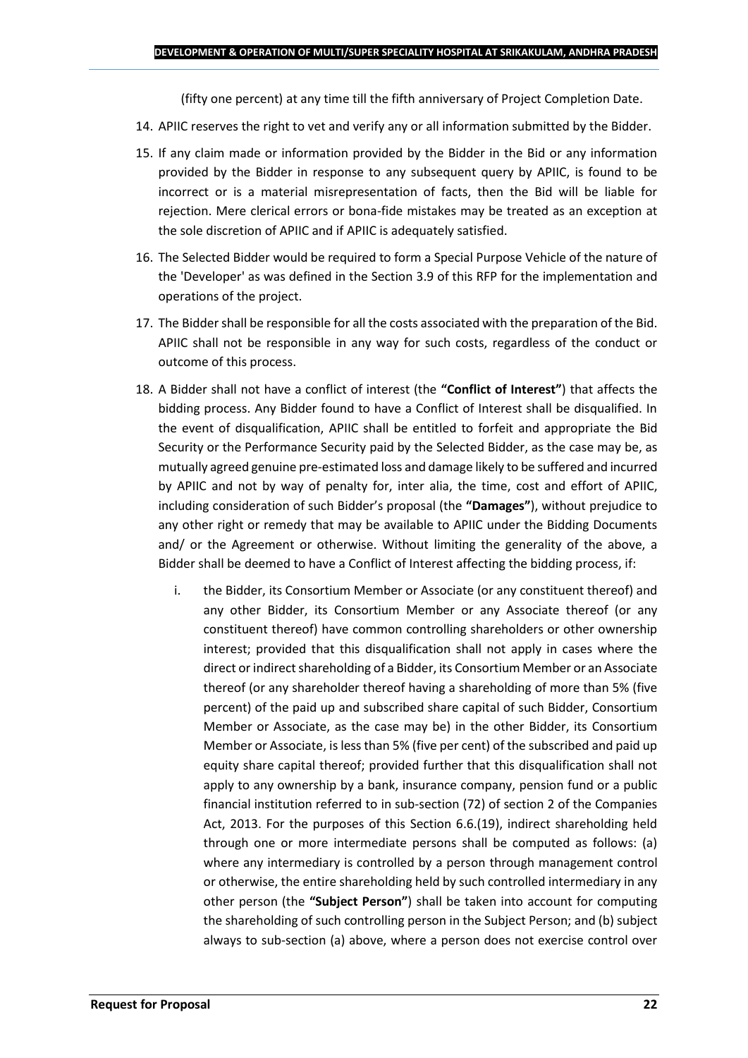(fifty one percent) at any time till the fifth anniversary of Project Completion Date.

14. APIIC reserves the right to vet and verify any or all information submitted by the Bidder.
15. If any claim made or information provided by the Bidder in the Bid or any information provided by the Bidder in response to any subsequent query by APIIC, is found to be incorrect or is a material misrepresentation of facts, then the Bid will be liable for rejection. Mere clerical errors or bona-fide mistakes may be treated as an exception at the sole discretion of APIIC and if APIIC is adequately satisfied.
16. The Selected Bidder would be required to form a Special Purpose Vehicle of the nature of the 'Developer' as was defined in the Section 3.9 of this RFP for the implementation and operations of the project.
17. The Bidder shall be responsible for all the costs associated with the preparation of the Bid. APIIC shall not be responsible in any way for such costs, regardless of the conduct or outcome of this process.
18. A Bidder shall not have a conflict of interest (the **"Conflict of Interest"**) that affects the bidding process. Any Bidder found to have a Conflict of Interest shall be disqualified. In the event of disqualification, APIIC shall be entitled to forfeit and appropriate the Bid Security or the Performance Security paid by the Selected Bidder, as the case may be, as mutually agreed genuine pre-estimated loss and damage likely to be suffered and incurred by APIIC and not by way of penalty for, inter alia, the time, cost and effort of APIIC, including consideration of such Bidder's proposal (the **"Damages"**), without prejudice to any other right or remedy that may be available to APIIC under the Bidding Documents and/ or the Agreement or otherwise. Without limiting the generality of the above, a Bidder shall be deemed to have a Conflict of Interest affecting the bidding process, if:
    i. the Bidder, its Consortium Member or Associate (or any constituent thereof) and any other Bidder, its Consortium Member or any Associate thereof (or any constituent thereof) have common controlling shareholders or other ownership interest; provided that this disqualification shall not apply in cases where the direct or indirect shareholding of a Bidder, its Consortium Member or an Associate thereof (or any shareholder thereof having a shareholding of more than 5% (five percent) of the paid up and subscribed share capital of such Bidder, Consortium Member or Associate, as the case may be) in the other Bidder, its Consortium Member or Associate, is less than 5% (five per cent) of the subscribed and paid up equity share capital thereof; provided further that this disqualification shall not apply to any ownership by a bank, insurance company, pension fund or a public financial institution referred to in sub-section (72) of section 2 of the Companies Act, 2013. For the purposes of this Section 6.6.(19), indirect shareholding held through one or more intermediate persons shall be computed as follows: (a) where any intermediary is controlled by a person through management control or otherwise, the entire shareholding held by such controlled intermediary in any other person (the **"Subject Person"**) shall be taken into account for computing the shareholding of such controlling person in the Subject Person; and (b) subject always to sub-section (a) above, where a person does not exercise control over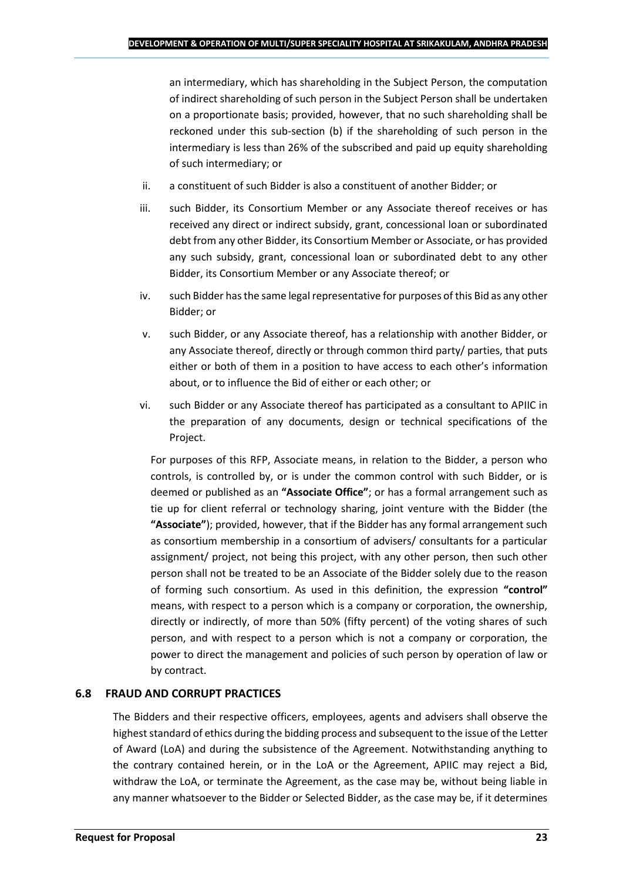an intermediary, which has shareholding in the Subject Person, the computation of indirect shareholding of such person in the Subject Person shall be undertaken on a proportionate basis; provided, however, that no such shareholding shall be reckoned under this sub-section (b) if the shareholding of such person in the intermediary is less than 26% of the subscribed and paid up equity shareholding of such intermediary; or

ii. a constituent of such Bidder is also a constituent of another Bidder; or

iii. such Bidder, its Consortium Member or any Associate thereof receives or has received any direct or indirect subsidy, grant, concessional loan or subordinated debt from any other Bidder, its Consortium Member or Associate, or has provided any such subsidy, grant, concessional loan or subordinated debt to any other Bidder, its Consortium Member or any Associate thereof; or

iv. such Bidder has the same legal representative for purposes of this Bid as any other Bidder; or

v. such Bidder, or any Associate thereof, has a relationship with another Bidder, or any Associate thereof, directly or through common third party/ parties, that puts either or both of them in a position to have access to each other's information about, or to influence the Bid of either or each other; or

vi. such Bidder or any Associate thereof has participated as a consultant to APIIC in the preparation of any documents, design or technical specifications of the Project.

For purposes of this RFP, Associate means, in relation to the Bidder, a person who controls, is controlled by, or is under the common control with such Bidder, or is deemed or published as an **"Associate Office"**; or has a formal arrangement such as tie up for client referral or technology sharing, joint venture with the Bidder (the **"Associate"**); provided, however, that if the Bidder has any formal arrangement such as consortium membership in a consortium of advisers/ consultants for a particular assignment/ project, not being this project, with any other person, then such other person shall not be treated to be an Associate of the Bidder solely due to the reason of forming such consortium. As used in this definition, the expression **"control"** means, with respect to a person which is a company or corporation, the ownership, directly or indirectly, of more than 50% (fifty percent) of the voting shares of such person, and with respect to a person which is not a company or corporation, the power to direct the management and policies of such person by operation of law or by contract.

## 6.8 FRAUD AND CORRUPT PRACTICES

The Bidders and their respective officers, employees, agents and advisers shall observe the highest standard of ethics during the bidding process and subsequent to the issue of the Letter of Award (LoA) and during the subsistence of the Agreement. Notwithstanding anything to the contrary contained herein, or in the LoA or the Agreement, APIIC may reject a Bid, withdraw the LoA, or terminate the Agreement, as the case may be, without being liable in any manner whatsoever to the Bidder or Selected Bidder, as the case may be, if it determines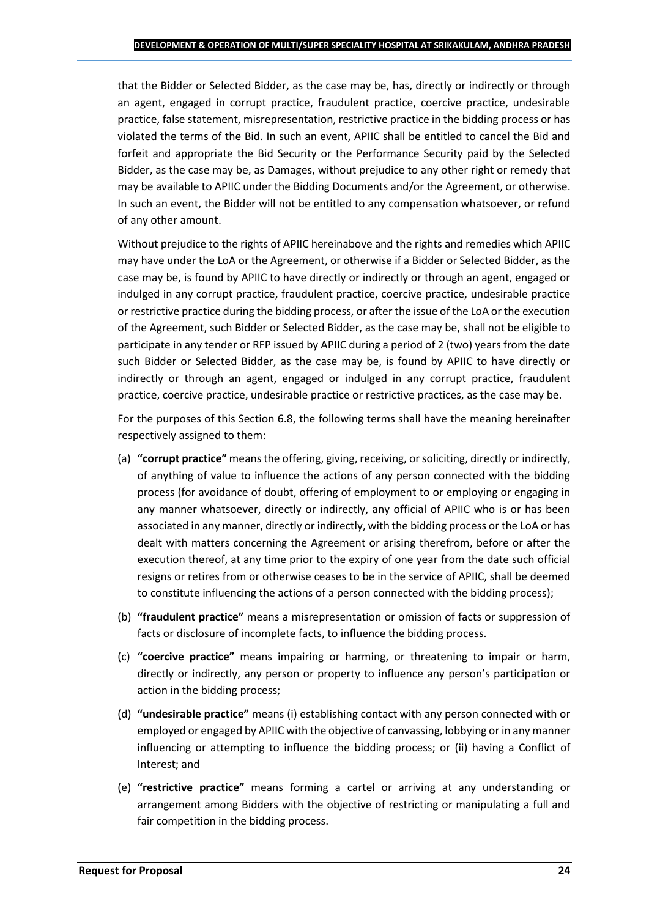that the Bidder or Selected Bidder, as the case may be, has, directly or indirectly or through an agent, engaged in corrupt practice, fraudulent practice, coercive practice, undesirable practice, false statement, misrepresentation, restrictive practice in the bidding process or has violated the terms of the Bid. In such an event, APIIC shall be entitled to cancel the Bid and forfeit and appropriate the Bid Security or the Performance Security paid by the Selected Bidder, as the case may be, as Damages, without prejudice to any other right or remedy that may be available to APIIC under the Bidding Documents and/or the Agreement, or otherwise. In such an event, the Bidder will not be entitled to any compensation whatsoever, or refund of any other amount.

Without prejudice to the rights of APIIC hereinabove and the rights and remedies which APIIC may have under the LoA or the Agreement, or otherwise if a Bidder or Selected Bidder, as the case may be, is found by APIIC to have directly or indirectly or through an agent, engaged or indulged in any corrupt practice, fraudulent practice, coercive practice, undesirable practice or restrictive practice during the bidding process, or after the issue of the LoA or the execution of the Agreement, such Bidder or Selected Bidder, as the case may be, shall not be eligible to participate in any tender or RFP issued by APIIC during a period of 2 (two) years from the date such Bidder or Selected Bidder, as the case may be, is found by APIIC to have directly or indirectly or through an agent, engaged or indulged in any corrupt practice, fraudulent practice, coercive practice, undesirable practice or restrictive practices, as the case may be.

For the purposes of this Section 6.8, the following terms shall have the meaning hereinafter respectively assigned to them:

(a) **"corrupt practice"** means the offering, giving, receiving, or soliciting, directly or indirectly, of anything of value to influence the actions of any person connected with the bidding process (for avoidance of doubt, offering of employment to or employing or engaging in any manner whatsoever, directly or indirectly, any official of APIIC who is or has been associated in any manner, directly or indirectly, with the bidding process or the LoA or has dealt with matters concerning the Agreement or arising therefrom, before or after the execution thereof, at any time prior to the expiry of one year from the date such official resigns or retires from or otherwise ceases to be in the service of APIIC, shall be deemed to constitute influencing the actions of a person connected with the bidding process);

(b) **"fraudulent practice"** means a misrepresentation or omission of facts or suppression of facts or disclosure of incomplete facts, to influence the bidding process.

(c) **"coercive practice"** means impairing or harming, or threatening to impair or harm, directly or indirectly, any person or property to influence any person's participation or action in the bidding process;

(d) **"undesirable practice"** means (i) establishing contact with any person connected with or employed or engaged by APIIC with the objective of canvassing, lobbying or in any manner influencing or attempting to influence the bidding process; or (ii) having a Conflict of Interest; and

(e) **"restrictive practice"** means forming a cartel or arriving at any understanding or arrangement among Bidders with the objective of restricting or manipulating a full and fair competition in the bidding process.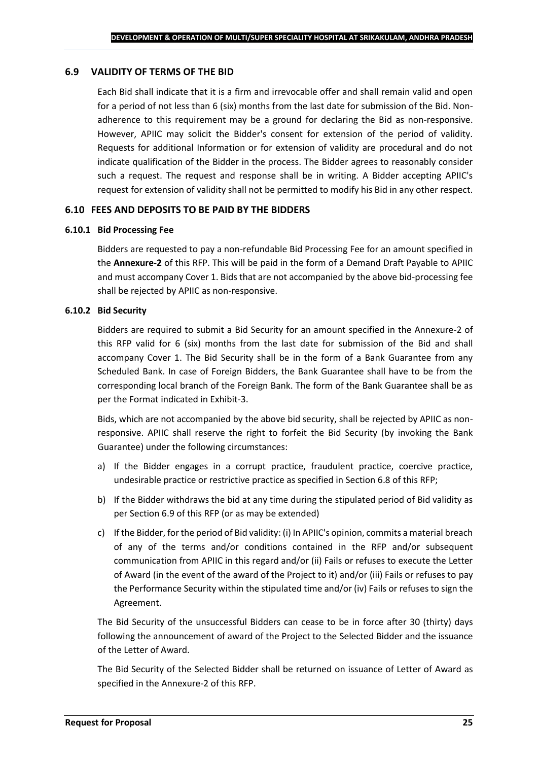## 6.9 VALIDITY OF TERMS OF THE BID

Each Bid shall indicate that it is a firm and irrevocable offer and shall remain valid and open for a period of not less than 6 (six) months from the last date for submission of the Bid. Non-adherence to this requirement may be a ground for declaring the Bid as non-responsive. However, APIIC may solicit the Bidder's consent for extension of the period of validity. Requests for additional Information or for extension of validity are procedural and do not indicate qualification of the Bidder in the process. The Bidder agrees to reasonably consider such a request. The request and response shall be in writing. A Bidder accepting APIIC's request for extension of validity shall not be permitted to modify his Bid in any other respect.

## 6.10 FEES AND DEPOSITS TO BE PAID BY THE BIDDERS

### 6.10.1 Bid Processing Fee

Bidders are requested to pay a non-refundable Bid Processing Fee for an amount specified in the **Annexure-2** of this RFP. This will be paid in the form of a Demand Draft Payable to APIIC and must accompany Cover 1. Bids that are not accompanied by the above bid-processing fee shall be rejected by APIIC as non-responsive.

### 6.10.2 Bid Security

Bidders are required to submit a Bid Security for an amount specified in the Annexure-2 of this RFP valid for 6 (six) months from the last date for submission of the Bid and shall accompany Cover 1. The Bid Security shall be in the form of a Bank Guarantee from any Scheduled Bank. In case of Foreign Bidders, the Bank Guarantee shall have to be from the corresponding local branch of the Foreign Bank. The form of the Bank Guarantee shall be as per the Format indicated in Exhibit-3.

Bids, which are not accompanied by the above bid security, shall be rejected by APIIC as non-responsive. APIIC shall reserve the right to forfeit the Bid Security (by invoking the Bank Guarantee) under the following circumstances:

a) If the Bidder engages in a corrupt practice, fraudulent practice, coercive practice, undesirable practice or restrictive practice as specified in Section 6.8 of this RFP;

b) If the Bidder withdraws the bid at any time during the stipulated period of Bid validity as per Section 6.9 of this RFP (or as may be extended)

c) If the Bidder, for the period of Bid validity: (i) In APIIC's opinion, commits a material breach of any of the terms and/or conditions contained in the RFP and/or subsequent communication from APIIC in this regard and/or (ii) Fails or refuses to execute the Letter of Award (in the event of the award of the Project to it) and/or (iii) Fails or refuses to pay the Performance Security within the stipulated time and/or (iv) Fails or refuses to sign the Agreement.

The Bid Security of the unsuccessful Bidders can cease to be in force after 30 (thirty) days following the announcement of award of the Project to the Selected Bidder and the issuance of the Letter of Award.

The Bid Security of the Selected Bidder shall be returned on issuance of Letter of Award as specified in the Annexure-2 of this RFP.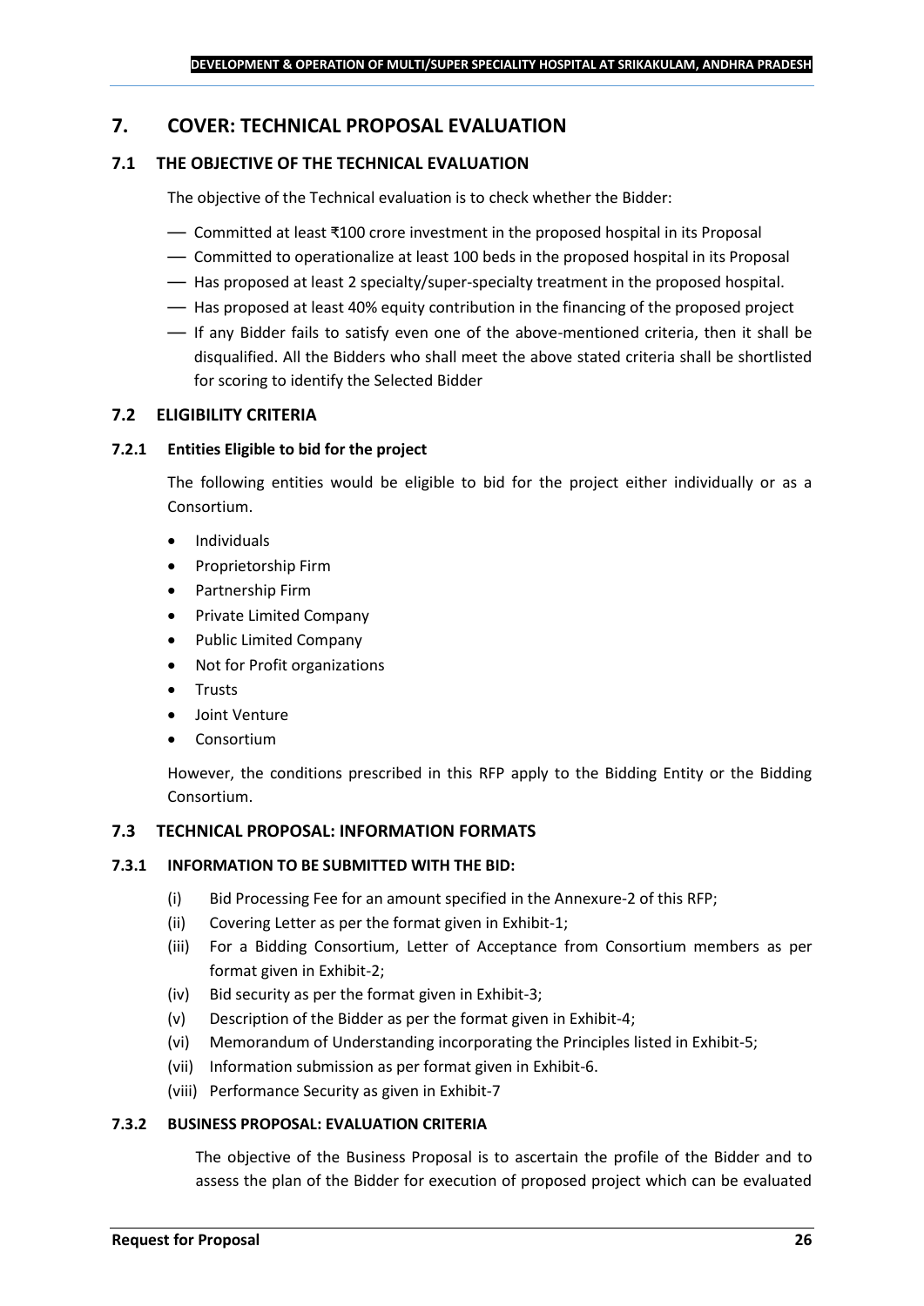## 7. COVER: TECHNICAL PROPOSAL EVALUATION

### 7.1 THE OBJECTIVE OF THE TECHNICAL EVALUATION

The objective of the Technical evaluation is to check whether the Bidder:

- Committed at least ₹100 crore investment in the proposed hospital in its Proposal
- Committed to operationalize at least 100 beds in the proposed hospital in its Proposal
- Has proposed at least 2 specialty/super-specialty treatment in the proposed hospital.
- Has proposed at least 40% equity contribution in the financing of the proposed project
- If any Bidder fails to satisfy even one of the above-mentioned criteria, then it shall be disqualified. All the Bidders who shall meet the above stated criteria shall be shortlisted for scoring to identify the Selected Bidder

### 7.2 ELIGIBILITY CRITERIA

#### 7.2.1 Entities Eligible to bid for the project

The following entities would be eligible to bid for the project either individually or as a Consortium.

- Individuals
- Proprietorship Firm
- Partnership Firm
- Private Limited Company
- Public Limited Company
- Not for Profit organizations
- Trusts
- Joint Venture
- Consortium

However, the conditions prescribed in this RFP apply to the Bidding Entity or the Bidding Consortium.

### 7.3 TECHNICAL PROPOSAL: INFORMATION FORMATS

#### 7.3.1 INFORMATION TO BE SUBMITTED WITH THE BID:

(i) Bid Processing Fee for an amount specified in the Annexure-2 of this RFP;

(ii) Covering Letter as per the format given in Exhibit-1;

(iii) For a Bidding Consortium, Letter of Acceptance from Consortium members as per format given in Exhibit-2;

(iv) Bid security as per the format given in Exhibit-3;

(v) Description of the Bidder as per the format given in Exhibit-4;

(vi) Memorandum of Understanding incorporating the Principles listed in Exhibit-5;

(vii) Information submission as per format given in Exhibit-6.

(viii) Performance Security as given in Exhibit-7

#### 7.3.2 BUSINESS PROPOSAL: EVALUATION CRITERIA

The objective of the Business Proposal is to ascertain the profile of the Bidder and to assess the plan of the Bidder for execution of proposed project which can be evaluated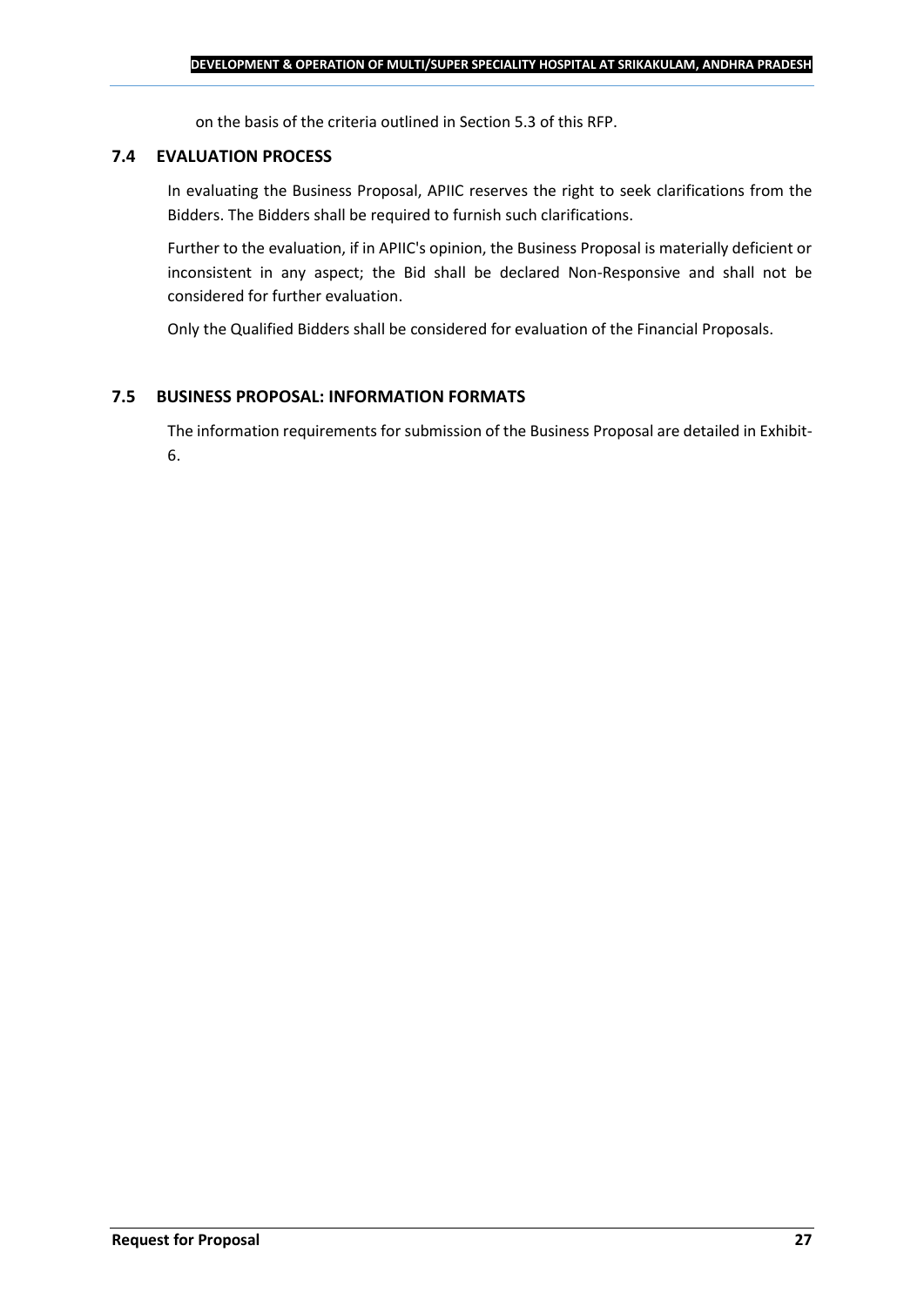on the basis of the criteria outlined in Section 5.3 of this RFP.

## 7.4 EVALUATION PROCESS

In evaluating the Business Proposal, APIIC reserves the right to seek clarifications from the Bidders. The Bidders shall be required to furnish such clarifications.

Further to the evaluation, if in APIIC's opinion, the Business Proposal is materially deficient or inconsistent in any aspect; the Bid shall be declared Non-Responsive and shall not be considered for further evaluation.

Only the Qualified Bidders shall be considered for evaluation of the Financial Proposals.

## 7.5 BUSINESS PROPOSAL: INFORMATION FORMATS

The information requirements for submission of the Business Proposal are detailed in Exhibit-6.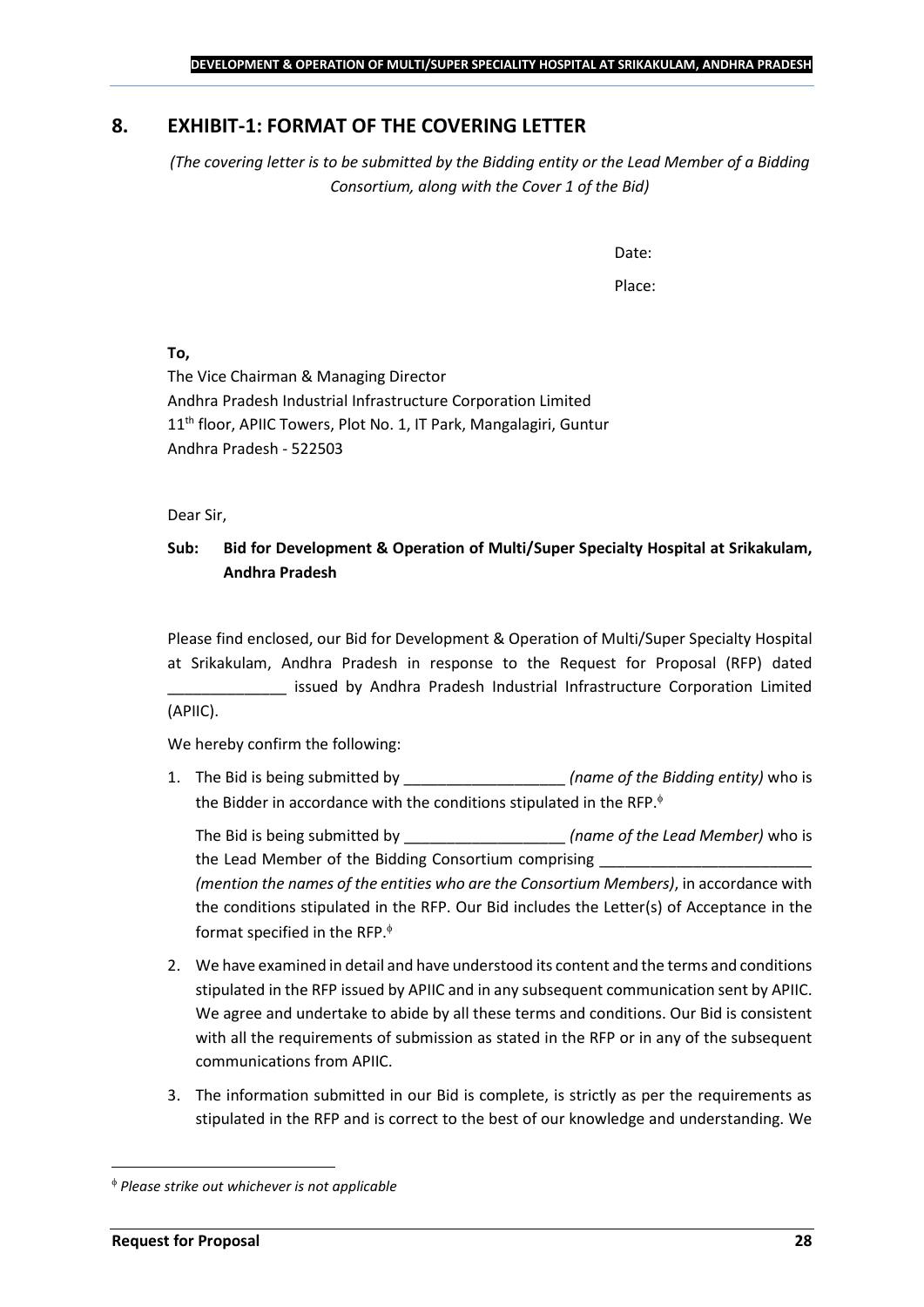## 8. EXHIBIT-1: FORMAT OF THE COVERING LETTER

*(The covering letter is to be submitted by the Bidding entity or the Lead Member of a Bidding Consortium, along with the Cover 1 of the Bid)*

Date:

Place:

**To,**

The Vice Chairman & Managing Director
Andhra Pradesh Industrial Infrastructure Corporation Limited
11th floor, APIIC Towers, Plot No. 1, IT Park, Mangalagiri, Guntur
Andhra Pradesh - 522503

Dear Sir,

**Sub: Bid for Development & Operation of Multi/Super Specialty Hospital at Srikakulam, Andhra Pradesh**

Please find enclosed, our Bid for Development & Operation of Multi/Super Specialty Hospital at Srikakulam, Andhra Pradesh in response to the Request for Proposal (RFP) dated ______________ issued by Andhra Pradesh Industrial Infrastructure Corporation Limited (APIIC).

We hereby confirm the following:

1. The Bid is being submitted by ___________________ *(name of the Bidding entity)* who is the Bidder in accordance with the conditions stipulated in the RFP.[ϕ]

   The Bid is being submitted by ___________________ *(name of the Lead Member)* who is the Lead Member of the Bidding Consortium comprising _________________________ *(mention the names of the entities who are the Consortium Members)*, in accordance with the conditions stipulated in the RFP. Our Bid includes the Letter(s) of Acceptance in the format specified in the RFP.[ϕ]

2. We have examined in detail and have understood its content and the terms and conditions stipulated in the RFP issued by APIIC and in any subsequent communication sent by APIIC. We agree and undertake to abide by all these terms and conditions. Our Bid is consistent with all the requirements of submission as stated in the RFP or in any of the subsequent communications from APIIC.

3. The information submitted in our Bid is complete, is strictly as per the requirements as stipulated in the RFP and is correct to the best of our knowledge and understanding. We

[ϕ] *Please strike out whichever is not applicable*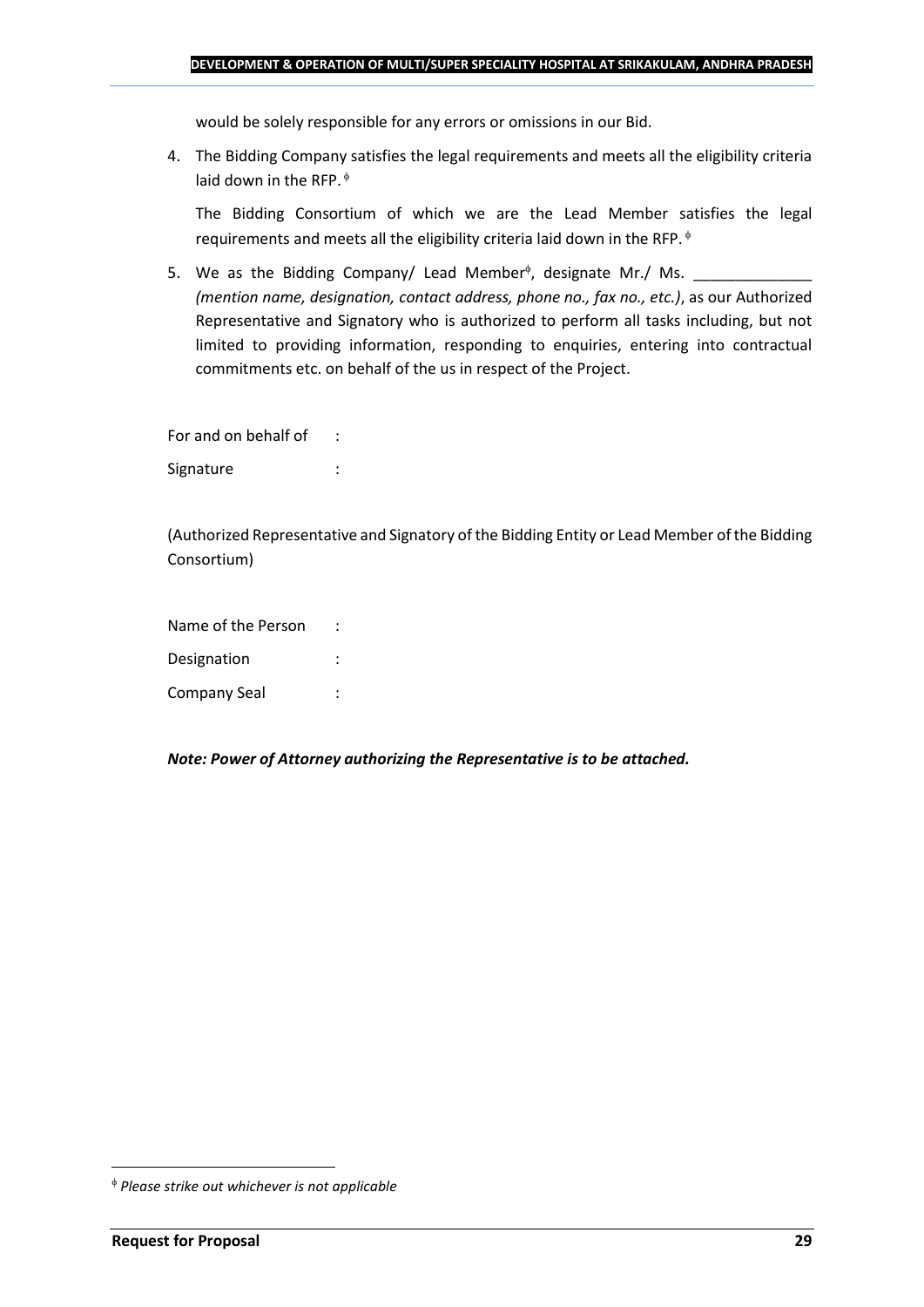would be solely responsible for any errors or omissions in our Bid.

4. The Bidding Company satisfies the legal requirements and meets all the eligibility criteria laid down in the RFP. [ɸ]

   The Bidding Consortium of which we are the Lead Member satisfies the legal requirements and meets all the eligibility criteria laid down in the RFP. [ɸ]

5. We as the Bidding Company/ Lead Member[ɸ], designate Mr./ Ms. ______________ *(mention name, designation, contact address, phone no., fax no., etc.)*, as our Authorized Representative and Signatory who is authorized to perform all tasks including, but not limited to providing information, responding to enquiries, entering into contractual commitments etc. on behalf of the us in respect of the Project.

For and on behalf of :

Signature :

(Authorized Representative and Signatory of the Bidding Entity or Lead Member of the Bidding Consortium)

Name of the Person :

Designation :

Company Seal :

***Note: Power of Attorney authorizing the Representative is to be attached.***

[ɸ] *Please strike out whichever is not applicable*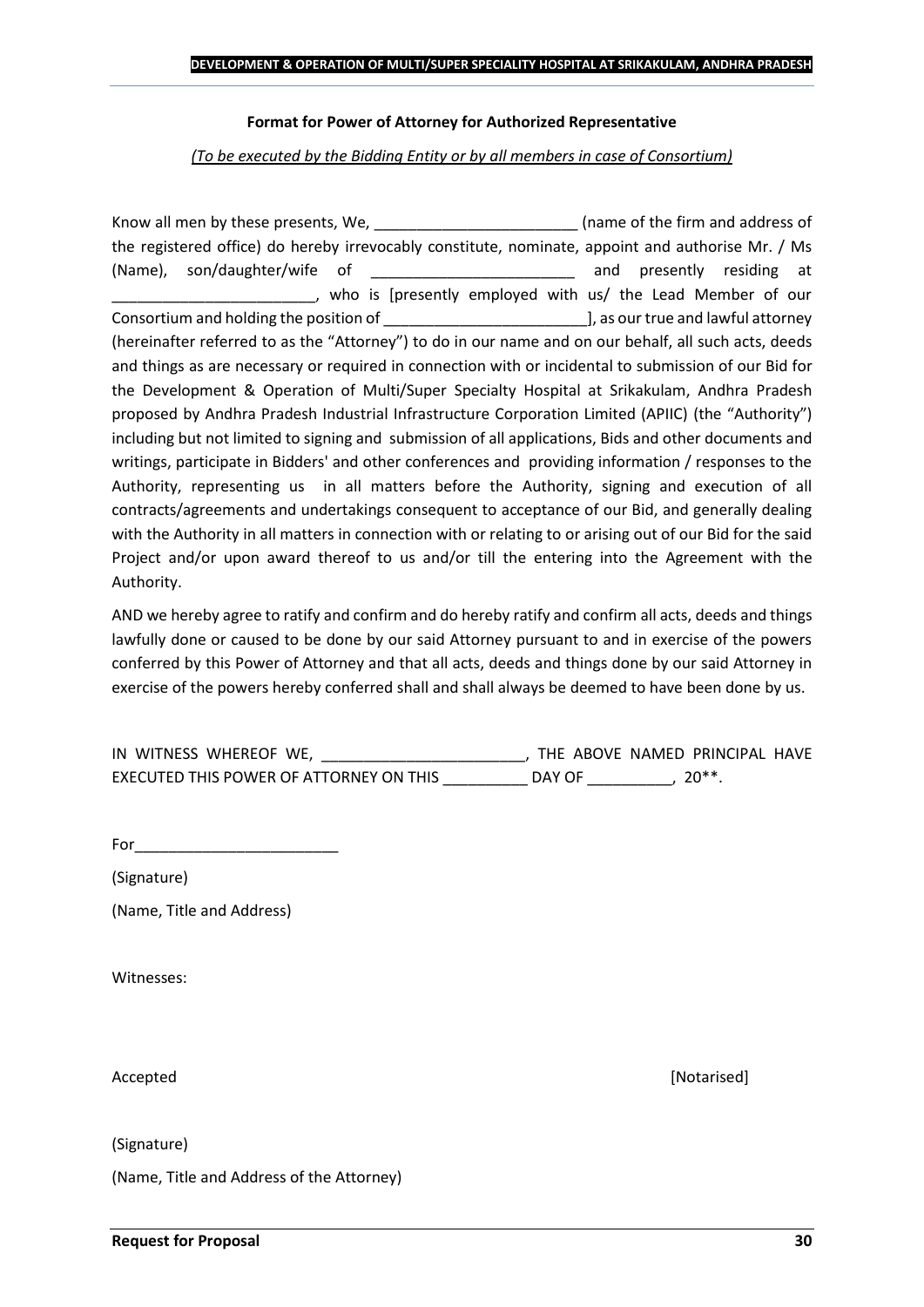**Format for Power of Attorney for Authorized Representative**

*(To be executed by the Bidding Entity or by all members in case of Consortium)*

Know all men by these presents, We, ________________________ (name of the firm and address of the registered office) do hereby irrevocably constitute, nominate, appoint and authorise Mr. / Ms (Name), son/daughter/wife of ________________________ and presently residing at ________________________, who is [presently employed with us/ the Lead Member of our Consortium and holding the position of ________________________], as our true and lawful attorney (hereinafter referred to as the "Attorney") to do in our name and on our behalf, all such acts, deeds and things as are necessary or required in connection with or incidental to submission of our Bid for the Development & Operation of Multi/Super Specialty Hospital at Srikakulam, Andhra Pradesh proposed by Andhra Pradesh Industrial Infrastructure Corporation Limited (APIIC) (the "Authority") including but not limited to signing and submission of all applications, Bids and other documents and writings, participate in Bidders' and other conferences and providing information / responses to the Authority, representing us in all matters before the Authority, signing and execution of all contracts/agreements and undertakings consequent to acceptance of our Bid, and generally dealing with the Authority in all matters in connection with or relating to or arising out of our Bid for the said Project and/or upon award thereof to us and/or till the entering into the Agreement with the Authority.

AND we hereby agree to ratify and confirm and do hereby ratify and confirm all acts, deeds and things lawfully done or caused to be done by our said Attorney pursuant to and in exercise of the powers conferred by this Power of Attorney and that all acts, deeds and things done by our said Attorney in exercise of the powers hereby conferred shall and shall always be deemed to have been done by us.

IN WITNESS WHEREOF WE, ________________________, THE ABOVE NAMED PRINCIPAL HAVE EXECUTED THIS POWER OF ATTORNEY ON THIS __________ DAY OF __________, 20**.

For________________________

(Signature)

(Name, Title and Address)

Witnesses:

Accepted [Notarised]

(Signature)

(Name, Title and Address of the Attorney)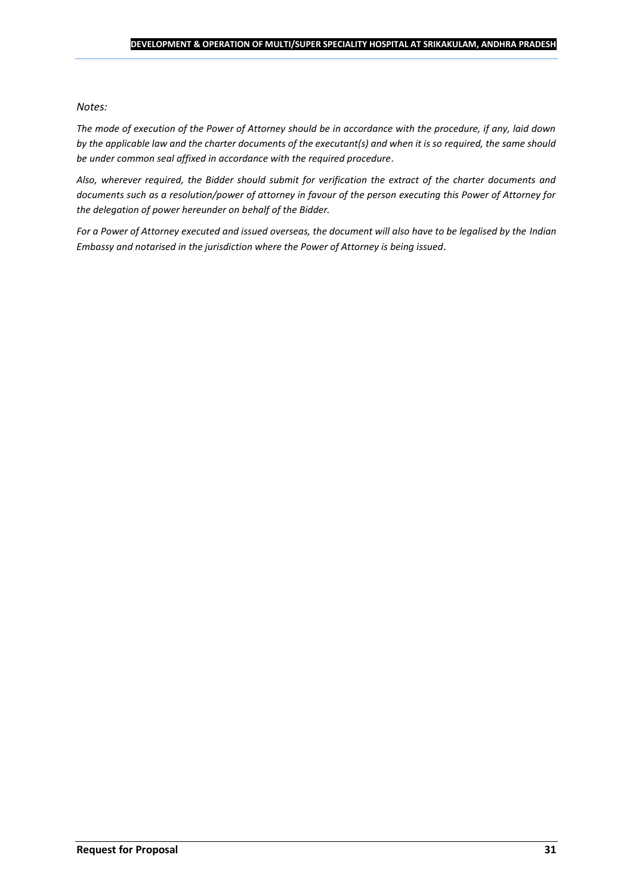*Notes:*

*The mode of execution of the Power of Attorney should be in accordance with the procedure, if any, laid down by the applicable law and the charter documents of the executant(s) and when it is so required, the same should be under common seal affixed in accordance with the required procedure.*

*Also, wherever required, the Bidder should submit for verification the extract of the charter documents and documents such as a resolution/power of attorney in favour of the person executing this Power of Attorney for the delegation of power hereunder on behalf of the Bidder.*

*For a Power of Attorney executed and issued overseas, the document will also have to be legalised by the Indian Embassy and notarised in the jurisdiction where the Power of Attorney is being issued.*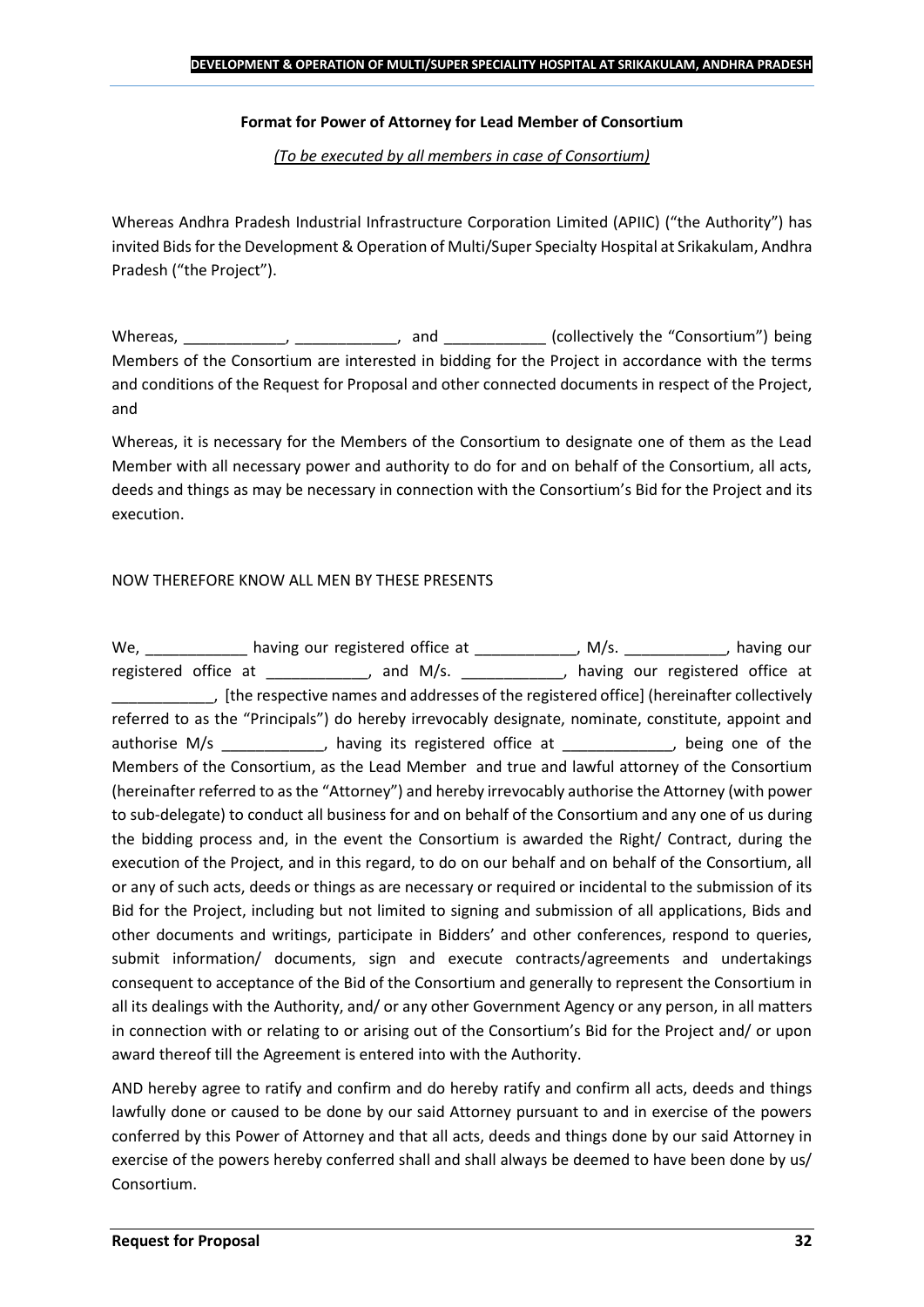**Format for Power of Attorney for Lead Member of Consortium**

*(To be executed by all members in case of Consortium)*

Whereas Andhra Pradesh Industrial Infrastructure Corporation Limited (APIIC) ("the Authority") has invited Bids for the Development & Operation of Multi/Super Specialty Hospital at Srikakulam, Andhra Pradesh ("the Project").

Whereas, ____________, ____________, and ____________ (collectively the "Consortium") being Members of the Consortium are interested in bidding for the Project in accordance with the terms and conditions of the Request for Proposal and other connected documents in respect of the Project, and

Whereas, it is necessary for the Members of the Consortium to designate one of them as the Lead Member with all necessary power and authority to do for and on behalf of the Consortium, all acts, deeds and things as may be necessary in connection with the Consortium's Bid for the Project and its execution.

NOW THEREFORE KNOW ALL MEN BY THESE PRESENTS

We, ____________ having our registered office at ____________, M/s. ____________, having our registered office at ____________, and M/s. ____________, having our registered office at ____________, [the respective names and addresses of the registered office] (hereinafter collectively referred to as the "Principals") do hereby irrevocably designate, nominate, constitute, appoint and authorise M/s ____________, having its registered office at _____________, being one of the Members of the Consortium, as the Lead Member and true and lawful attorney of the Consortium (hereinafter referred to as the "Attorney") and hereby irrevocably authorise the Attorney (with power to sub-delegate) to conduct all business for and on behalf of the Consortium and any one of us during the bidding process and, in the event the Consortium is awarded the Right/ Contract, during the execution of the Project, and in this regard, to do on our behalf and on behalf of the Consortium, all or any of such acts, deeds or things as are necessary or required or incidental to the submission of its Bid for the Project, including but not limited to signing and submission of all applications, Bids and other documents and writings, participate in Bidders' and other conferences, respond to queries, submit information/ documents, sign and execute contracts/agreements and undertakings consequent to acceptance of the Bid of the Consortium and generally to represent the Consortium in all its dealings with the Authority, and/ or any other Government Agency or any person, in all matters in connection with or relating to or arising out of the Consortium's Bid for the Project and/ or upon award thereof till the Agreement is entered into with the Authority.

AND hereby agree to ratify and confirm and do hereby ratify and confirm all acts, deeds and things lawfully done or caused to be done by our said Attorney pursuant to and in exercise of the powers conferred by this Power of Attorney and that all acts, deeds and things done by our said Attorney in exercise of the powers hereby conferred shall and shall always be deemed to have been done by us/ Consortium.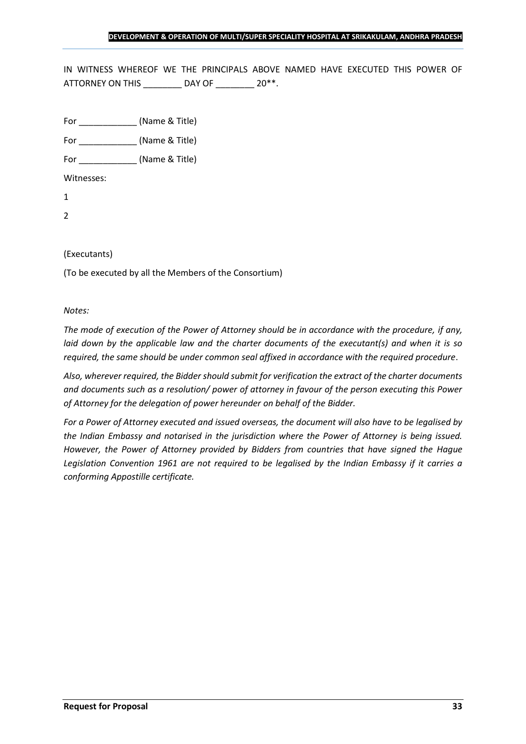IN WITNESS WHEREOF WE THE PRINCIPALS ABOVE NAMED HAVE EXECUTED THIS POWER OF ATTORNEY ON THIS ________ DAY OF ________ 20**.

For ____________ (Name & Title)

For ____________ (Name & Title)

For ____________ (Name & Title)

Witnesses:

1

2

(Executants)

(To be executed by all the Members of the Consortium)

*Notes:*

*The mode of execution of the Power of Attorney should be in accordance with the procedure, if any, laid down by the applicable law and the charter documents of the executant(s) and when it is so required, the same should be under common seal affixed in accordance with the required procedure.*

*Also, wherever required, the Bidder should submit for verification the extract of the charter documents and documents such as a resolution/ power of attorney in favour of the person executing this Power of Attorney for the delegation of power hereunder on behalf of the Bidder.*

*For a Power of Attorney executed and issued overseas, the document will also have to be legalised by the Indian Embassy and notarised in the jurisdiction where the Power of Attorney is being issued. However, the Power of Attorney provided by Bidders from countries that have signed the Hague Legislation Convention 1961 are not required to be legalised by the Indian Embassy if it carries a conforming Appostille certificate.*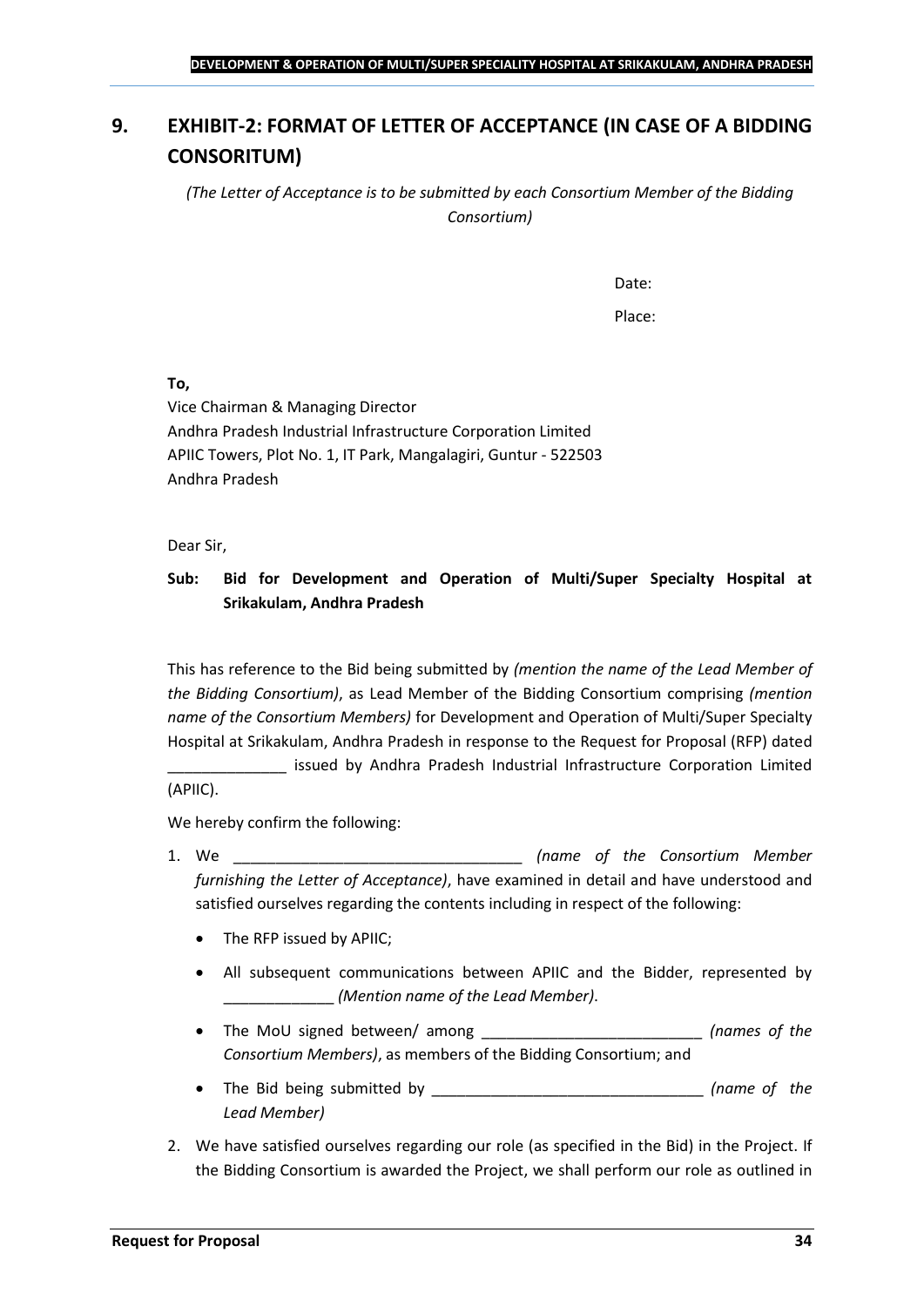# 9. EXHIBIT-2: FORMAT OF LETTER OF ACCEPTANCE (IN CASE OF A BIDDING CONSORITUM)

*(The Letter of Acceptance is to be submitted by each Consortium Member of the Bidding Consortium)*

Date:

Place:

**To,**
Vice Chairman & Managing Director
Andhra Pradesh Industrial Infrastructure Corporation Limited
APIIC Towers, Plot No. 1, IT Park, Mangalagiri, Guntur - 522503
Andhra Pradesh

Dear Sir,

**Sub: Bid for Development and Operation of Multi/Super Specialty Hospital at Srikakulam, Andhra Pradesh**

This has reference to the Bid being submitted by *(mention the name of the Lead Member of the Bidding Consortium)*, as Lead Member of the Bidding Consortium comprising *(mention name of the Consortium Members)* for Development and Operation of Multi/Super Specialty Hospital at Srikakulam, Andhra Pradesh in response to the Request for Proposal (RFP) dated ______________ issued by Andhra Pradesh Industrial Infrastructure Corporation Limited (APIIC).

We hereby confirm the following:

1. We __________________________________ *(name of the Consortium Member furnishing the Letter of Acceptance)*, have examined in detail and have understood and satisfied ourselves regarding the contents including in respect of the following:
   - The RFP issued by APIIC;
   - All subsequent communications between APIIC and the Bidder, represented by _____________ *(Mention name of the Lead Member)*.
   - The MoU signed between/ among __________________________ *(names of the Consortium Members)*, as members of the Bidding Consortium; and
   - The Bid being submitted by ________________________________ *(name of the Lead Member)*
2. We have satisfied ourselves regarding our role (as specified in the Bid) in the Project. If the Bidding Consortium is awarded the Project, we shall perform our role as outlined in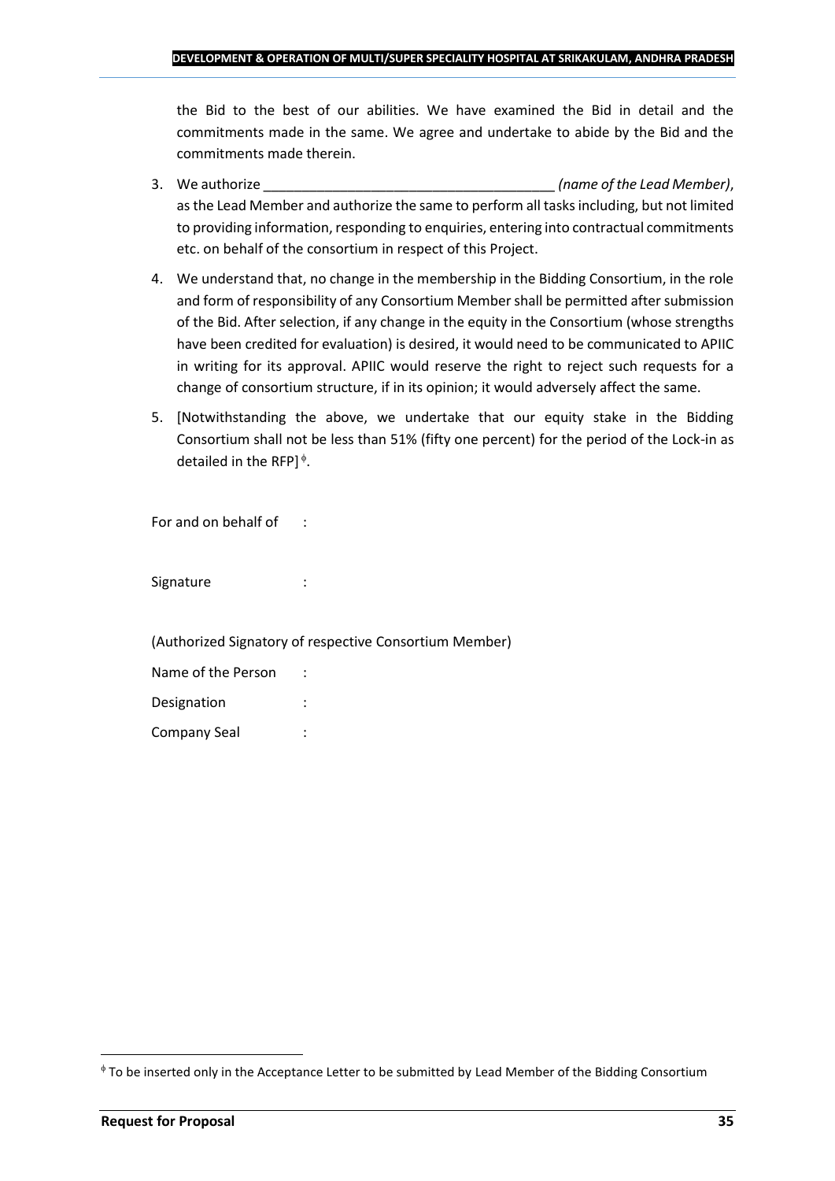the Bid to the best of our abilities. We have examined the Bid in detail and the commitments made in the same. We agree and undertake to abide by the Bid and the commitments made therein.

3. We authorize ______________________________________ *(name of the Lead Member)*, as the Lead Member and authorize the same to perform all tasks including, but not limited to providing information, responding to enquiries, entering into contractual commitments etc. on behalf of the consortium in respect of this Project.

4. We understand that, no change in the membership in the Bidding Consortium, in the role and form of responsibility of any Consortium Member shall be permitted after submission of the Bid. After selection, if any change in the equity in the Consortium (whose strengths have been credited for evaluation) is desired, it would need to be communicated to APIIC in writing for its approval. APIIC would reserve the right to reject such requests for a change of consortium structure, if in its opinion; it would adversely affect the same.

5. [Notwithstanding the above, we undertake that our equity stake in the Bidding Consortium shall not be less than 51% (fifty one percent) for the period of the Lock-in as detailed in the RFP] [ϕ].

For and on behalf of :

Signature :

(Authorized Signatory of respective Consortium Member)

Name of the Person :

Designation :

Company Seal :

---

[ϕ] To be inserted only in the Acceptance Letter to be submitted by Lead Member of the Bidding Consortium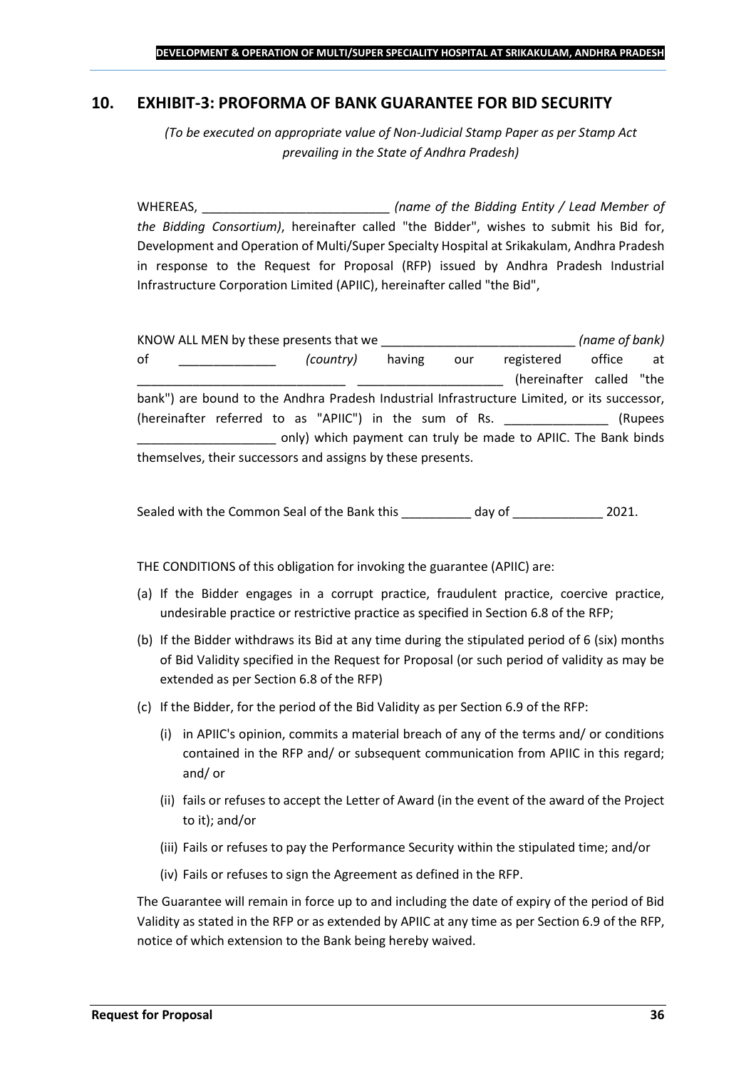## 10. EXHIBIT-3: PROFORMA OF BANK GUARANTEE FOR BID SECURITY

*(To be executed on appropriate value of Non-Judicial Stamp Paper as per Stamp Act prevailing in the State of Andhra Pradesh)*

WHEREAS, ___________________________ *(name of the Bidding Entity / Lead Member of the Bidding Consortium)*, hereinafter called "the Bidder", wishes to submit his Bid for, Development and Operation of Multi/Super Specialty Hospital at Srikakulam, Andhra Pradesh in response to the Request for Proposal (RFP) issued by Andhra Pradesh Industrial Infrastructure Corporation Limited (APIIC), hereinafter called "the Bid",

KNOW ALL MEN by these presents that we ____________________________ *(name of bank)* of ______________ *(country)* having our registered office at ______________________________ _____________________ (hereinafter called "the bank") are bound to the Andhra Pradesh Industrial Infrastructure Limited, or its successor, (hereinafter referred to as "APIIC") in the sum of Rs. _______________ (Rupees ____________________ only) which payment can truly be made to APIIC. The Bank binds themselves, their successors and assigns by these presents.

Sealed with the Common Seal of the Bank this __________ day of _____________ 2021.

THE CONDITIONS of this obligation for invoking the guarantee (APIIC) are:

(a) If the Bidder engages in a corrupt practice, fraudulent practice, coercive practice, undesirable practice or restrictive practice as specified in Section 6.8 of the RFP;

(b) If the Bidder withdraws its Bid at any time during the stipulated period of 6 (six) months of Bid Validity specified in the Request for Proposal (or such period of validity as may be extended as per Section 6.8 of the RFP)

(c) If the Bidder, for the period of the Bid Validity as per Section 6.9 of the RFP:

   (i) in APIIC's opinion, commits a material breach of any of the terms and/ or conditions contained in the RFP and/ or subsequent communication from APIIC in this regard; and/ or

   (ii) fails or refuses to accept the Letter of Award (in the event of the award of the Project to it); and/or

   (iii) Fails or refuses to pay the Performance Security within the stipulated time; and/or

   (iv) Fails or refuses to sign the Agreement as defined in the RFP.

The Guarantee will remain in force up to and including the date of expiry of the period of Bid Validity as stated in the RFP or as extended by APIIC at any time as per Section 6.9 of the RFP, notice of which extension to the Bank being hereby waived.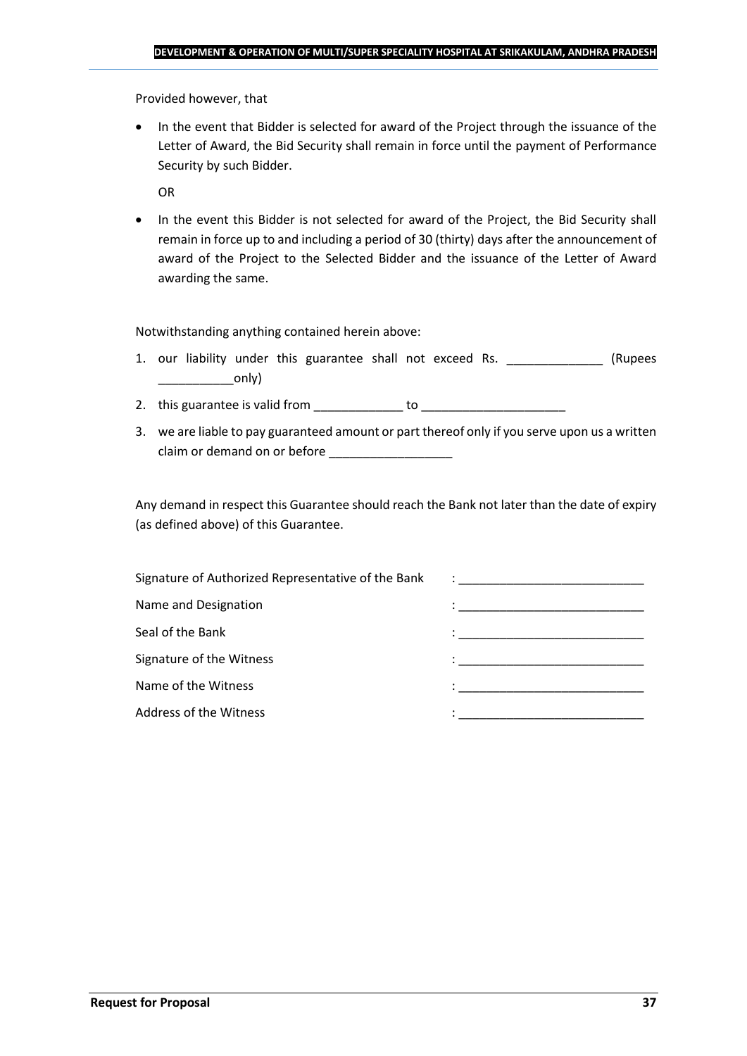Provided however, that

- In the event that Bidder is selected for award of the Project through the issuance of the Letter of Award, the Bid Security shall remain in force until the payment of Performance Security by such Bidder.

  OR

- In the event this Bidder is not selected for award of the Project, the Bid Security shall remain in force up to and including a period of 30 (thirty) days after the announcement of award of the Project to the Selected Bidder and the issuance of the Letter of Award awarding the same.

Notwithstanding anything contained herein above:

1. our liability under this guarantee shall not exceed Rs. ______________ (Rupees ___________only)
2. this guarantee is valid from _____________ to _____________________
3. we are liable to pay guaranteed amount or part thereof only if you serve upon us a written claim or demand on or before _________________

Any demand in respect this Guarantee should reach the Bank not later than the date of expiry (as defined above) of this Guarantee.

Signature of Authorized Representative of the Bank : ___________________________

Name and Designation : ___________________________

Seal of the Bank : ___________________________

Signature of the Witness : ___________________________

Name of the Witness : ___________________________

Address of the Witness : ___________________________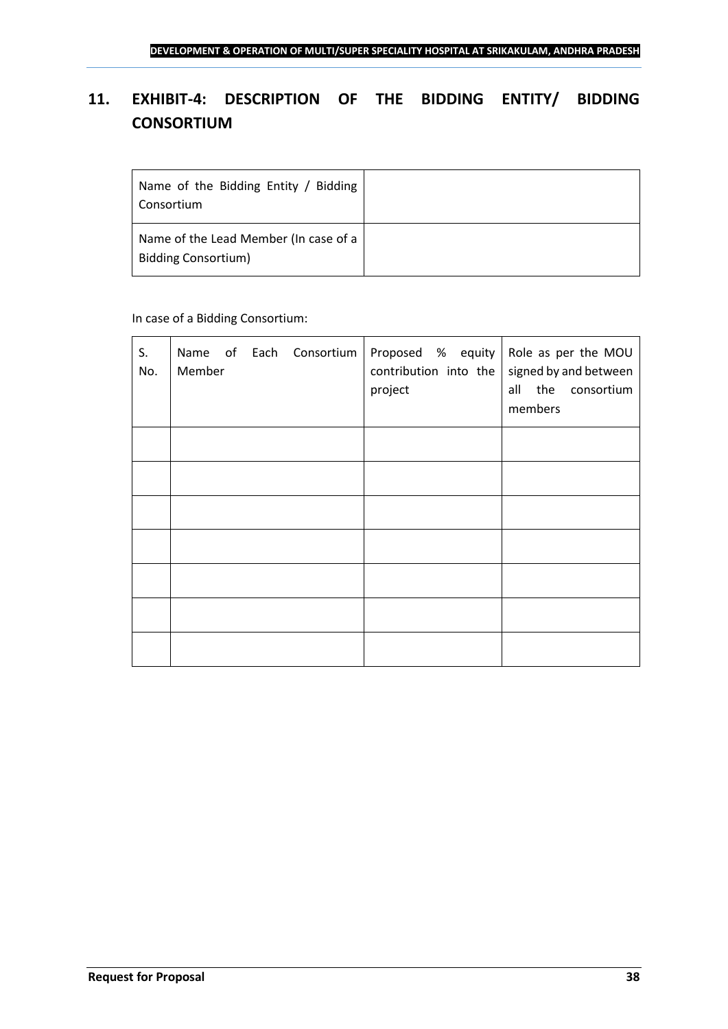## 11. EXHIBIT-4: DESCRIPTION OF THE BIDDING ENTITY/ BIDDING CONSORTIUM

| Name of the Bidding Entity / Bidding Consortium | |
|---|---|
| Name of the Lead Member (In case of a Bidding Consortium) | |

In case of a Bidding Consortium:

| S. No. | Name of Each Consortium Member | Proposed % equity contribution into the project | Role as per the MOU signed by and between all the consortium members |
|---|---|---|---|
| | | | |
| | | | |
| | | | |
| | | | |
| | | | |
| | | | |
| | | | |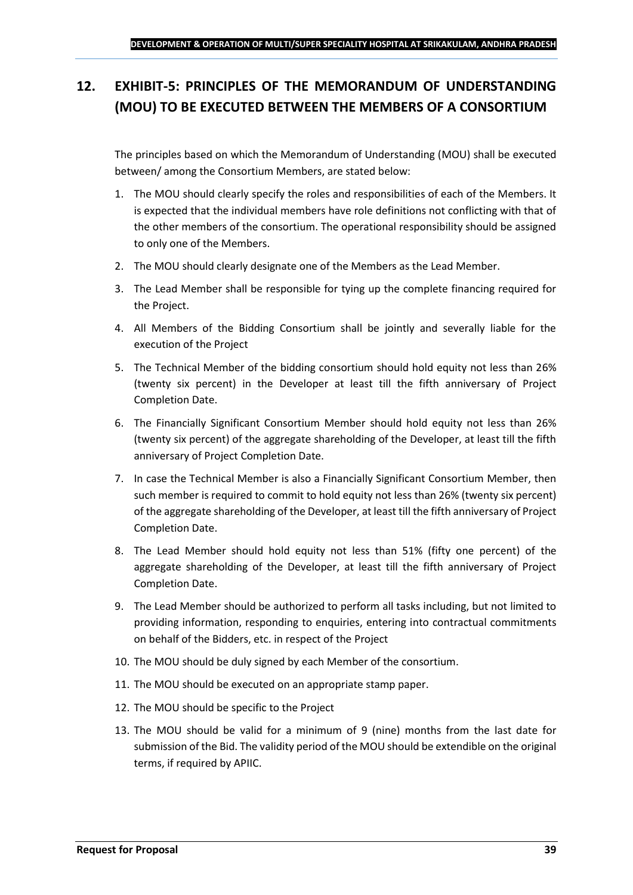## 12. EXHIBIT-5: PRINCIPLES OF THE MEMORANDUM OF UNDERSTANDING (MOU) TO BE EXECUTED BETWEEN THE MEMBERS OF A CONSORTIUM

The principles based on which the Memorandum of Understanding (MOU) shall be executed between/ among the Consortium Members, are stated below:

1. The MOU should clearly specify the roles and responsibilities of each of the Members. It is expected that the individual members have role definitions not conflicting with that of the other members of the consortium. The operational responsibility should be assigned to only one of the Members.
2. The MOU should clearly designate one of the Members as the Lead Member.
3. The Lead Member shall be responsible for tying up the complete financing required for the Project.
4. All Members of the Bidding Consortium shall be jointly and severally liable for the execution of the Project
5. The Technical Member of the bidding consortium should hold equity not less than 26% (twenty six percent) in the Developer at least till the fifth anniversary of Project Completion Date.
6. The Financially Significant Consortium Member should hold equity not less than 26% (twenty six percent) of the aggregate shareholding of the Developer, at least till the fifth anniversary of Project Completion Date.
7. In case the Technical Member is also a Financially Significant Consortium Member, then such member is required to commit to hold equity not less than 26% (twenty six percent) of the aggregate shareholding of the Developer, at least till the fifth anniversary of Project Completion Date.
8. The Lead Member should hold equity not less than 51% (fifty one percent) of the aggregate shareholding of the Developer, at least till the fifth anniversary of Project Completion Date.
9. The Lead Member should be authorized to perform all tasks including, but not limited to providing information, responding to enquiries, entering into contractual commitments on behalf of the Bidders, etc. in respect of the Project
10. The MOU should be duly signed by each Member of the consortium.
11. The MOU should be executed on an appropriate stamp paper.
12. The MOU should be specific to the Project
13. The MOU should be valid for a minimum of 9 (nine) months from the last date for submission of the Bid. The validity period of the MOU should be extendible on the original terms, if required by APIIC.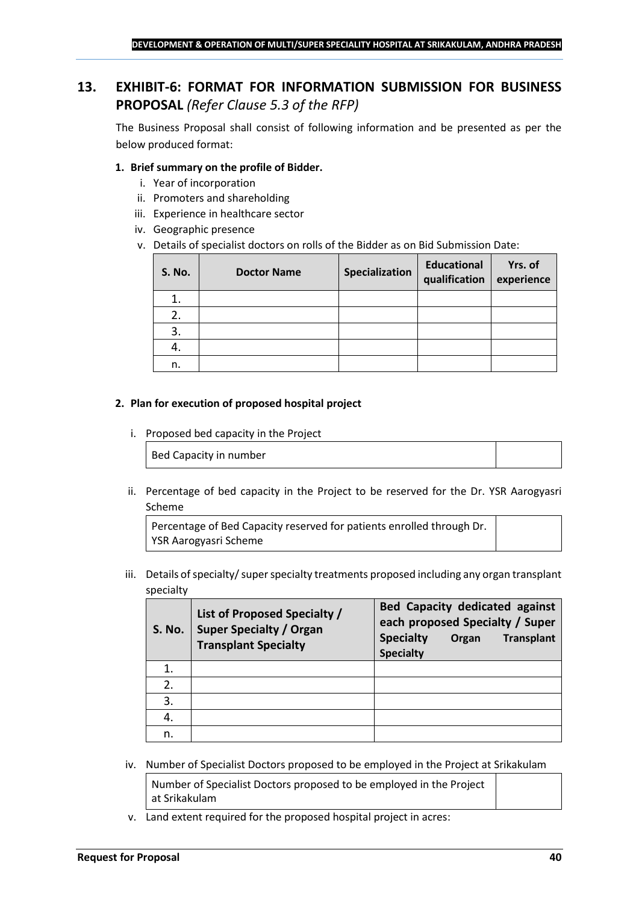## 13. EXHIBIT-6: FORMAT FOR INFORMATION SUBMISSION FOR BUSINESS PROPOSAL *(Refer Clause 5.3 of the RFP)*

The Business Proposal shall consist of following information and be presented as per the below produced format:

**1. Brief summary on the profile of Bidder.**

i. Year of incorporation

ii. Promoters and shareholding

iii. Experience in healthcare sector

iv. Geographic presence

v. Details of specialist doctors on rolls of the Bidder as on Bid Submission Date:

| S. No. | Doctor Name | Specialization | Educational qualification | Yrs. of experience |
|---|---|---|---|---|
| 1. | | | | |
| 2. | | | | |
| 3. | | | | |
| 4. | | | | |
| n. | | | | |

**2. Plan for execution of proposed hospital project**

i. Proposed bed capacity in the Project

| Bed Capacity in number | |
|---|---|

ii. Percentage of bed capacity in the Project to be reserved for the Dr. YSR Aarogyasri Scheme

| Percentage of Bed Capacity reserved for patients enrolled through Dr. YSR Aarogyasri Scheme | |
|---|---|

iii. Details of specialty/ super specialty treatments proposed including any organ transplant specialty

| S. No. | List of Proposed Specialty / Super Specialty / Organ Transplant Specialty | Bed Capacity dedicated against each proposed Specialty / Super Specialty Organ Transplant Specialty |
|---|---|---|
| 1. | | |
| 2. | | |
| 3. | | |
| 4. | | |
| n. | | |

iv. Number of Specialist Doctors proposed to be employed in the Project at Srikakulam

| Number of Specialist Doctors proposed to be employed in the Project at Srikakulam | |
|---|---|

v. Land extent required for the proposed hospital project in acres: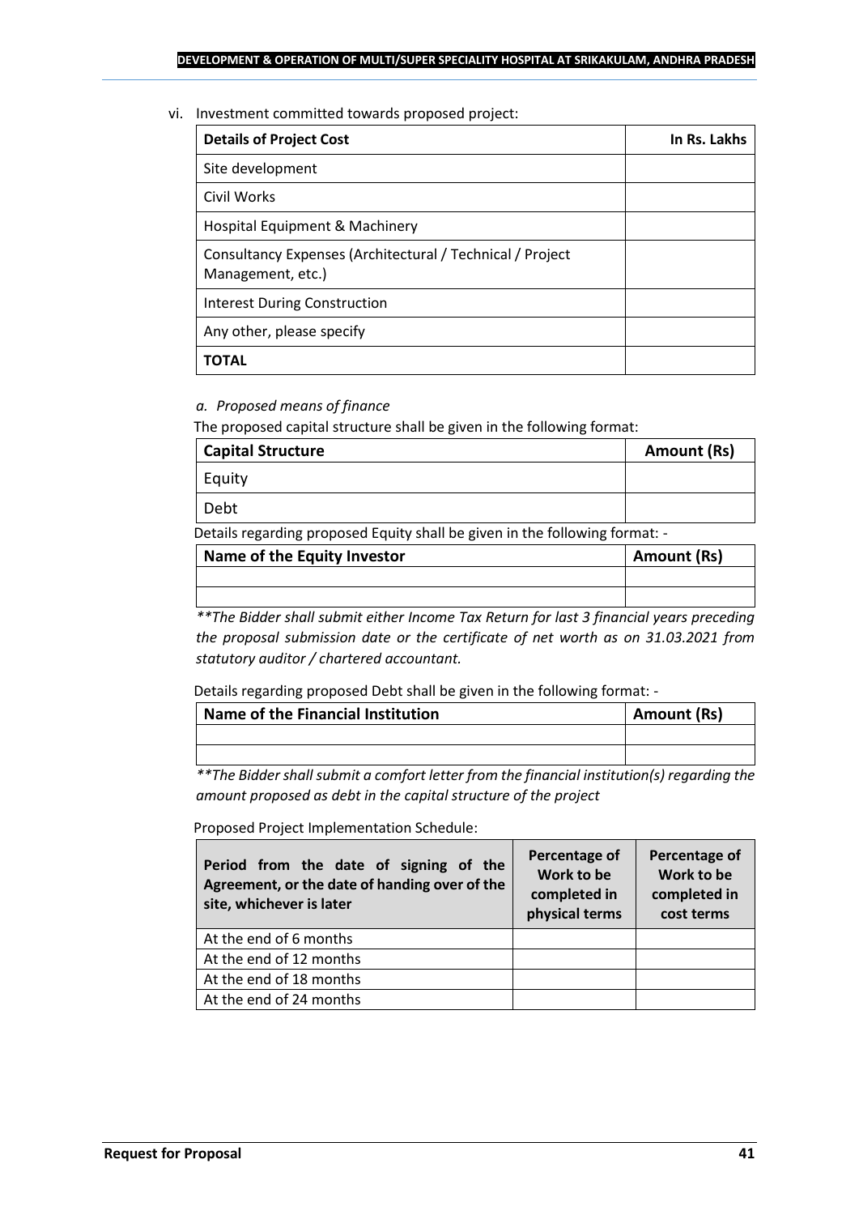vi. Investment committed towards proposed project:

| **Details of Project Cost** | **In Rs. Lakhs** |
|---|---|
| Site development | |
| Civil Works | |
| Hospital Equipment & Machinery | |
| Consultancy Expenses (Architectural / Technical / Project Management, etc.) | |
| Interest During Construction | |
| Any other, please specify | |
| **TOTAL** | |

*a. Proposed means of finance*

The proposed capital structure shall be given in the following format:

| **Capital Structure** | **Amount (Rs)** |
|---|---|
| Equity | |
| Debt | |

Details regarding proposed Equity shall be given in the following format: -

| **Name of the Equity Investor** | **Amount (Rs)** |
|---|---|
| | |
| | |

*\*\*The Bidder shall submit either Income Tax Return for last 3 financial years preceding the proposal submission date or the certificate of net worth as on 31.03.2021 from statutory auditor / chartered accountant.*

Details regarding proposed Debt shall be given in the following format: -

| **Name of the Financial Institution** | **Amount (Rs)** |
|---|---|
| | |
| | |

*\*\*The Bidder shall submit a comfort letter from the financial institution(s) regarding the amount proposed as debt in the capital structure of the project*

Proposed Project Implementation Schedule:

| **Period from the date of signing of the Agreement, or the date of handing over of the site, whichever is later** | **Percentage of Work to be completed in physical terms** | **Percentage of Work to be completed in cost terms** |
|---|---|---|
| At the end of 6 months | | |
| At the end of 12 months | | |
| At the end of 18 months | | |
| At the end of 24 months | | |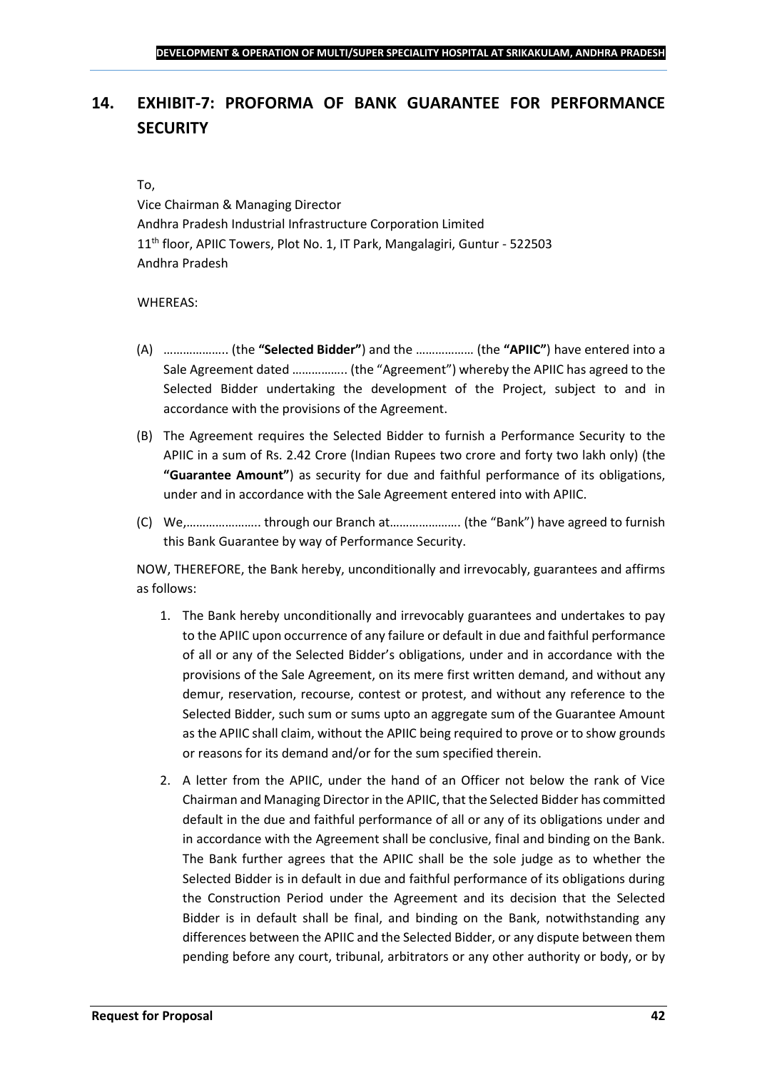# 14. EXHIBIT-7: PROFORMA OF BANK GUARANTEE FOR PERFORMANCE SECURITY

To,
Vice Chairman & Managing Director
Andhra Pradesh Industrial Infrastructure Corporation Limited
11th floor, APIIC Towers, Plot No. 1, IT Park, Mangalagiri, Guntur - 522503
Andhra Pradesh

WHEREAS:

(A) ……………….. (the **"Selected Bidder"**) and the ……………… (the **"APIIC"**) have entered into a Sale Agreement dated ……………. (the "Agreement") whereby the APIIC has agreed to the Selected Bidder undertaking the development of the Project, subject to and in accordance with the provisions of the Agreement.

(B) The Agreement requires the Selected Bidder to furnish a Performance Security to the APIIC in a sum of Rs. 2.42 Crore (Indian Rupees two crore and forty two lakh only) (the **"Guarantee Amount"**) as security for due and faithful performance of its obligations, under and in accordance with the Sale Agreement entered into with APIIC.

(C) We,………………….. through our Branch at…………………. (the "Bank") have agreed to furnish this Bank Guarantee by way of Performance Security.

NOW, THEREFORE, the Bank hereby, unconditionally and irrevocably, guarantees and affirms as follows:

1. The Bank hereby unconditionally and irrevocably guarantees and undertakes to pay to the APIIC upon occurrence of any failure or default in due and faithful performance of all or any of the Selected Bidder's obligations, under and in accordance with the provisions of the Sale Agreement, on its mere first written demand, and without any demur, reservation, recourse, contest or protest, and without any reference to the Selected Bidder, such sum or sums upto an aggregate sum of the Guarantee Amount as the APIIC shall claim, without the APIIC being required to prove or to show grounds or reasons for its demand and/or for the sum specified therein.

2. A letter from the APIIC, under the hand of an Officer not below the rank of Vice Chairman and Managing Director in the APIIC, that the Selected Bidder has committed default in the due and faithful performance of all or any of its obligations under and in accordance with the Agreement shall be conclusive, final and binding on the Bank. The Bank further agrees that the APIIC shall be the sole judge as to whether the Selected Bidder is in default in due and faithful performance of its obligations during the Construction Period under the Agreement and its decision that the Selected Bidder is in default shall be final, and binding on the Bank, notwithstanding any differences between the APIIC and the Selected Bidder, or any dispute between them pending before any court, tribunal, arbitrators or any other authority or body, or by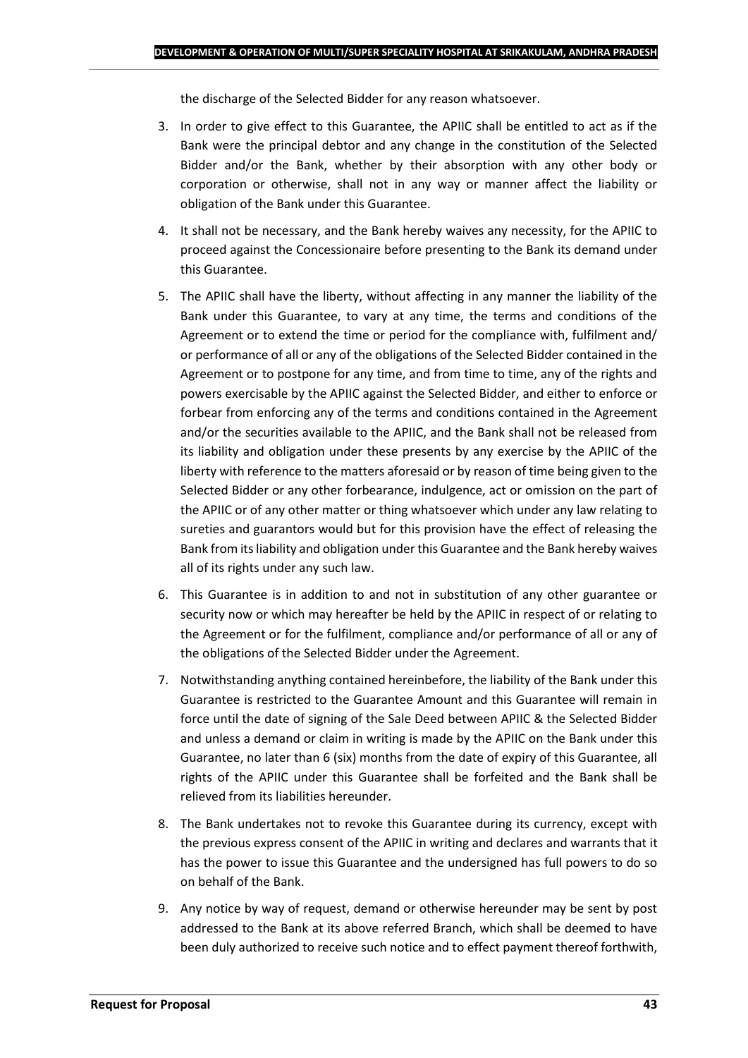the discharge of the Selected Bidder for any reason whatsoever.

3. In order to give effect to this Guarantee, the APIIC shall be entitled to act as if the Bank were the principal debtor and any change in the constitution of the Selected Bidder and/or the Bank, whether by their absorption with any other body or corporation or otherwise, shall not in any way or manner affect the liability or obligation of the Bank under this Guarantee.

4. It shall not be necessary, and the Bank hereby waives any necessity, for the APIIC to proceed against the Concessionaire before presenting to the Bank its demand under this Guarantee.

5. The APIIC shall have the liberty, without affecting in any manner the liability of the Bank under this Guarantee, to vary at any time, the terms and conditions of the Agreement or to extend the time or period for the compliance with, fulfilment and/ or performance of all or any of the obligations of the Selected Bidder contained in the Agreement or to postpone for any time, and from time to time, any of the rights and powers exercisable by the APIIC against the Selected Bidder, and either to enforce or forbear from enforcing any of the terms and conditions contained in the Agreement and/or the securities available to the APIIC, and the Bank shall not be released from its liability and obligation under these presents by any exercise by the APIIC of the liberty with reference to the matters aforesaid or by reason of time being given to the Selected Bidder or any other forbearance, indulgence, act or omission on the part of the APIIC or of any other matter or thing whatsoever which under any law relating to sureties and guarantors would but for this provision have the effect of releasing the Bank from its liability and obligation under this Guarantee and the Bank hereby waives all of its rights under any such law.

6. This Guarantee is in addition to and not in substitution of any other guarantee or security now or which may hereafter be held by the APIIC in respect of or relating to the Agreement or for the fulfilment, compliance and/or performance of all or any of the obligations of the Selected Bidder under the Agreement.

7. Notwithstanding anything contained hereinbefore, the liability of the Bank under this Guarantee is restricted to the Guarantee Amount and this Guarantee will remain in force until the date of signing of the Sale Deed between APIIC & the Selected Bidder and unless a demand or claim in writing is made by the APIIC on the Bank under this Guarantee, no later than 6 (six) months from the date of expiry of this Guarantee, all rights of the APIIC under this Guarantee shall be forfeited and the Bank shall be relieved from its liabilities hereunder.

8. The Bank undertakes not to revoke this Guarantee during its currency, except with the previous express consent of the APIIC in writing and declares and warrants that it has the power to issue this Guarantee and the undersigned has full powers to do so on behalf of the Bank.

9. Any notice by way of request, demand or otherwise hereunder may be sent by post addressed to the Bank at its above referred Branch, which shall be deemed to have been duly authorized to receive such notice and to effect payment thereof forthwith,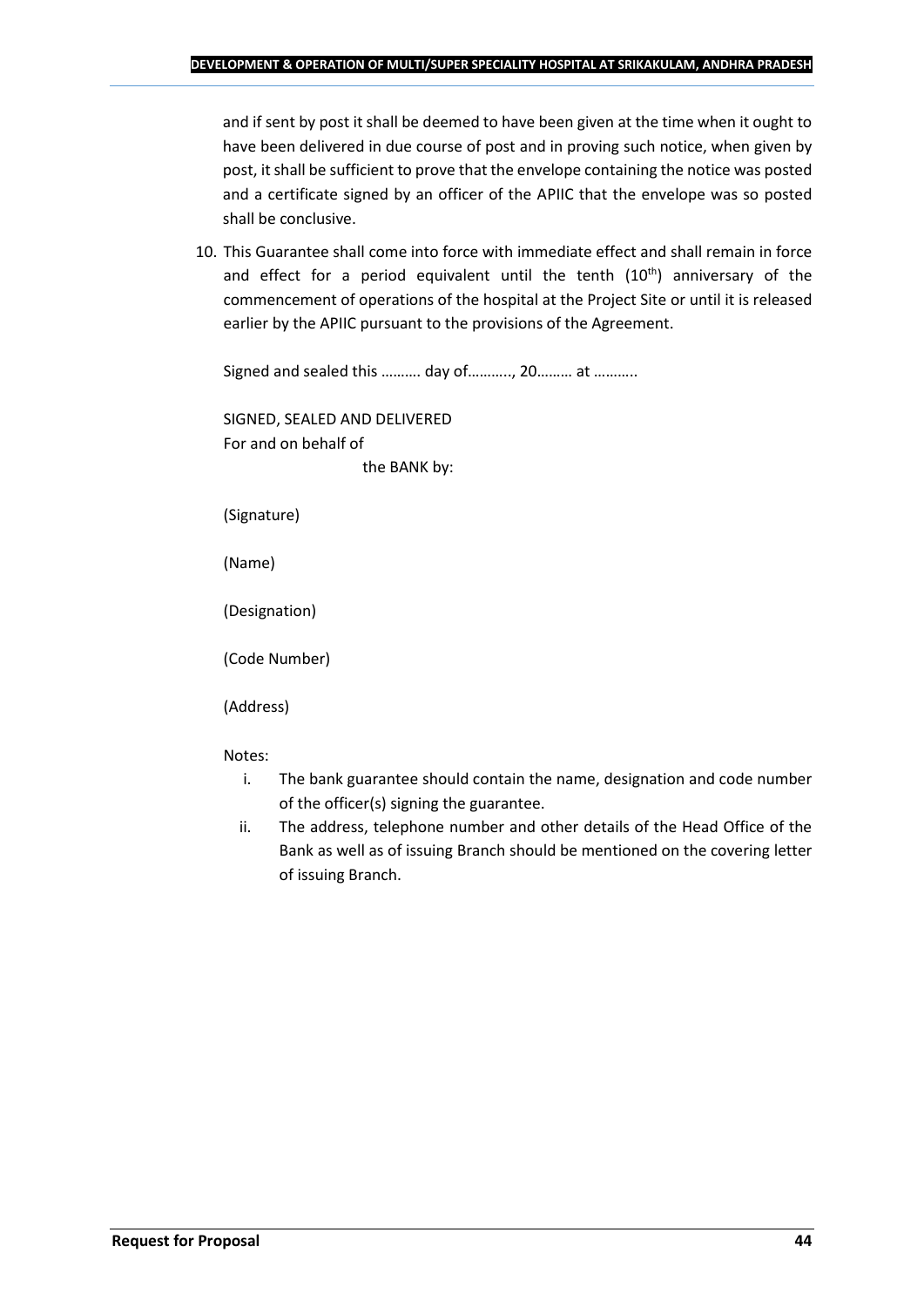and if sent by post it shall be deemed to have been given at the time when it ought to have been delivered in due course of post and in proving such notice, when given by post, it shall be sufficient to prove that the envelope containing the notice was posted and a certificate signed by an officer of the APIIC that the envelope was so posted shall be conclusive.

10. This Guarantee shall come into force with immediate effect and shall remain in force and effect for a period equivalent until the tenth ($10^{th}$) anniversary of the commencement of operations of the hospital at the Project Site or until it is released earlier by the APIIC pursuant to the provisions of the Agreement.

Signed and sealed this ………. day of……….., 20……… at ………..

SIGNED, SEALED AND DELIVERED
For and on behalf of
the BANK by:

(Signature)

(Name)

(Designation)

(Code Number)

(Address)

Notes:

i. The bank guarantee should contain the name, designation and code number of the officer(s) signing the guarantee.
ii. The address, telephone number and other details of the Head Office of the Bank as well as of issuing Branch should be mentioned on the covering letter of issuing Branch.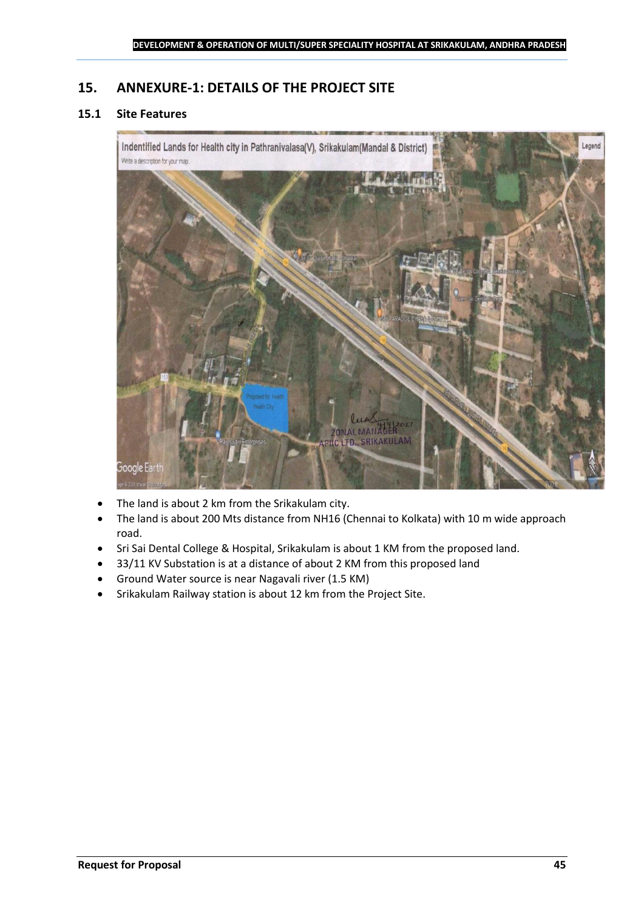## 15. ANNEXURE-1: DETAILS OF THE PROJECT SITE

### 15.1 Site Features

- The land is about 2 km from the Srikakulam city.
- The land is about 200 Mts distance from NH16 (Chennai to Kolkata) with 10 m wide approach road.
- Sri Sai Dental College & Hospital, Srikakulam is about 1 KM from the proposed land.
- 33/11 KV Substation is at a distance of about 2 KM from this proposed land
- Ground Water source is near Nagavali river (1.5 KM)
- Srikakulam Railway station is about 12 km from the Project Site.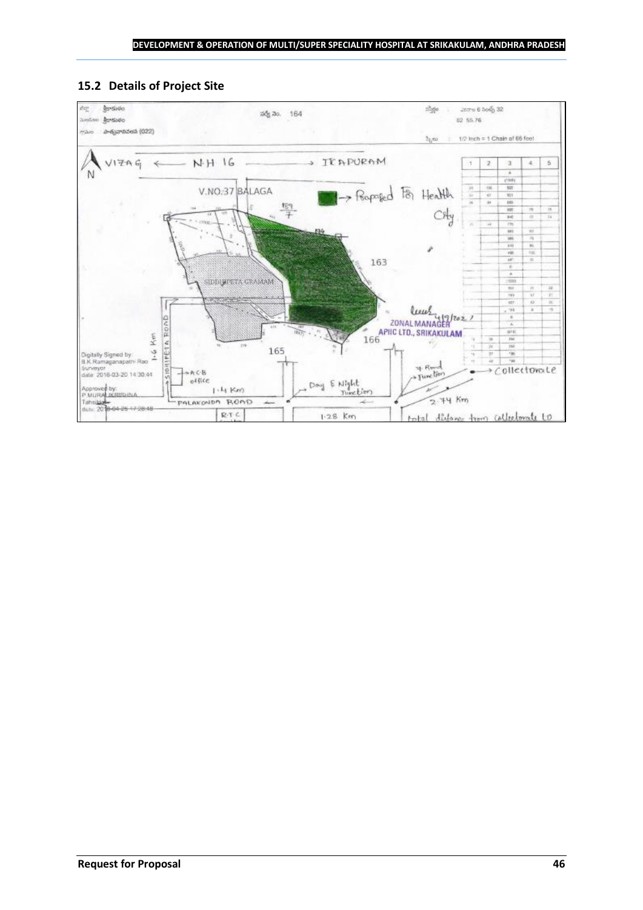## 15.2 Details of Project Site

సర్వే నెం. 164

1/2 Inch = 1 Chain of 66 feet

VIZAG ← N.H 16 → ICHAPURAM

N

V.NO.37 BALAGA

→ Proposed for Health City

163

SIDDHIPETA GRAMAM

165

166

ZONAL MANAGER
APIIC LTD., SRIKAKULAM

Digitally Signed by:
B.K.Ramaganapathi Rao
Surveyor
date: 2018-03-20 14:30:44

Approved by:
P MURALIKRISHNA
Tahsildar
date: 2018-04-25 17:28:48

1.6 Km

SIDDHIPETA ROAD

→ A.C.B office

1.4 Km

PALAKONDA ROAD

R.T.C

→ Day & Night Junction

1.28 Km

→ 4 Road Junction

→ Collectorate

2.74 Km

total distance from Collectorate to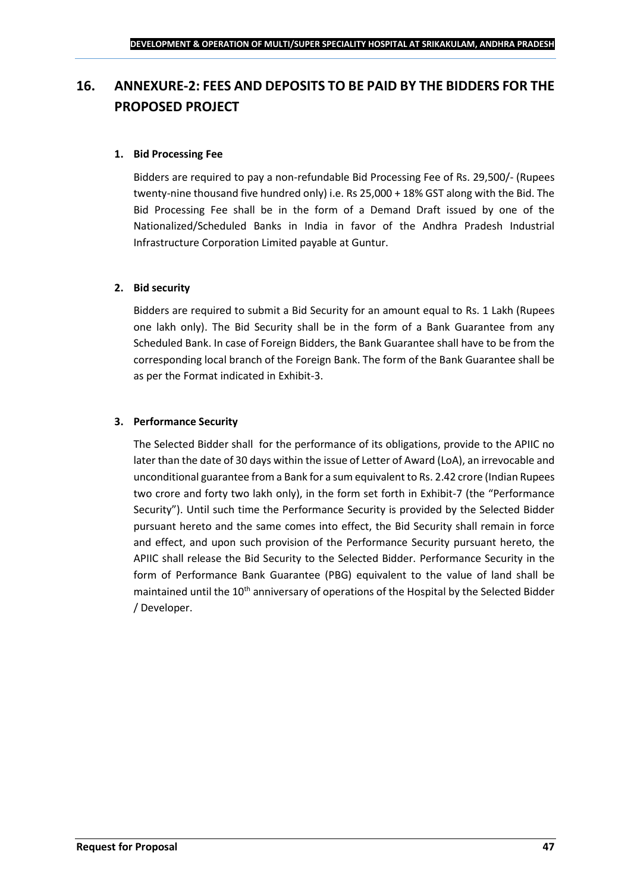# 16. ANNEXURE-2: FEES AND DEPOSITS TO BE PAID BY THE BIDDERS FOR THE PROPOSED PROJECT

**1. Bid Processing Fee**

Bidders are required to pay a non-refundable Bid Processing Fee of Rs. 29,500/- (Rupees twenty-nine thousand five hundred only) i.e. Rs 25,000 + 18% GST along with the Bid. The Bid Processing Fee shall be in the form of a Demand Draft issued by one of the Nationalized/Scheduled Banks in India in favor of the Andhra Pradesh Industrial Infrastructure Corporation Limited payable at Guntur.

**2. Bid security**

Bidders are required to submit a Bid Security for an amount equal to Rs. 1 Lakh (Rupees one lakh only). The Bid Security shall be in the form of a Bank Guarantee from any Scheduled Bank. In case of Foreign Bidders, the Bank Guarantee shall have to be from the corresponding local branch of the Foreign Bank. The form of the Bank Guarantee shall be as per the Format indicated in Exhibit-3.

**3. Performance Security**

The Selected Bidder shall for the performance of its obligations, provide to the APIIC no later than the date of 30 days within the issue of Letter of Award (LoA), an irrevocable and unconditional guarantee from a Bank for a sum equivalent to Rs. 2.42 crore (Indian Rupees two crore and forty two lakh only), in the form set forth in Exhibit-7 (the "Performance Security"). Until such time the Performance Security is provided by the Selected Bidder pursuant hereto and the same comes into effect, the Bid Security shall remain in force and effect, and upon such provision of the Performance Security pursuant hereto, the APIIC shall release the Bid Security to the Selected Bidder. Performance Security in the form of Performance Bank Guarantee (PBG) equivalent to the value of land shall be maintained until the 10th anniversary of operations of the Hospital by the Selected Bidder / Developer.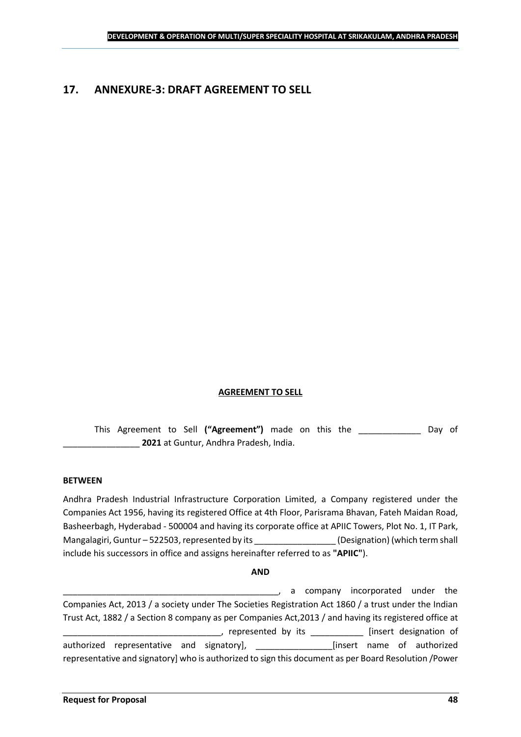## 17. ANNEXURE-3: DRAFT AGREEMENT TO SELL

**AGREEMENT TO SELL**

This Agreement to Sell **("Agreement")** made on this the _____________ Day of ________________ **2021** at Guntur, Andhra Pradesh, India.

**BETWEEN**

Andhra Pradesh Industrial Infrastructure Corporation Limited, a Company registered under the Companies Act 1956, having its registered Office at 4th Floor, Parisrama Bhavan, Fateh Maidan Road, Basheerbagh, Hyderabad - 500004 and having its corporate office at APIIC Towers, Plot No. 1, IT Park, Mangalagiri, Guntur – 522503, represented by its _________________ (Designation) (which term shall include his successors in office and assigns hereinafter referred to as **"APIIC"**).

**AND**

_______________________________________________, a company incorporated under the Companies Act, 2013 / a society under The Societies Registration Act 1860 / a trust under the Indian Trust Act, 1882 / a Section 8 company as per Companies Act,2013 / and having its registered office at _________________________________, represented by its ___________ [insert designation of authorized representative and signatory], ________________[insert name of authorized representative and signatory] who is authorized to sign this document as per Board Resolution /Power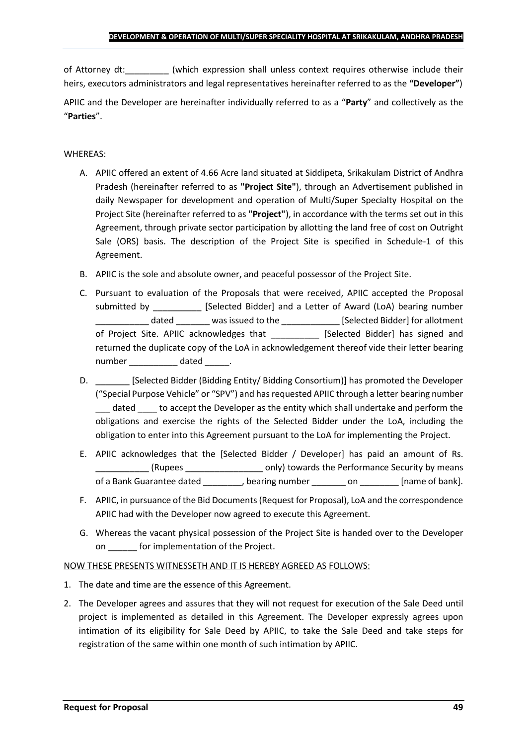of Attorney dt:_________ (which expression shall unless context requires otherwise include their heirs, executors administrators and legal representatives hereinafter referred to as the **"Developer"**)

APIIC and the Developer are hereinafter individually referred to as a "**Party**" and collectively as the "**Parties**".

WHEREAS:

A. APIIC offered an extent of 4.66 Acre land situated at Siddipeta, Srikakulam District of Andhra Pradesh (hereinafter referred to as **"Project Site"**), through an Advertisement published in daily Newspaper for development and operation of Multi/Super Specialty Hospital on the Project Site (hereinafter referred to as **"Project"**), in accordance with the terms set out in this Agreement, through private sector participation by allotting the land free of cost on Outright Sale (ORS) basis. The description of the Project Site is specified in Schedule-1 of this Agreement.

B. APIIC is the sole and absolute owner, and peaceful possessor of the Project Site.

C. Pursuant to evaluation of the Proposals that were received, APIIC accepted the Proposal submitted by __________ [Selected Bidder] and a Letter of Award (LoA) bearing number ___________ dated _______ was issued to the ____________ [Selected Bidder] for allotment of Project Site. APIIC acknowledges that __________ [Selected Bidder] has signed and returned the duplicate copy of the LoA in acknowledgement thereof vide their letter bearing number __________ dated _____.

D. _______ [Selected Bidder (Bidding Entity/ Bidding Consortium)] has promoted the Developer ("Special Purpose Vehicle" or "SPV") and has requested APIIC through a letter bearing number ___ dated ____ to accept the Developer as the entity which shall undertake and perform the obligations and exercise the rights of the Selected Bidder under the LoA, including the obligation to enter into this Agreement pursuant to the LoA for implementing the Project.

E. APIIC acknowledges that the [Selected Bidder / Developer] has paid an amount of Rs. ___________ (Rupees ________________ only) towards the Performance Security by means of a Bank Guarantee dated ________, bearing number _______ on ________ [name of bank].

F. APIIC, in pursuance of the Bid Documents (Request for Proposal), LoA and the correspondence APIIC had with the Developer now agreed to execute this Agreement.

G. Whereas the vacant physical possession of the Project Site is handed over to the Developer on ______ for implementation of the Project.

NOW THESE PRESENTS WITNESSETH AND IT IS HEREBY AGREED AS FOLLOWS:

1. The date and time are the essence of this Agreement.

2. The Developer agrees and assures that they will not request for execution of the Sale Deed until project is implemented as detailed in this Agreement. The Developer expressly agrees upon intimation of its eligibility for Sale Deed by APIIC, to take the Sale Deed and take steps for registration of the same within one month of such intimation by APIIC.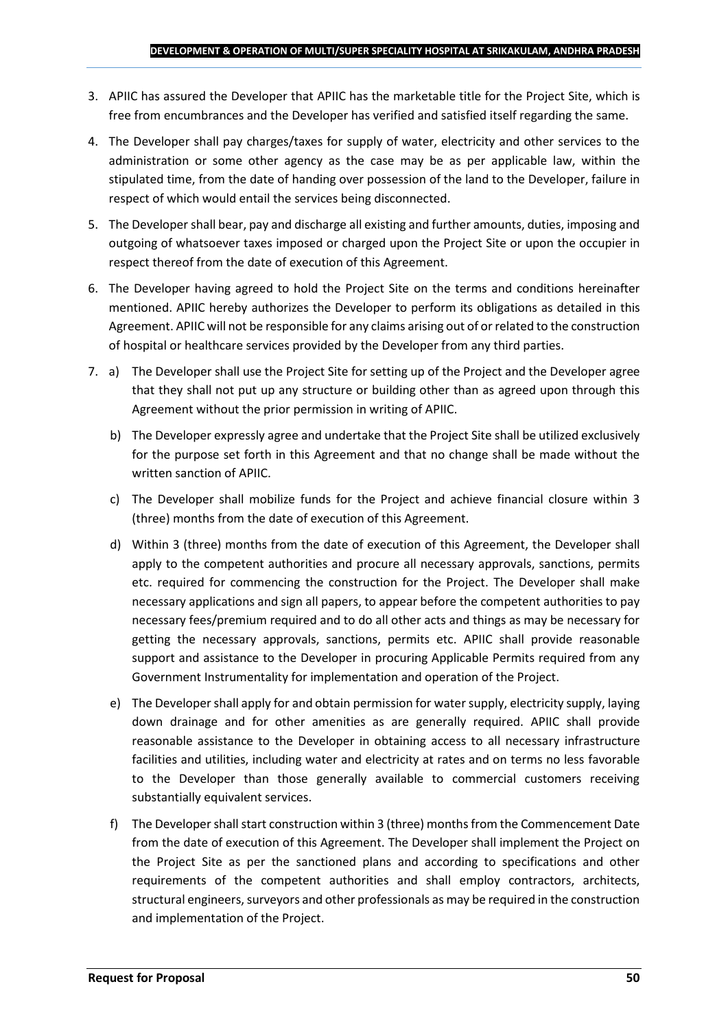3. APIIC has assured the Developer that APIIC has the marketable title for the Project Site, which is free from encumbrances and the Developer has verified and satisfied itself regarding the same.

4. The Developer shall pay charges/taxes for supply of water, electricity and other services to the administration or some other agency as the case may be as per applicable law, within the stipulated time, from the date of handing over possession of the land to the Developer, failure in respect of which would entail the services being disconnected.

5. The Developer shall bear, pay and discharge all existing and further amounts, duties, imposing and outgoing of whatsoever taxes imposed or charged upon the Project Site or upon the occupier in respect thereof from the date of execution of this Agreement.

6. The Developer having agreed to hold the Project Site on the terms and conditions hereinafter mentioned. APIIC hereby authorizes the Developer to perform its obligations as detailed in this Agreement. APIIC will not be responsible for any claims arising out of or related to the construction of hospital or healthcare services provided by the Developer from any third parties.

7. a) The Developer shall use the Project Site for setting up of the Project and the Developer agree that they shall not put up any structure or building other than as agreed upon through this Agreement without the prior permission in writing of APIIC.

   b) The Developer expressly agree and undertake that the Project Site shall be utilized exclusively for the purpose set forth in this Agreement and that no change shall be made without the written sanction of APIIC.

   c) The Developer shall mobilize funds for the Project and achieve financial closure within 3 (three) months from the date of execution of this Agreement.

   d) Within 3 (three) months from the date of execution of this Agreement, the Developer shall apply to the competent authorities and procure all necessary approvals, sanctions, permits etc. required for commencing the construction for the Project. The Developer shall make necessary applications and sign all papers, to appear before the competent authorities to pay necessary fees/premium required and to do all other acts and things as may be necessary for getting the necessary approvals, sanctions, permits etc. APIIC shall provide reasonable support and assistance to the Developer in procuring Applicable Permits required from any Government Instrumentality for implementation and operation of the Project.

   e) The Developer shall apply for and obtain permission for water supply, electricity supply, laying down drainage and for other amenities as are generally required. APIIC shall provide reasonable assistance to the Developer in obtaining access to all necessary infrastructure facilities and utilities, including water and electricity at rates and on terms no less favorable to the Developer than those generally available to commercial customers receiving substantially equivalent services.

   f) The Developer shall start construction within 3 (three) months from the Commencement Date from the date of execution of this Agreement. The Developer shall implement the Project on the Project Site as per the sanctioned plans and according to specifications and other requirements of the competent authorities and shall employ contractors, architects, structural engineers, surveyors and other professionals as may be required in the construction and implementation of the Project.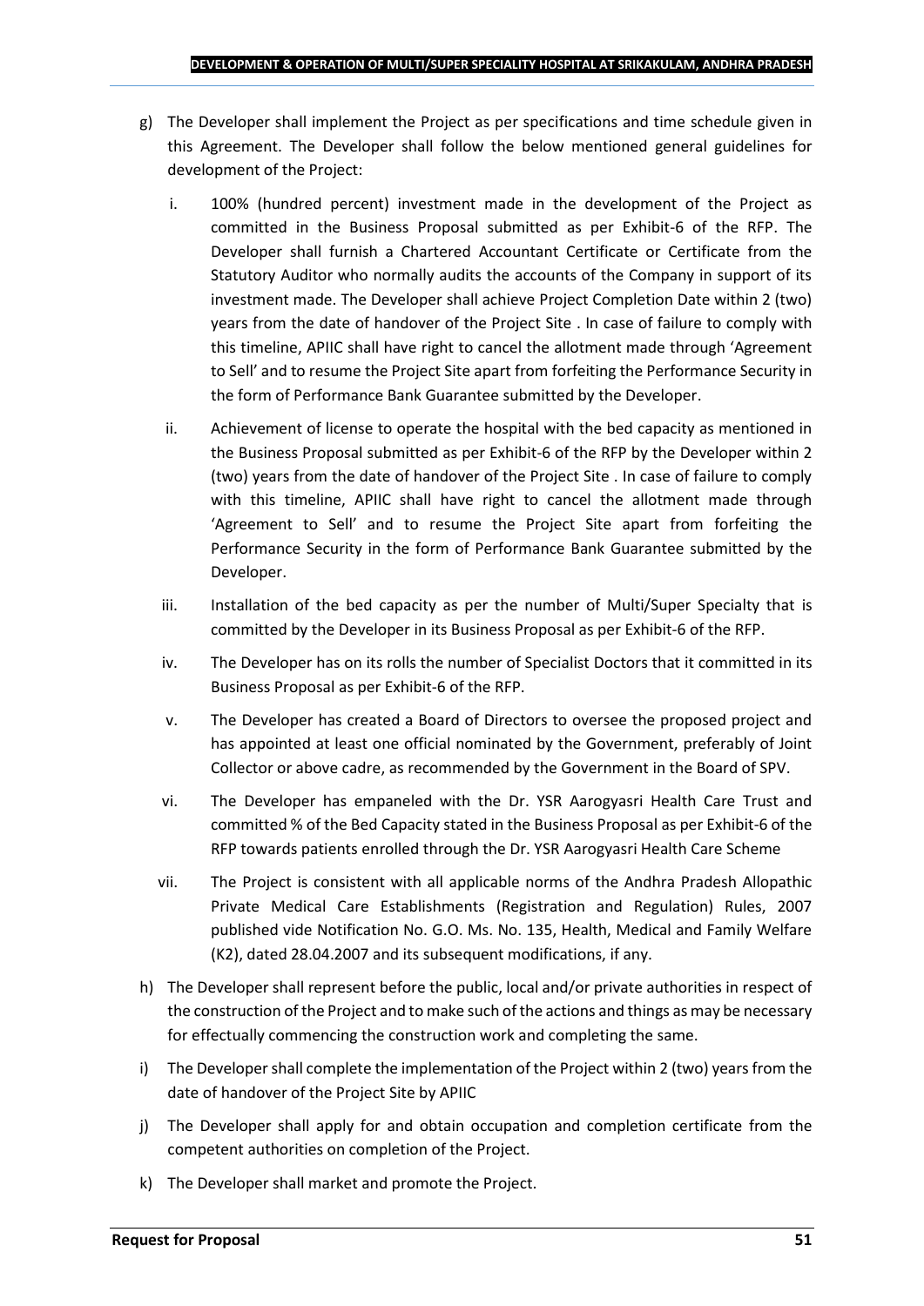g) The Developer shall implement the Project as per specifications and time schedule given in this Agreement. The Developer shall follow the below mentioned general guidelines for development of the Project:

   i. 100% (hundred percent) investment made in the development of the Project as committed in the Business Proposal submitted as per Exhibit-6 of the RFP. The Developer shall furnish a Chartered Accountant Certificate or Certificate from the Statutory Auditor who normally audits the accounts of the Company in support of its investment made. The Developer shall achieve Project Completion Date within 2 (two) years from the date of handover of the Project Site . In case of failure to comply with this timeline, APIIC shall have right to cancel the allotment made through 'Agreement to Sell' and to resume the Project Site apart from forfeiting the Performance Security in the form of Performance Bank Guarantee submitted by the Developer.

   ii. Achievement of license to operate the hospital with the bed capacity as mentioned in the Business Proposal submitted as per Exhibit-6 of the RFP by the Developer within 2 (two) years from the date of handover of the Project Site . In case of failure to comply with this timeline, APIIC shall have right to cancel the allotment made through 'Agreement to Sell' and to resume the Project Site apart from forfeiting the Performance Security in the form of Performance Bank Guarantee submitted by the Developer.

   iii. Installation of the bed capacity as per the number of Multi/Super Specialty that is committed by the Developer in its Business Proposal as per Exhibit-6 of the RFP.

   iv. The Developer has on its rolls the number of Specialist Doctors that it committed in its Business Proposal as per Exhibit-6 of the RFP.

   v. The Developer has created a Board of Directors to oversee the proposed project and has appointed at least one official nominated by the Government, preferably of Joint Collector or above cadre, as recommended by the Government in the Board of SPV.

   vi. The Developer has empaneled with the Dr. YSR Aarogyasri Health Care Trust and committed % of the Bed Capacity stated in the Business Proposal as per Exhibit-6 of the RFP towards patients enrolled through the Dr. YSR Aarogyasri Health Care Scheme

   vii. The Project is consistent with all applicable norms of the Andhra Pradesh Allopathic Private Medical Care Establishments (Registration and Regulation) Rules, 2007 published vide Notification No. G.O. Ms. No. 135, Health, Medical and Family Welfare (K2), dated 28.04.2007 and its subsequent modifications, if any.

h) The Developer shall represent before the public, local and/or private authorities in respect of the construction of the Project and to make such of the actions and things as may be necessary for effectually commencing the construction work and completing the same.

i) The Developer shall complete the implementation of the Project within 2 (two) years from the date of handover of the Project Site by APIIC

j) The Developer shall apply for and obtain occupation and completion certificate from the competent authorities on completion of the Project.

k) The Developer shall market and promote the Project.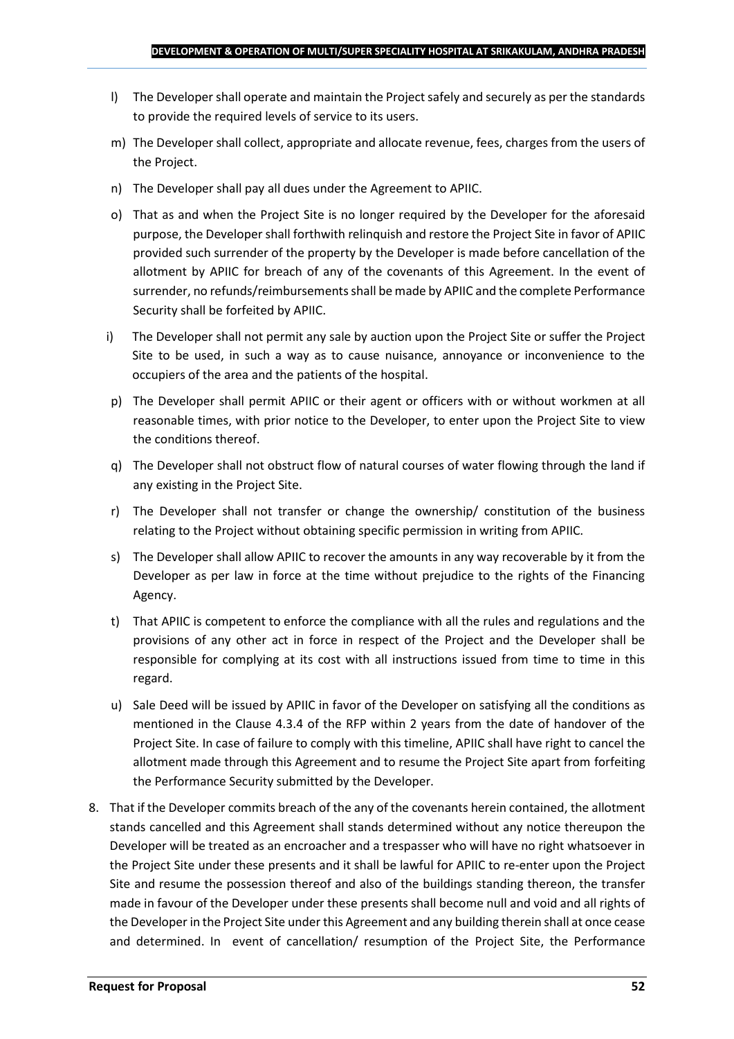l) The Developer shall operate and maintain the Project safely and securely as per the standards to provide the required levels of service to its users.

m) The Developer shall collect, appropriate and allocate revenue, fees, charges from the users of the Project.

n) The Developer shall pay all dues under the Agreement to APIIC.

o) That as and when the Project Site is no longer required by the Developer for the aforesaid purpose, the Developer shall forthwith relinquish and restore the Project Site in favor of APIIC provided such surrender of the property by the Developer is made before cancellation of the allotment by APIIC for breach of any of the covenants of this Agreement. In the event of surrender, no refunds/reimbursements shall be made by APIIC and the complete Performance Security shall be forfeited by APIIC.

i) The Developer shall not permit any sale by auction upon the Project Site or suffer the Project Site to be used, in such a way as to cause nuisance, annoyance or inconvenience to the occupiers of the area and the patients of the hospital.

p) The Developer shall permit APIIC or their agent or officers with or without workmen at all reasonable times, with prior notice to the Developer, to enter upon the Project Site to view the conditions thereof.

q) The Developer shall not obstruct flow of natural courses of water flowing through the land if any existing in the Project Site.

r) The Developer shall not transfer or change the ownership/ constitution of the business relating to the Project without obtaining specific permission in writing from APIIC.

s) The Developer shall allow APIIC to recover the amounts in any way recoverable by it from the Developer as per law in force at the time without prejudice to the rights of the Financing Agency.

t) That APIIC is competent to enforce the compliance with all the rules and regulations and the provisions of any other act in force in respect of the Project and the Developer shall be responsible for complying at its cost with all instructions issued from time to time in this regard.

u) Sale Deed will be issued by APIIC in favor of the Developer on satisfying all the conditions as mentioned in the Clause 4.3.4 of the RFP within 2 years from the date of handover of the Project Site. In case of failure to comply with this timeline, APIIC shall have right to cancel the allotment made through this Agreement and to resume the Project Site apart from forfeiting the Performance Security submitted by the Developer.

8. That if the Developer commits breach of the any of the covenants herein contained, the allotment stands cancelled and this Agreement shall stands determined without any notice thereupon the Developer will be treated as an encroacher and a trespasser who will have no right whatsoever in the Project Site under these presents and it shall be lawful for APIIC to re-enter upon the Project Site and resume the possession thereof and also of the buildings standing thereon, the transfer made in favour of the Developer under these presents shall become null and void and all rights of the Developer in the Project Site under this Agreement and any building therein shall at once cease and determined. In event of cancellation/ resumption of the Project Site, the Performance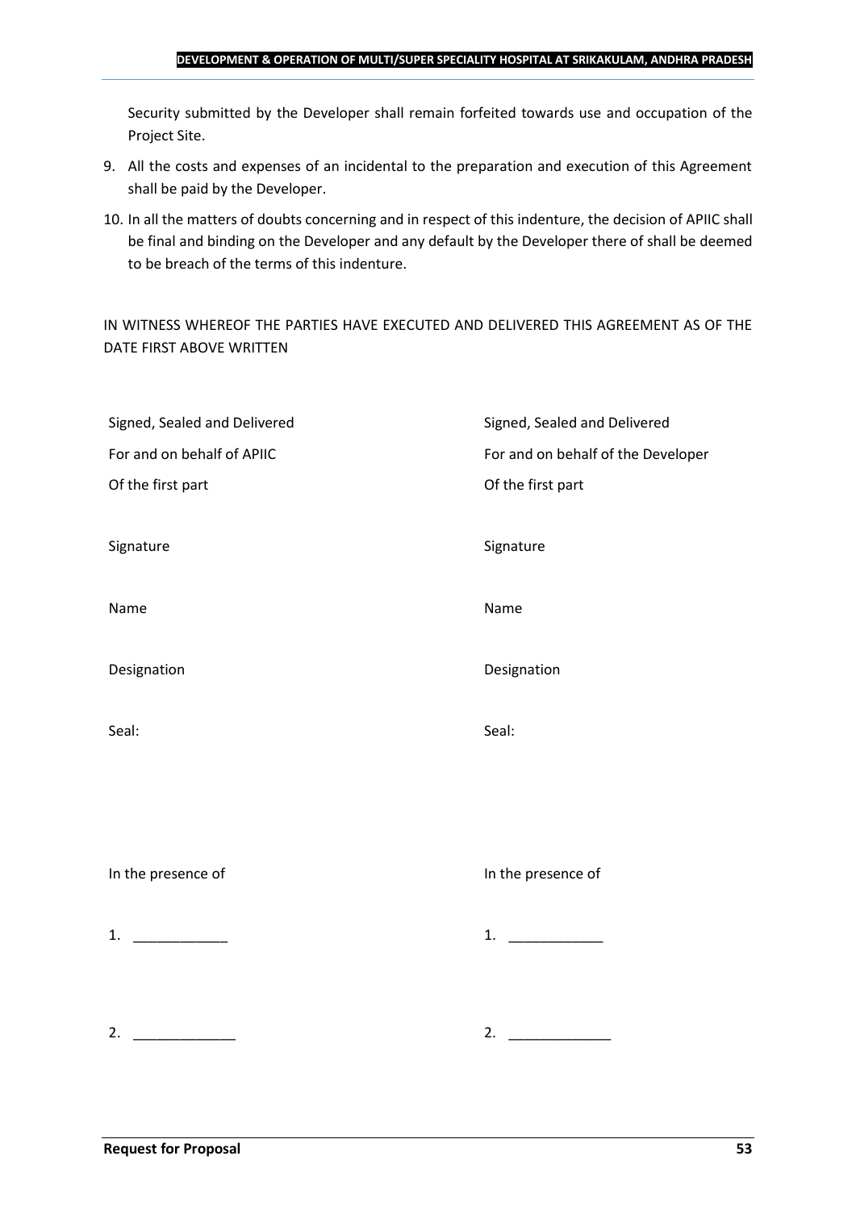Security submitted by the Developer shall remain forfeited towards use and occupation of the Project Site.

9. All the costs and expenses of an incidental to the preparation and execution of this Agreement shall be paid by the Developer.
10. In all the matters of doubts concerning and in respect of this indenture, the decision of APIIC shall be final and binding on the Developer and any default by the Developer there of shall be deemed to be breach of the terms of this indenture.

IN WITNESS WHEREOF THE PARTIES HAVE EXECUTED AND DELIVERED THIS AGREEMENT AS OF THE DATE FIRST ABOVE WRITTEN

| | |
|---|---|
| Signed, Sealed and Delivered | Signed, Sealed and Delivered |
| For and on behalf of APIIC | For and on behalf of the Developer |
| Of the first part | Of the first part |
| Signature | Signature |
| Name | Name |
| Designation | Designation |
| Seal: | Seal: |
| In the presence of | In the presence of |
| 1. ____________ | 1. ____________ |
| 2. _____________ | 2. _____________ |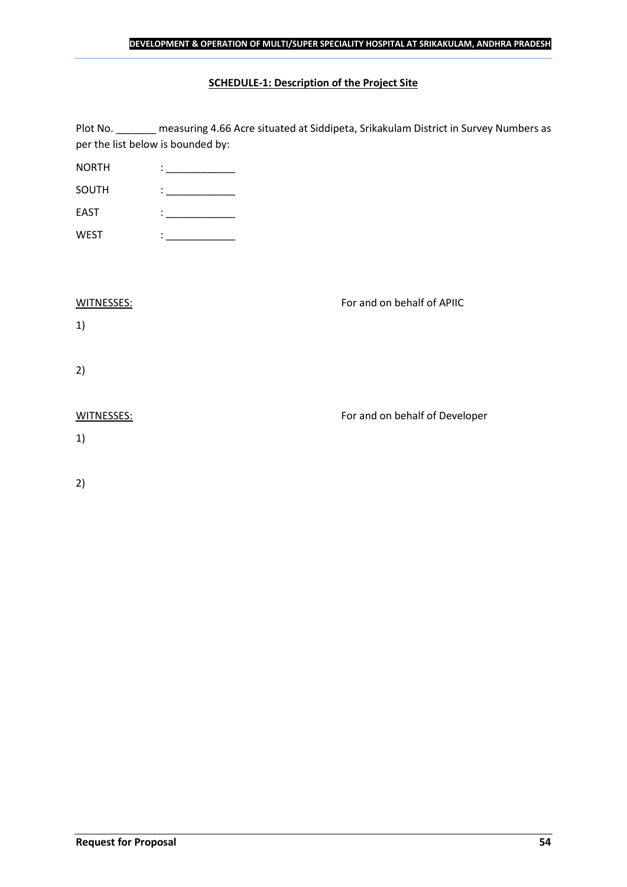## SCHEDULE-1: Description of the Project Site

Plot No. _______ measuring 4.66 Acre situated at Siddipeta, Srikakulam District in Survey Numbers as per the list below is bounded by:

NORTH : ____________

SOUTH : ____________

EAST : ____________

WEST : ____________

WITNESSES: For and on behalf of APIIC

1)

2)

WITNESSES: For and on behalf of Developer

1)

2)